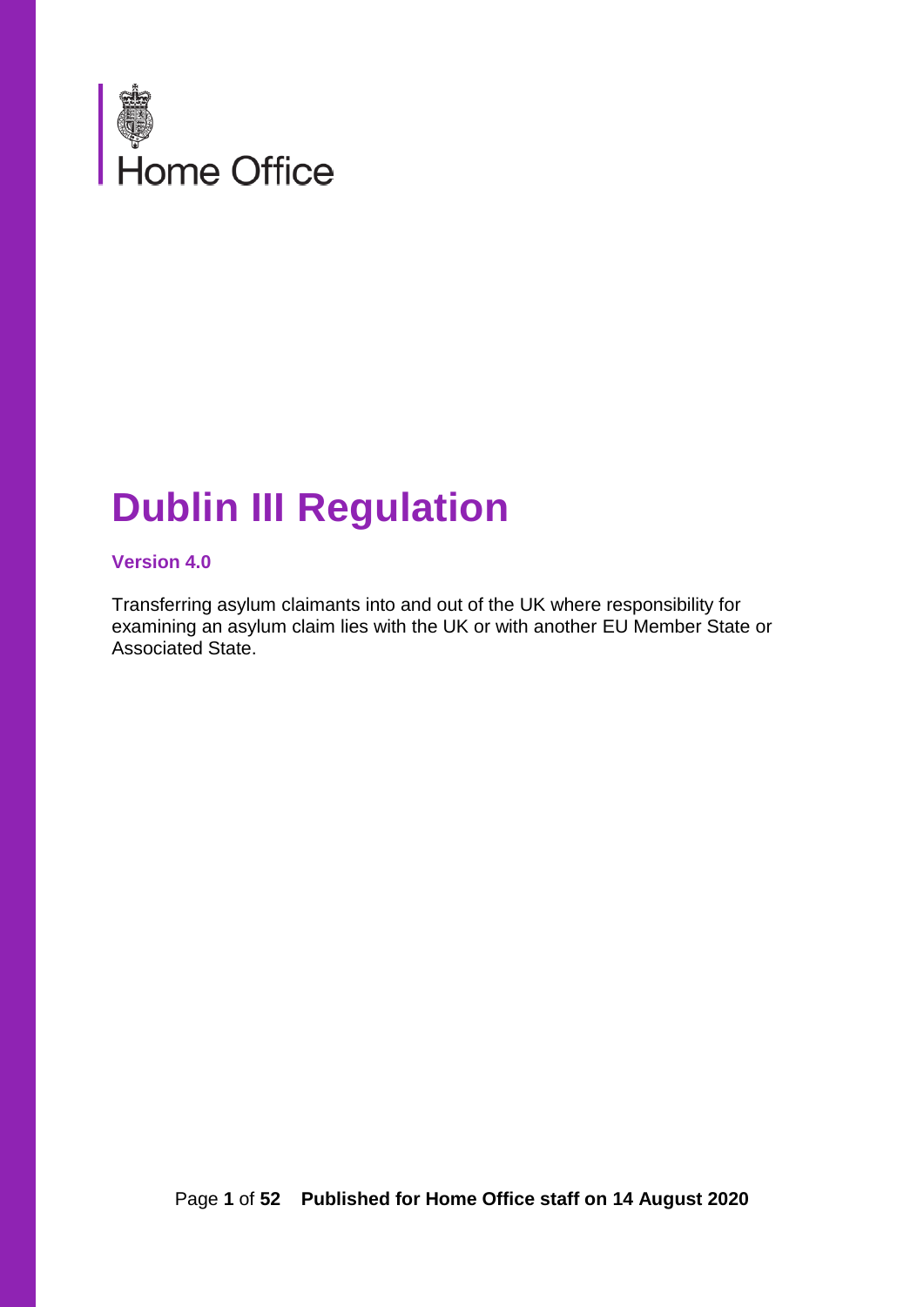Home Office

# Dublin III Regulation

**Version 4.0**

Transferring asylum claimants into and out of the UK where responsibility for examining an asylum claim lies with the UK or with another EU Member State or Associated State.

**Published for Home Office staff on 14 August 2020**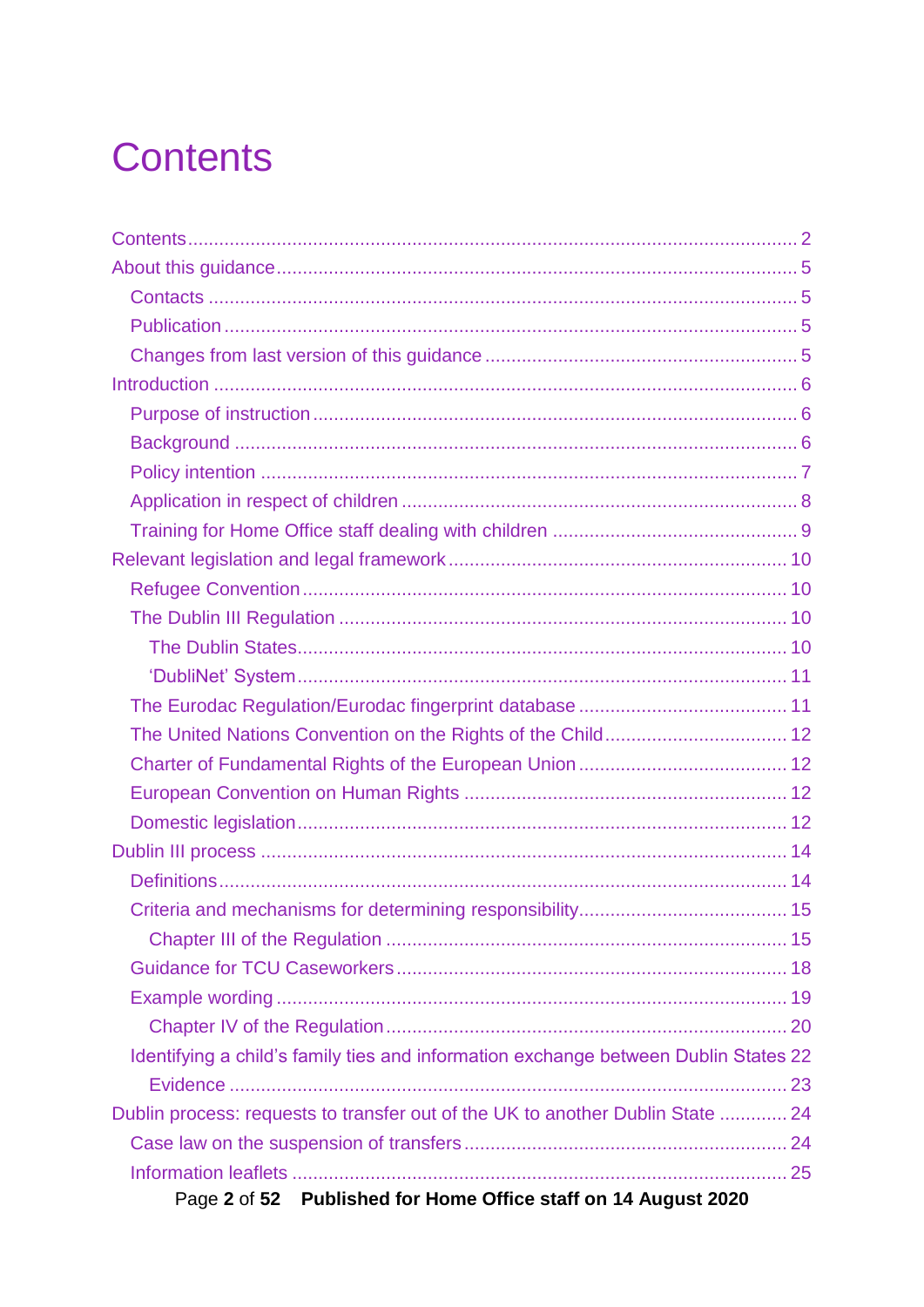# Contents

- Contents ... 2
- About this guidance ... 5
  - Contacts ... 5
  - Publication ... 5
  - Changes from last version of this guidance ... 5
- Introduction ... 6
  - Purpose of instruction ... 6
  - Background ... 6
  - Policy intention ... 7
  - Application in respect of children ... 8
  - Training for Home Office staff dealing with children ... 9
- Relevant legislation and legal framework ... 10
  - Refugee Convention ... 10
  - The Dublin III Regulation ... 10
    - The Dublin States ... 10
    - 'DubliNet' System ... 11
  - The Eurodac Regulation/Eurodac fingerprint database ... 11
  - The United Nations Convention on the Rights of the Child ... 12
  - Charter of Fundamental Rights of the European Union ... 12
  - European Convention on Human Rights ... 12
  - Domestic legislation ... 12
- Dublin III process ... 14
  - Definitions ... 14
  - Criteria and mechanisms for determining responsibility ... 15
    - Chapter III of the Regulation ... 15
  - Guidance for TCU Caseworkers ... 18
  - Example wording ... 19
    - Chapter IV of the Regulation ... 20
  - Identifying a child's family ties and information exchange between Dublin States 22
    - Evidence ... 23
- Dublin process: requests to transfer out of the UK to another Dublin State ... 24
  - Case law on the suspension of transfers ... 24
  - Information leaflets ... 25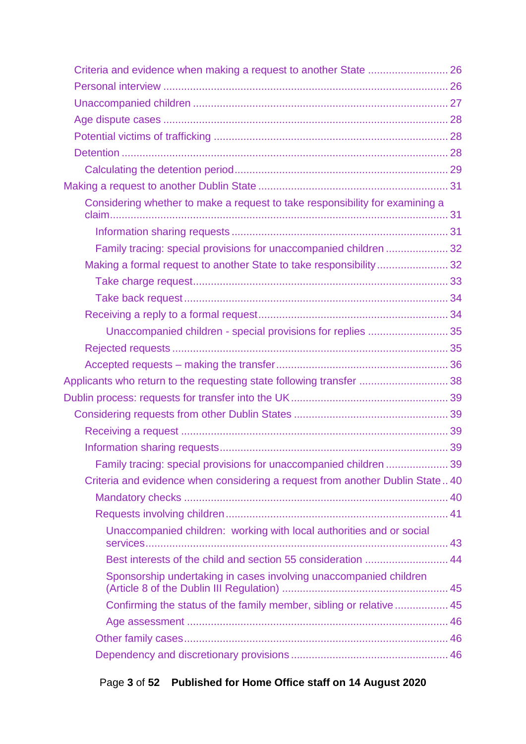Criteria and evidence when making a request to another State ........................... 26
Personal interview ............................................................................................... 26
Unaccompanied children ..................................................................................... 27
Age dispute cases ............................................................................................... 28
Potential victims of trafficking ............................................................................... 28
Detention .............................................................................................................. 28
Calculating the detention period ....................................................................... 29
Making a request to another Dublin State ............................................................... 31
Considering whether to make a request to take responsibility for examining a claim ................................................................................................................ 31
Information sharing requests ........................................................................ 31
Family tracing: special provisions for unaccompanied children ..................... 32
Making a formal request to another State to take responsibility ........................ 32
Take charge request ..................................................................................... 33
Take back request ........................................................................................ 34
Receiving a reply to a formal request ................................................................ 34
Unaccompanied children - special provisions for replies ........................... 35
Rejected requests ............................................................................................ 35
Accepted requests – making the transfer .......................................................... 36
Applicants who return to the requesting state following transfer .............................. 38
Dublin process: requests for transfer into the UK ..................................................... 39
Considering requests from other Dublin States .................................................... 39
Receiving a request ......................................................................................... 39
Information sharing requests ............................................................................ 39
Family tracing: special provisions for unaccompanied children ..................... 39
Criteria and evidence when considering a request from another Dublin State .. 40
Mandatory checks ........................................................................................ 40
Requests involving children .......................................................................... 41
Unaccompanied children: working with local authorities and or social services .................................................................................................... 43
Best interests of the child and section 55 consideration ............................ 44
Sponsorship undertaking in cases involving unaccompanied children (Article 8 of the Dublin III Regulation) ....................................................... 45
Confirming the status of the family member, sibling or relative .................. 45
Age assessment ....................................................................................... 46
Other family cases ........................................................................................ 46
Dependency and discretionary provisions .................................................... 46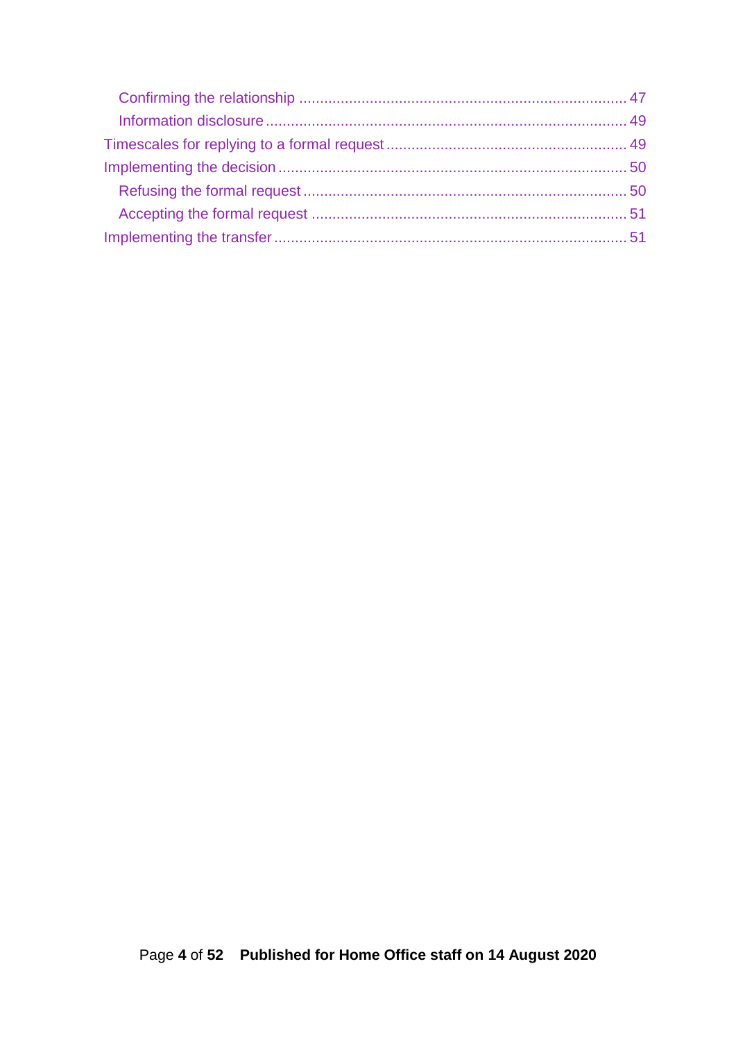Confirming the relationship ............................................................................ 47
Information disclosure ...................................................................................... 49
Timescales for replying to a formal request ......................................................... 49
Implementing the decision .................................................................................. 50
Refusing the formal request ............................................................................... 50
Accepting the formal request ............................................................................. 51
Implementing the transfer ................................................................................... 51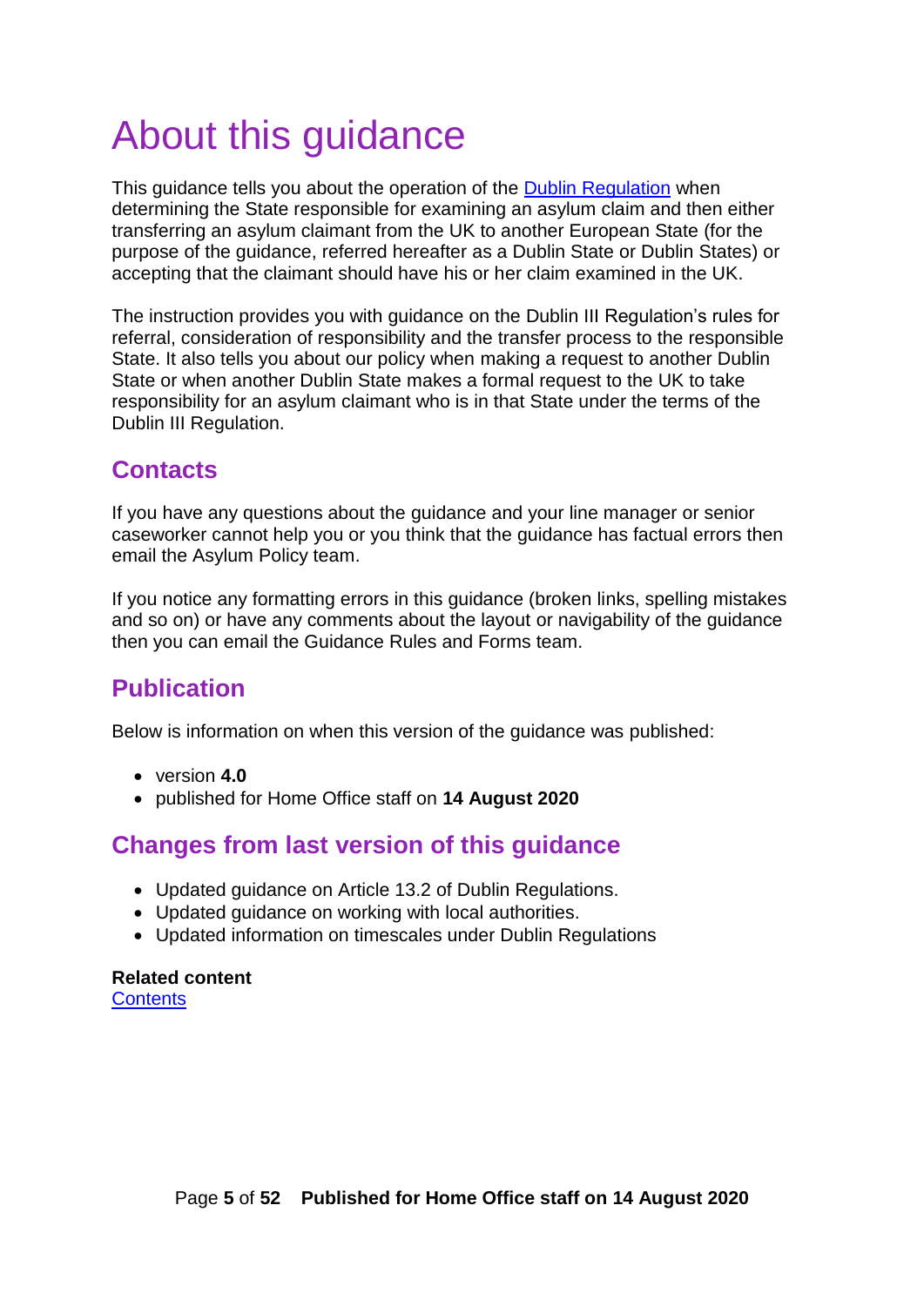# About this guidance

This guidance tells you about the operation of the Dublin Regulation when determining the State responsible for examining an asylum claim and then either transferring an asylum claimant from the UK to another European State (for the purpose of the guidance, referred hereafter as a Dublin State or Dublin States) or accepting that the claimant should have his or her claim examined in the UK.

The instruction provides you with guidance on the Dublin III Regulation's rules for referral, consideration of responsibility and the transfer process to the responsible State. It also tells you about our policy when making a request to another Dublin State or when another Dublin State makes a formal request to the UK to take responsibility for an asylum claimant who is in that State under the terms of the Dublin III Regulation.

## Contacts

If you have any questions about the guidance and your line manager or senior caseworker cannot help you or you think that the guidance has factual errors then email the Asylum Policy team.

If you notice any formatting errors in this guidance (broken links, spelling mistakes and so on) or have any comments about the layout or navigability of the guidance then you can email the Guidance Rules and Forms team.

## Publication

Below is information on when this version of the guidance was published:

- version **4.0**
- published for Home Office staff on **14 August 2020**

## Changes from last version of this guidance

- Updated guidance on Article 13.2 of Dublin Regulations.
- Updated guidance on working with local authorities.
- Updated information on timescales under Dublin Regulations

**Related content**
Contents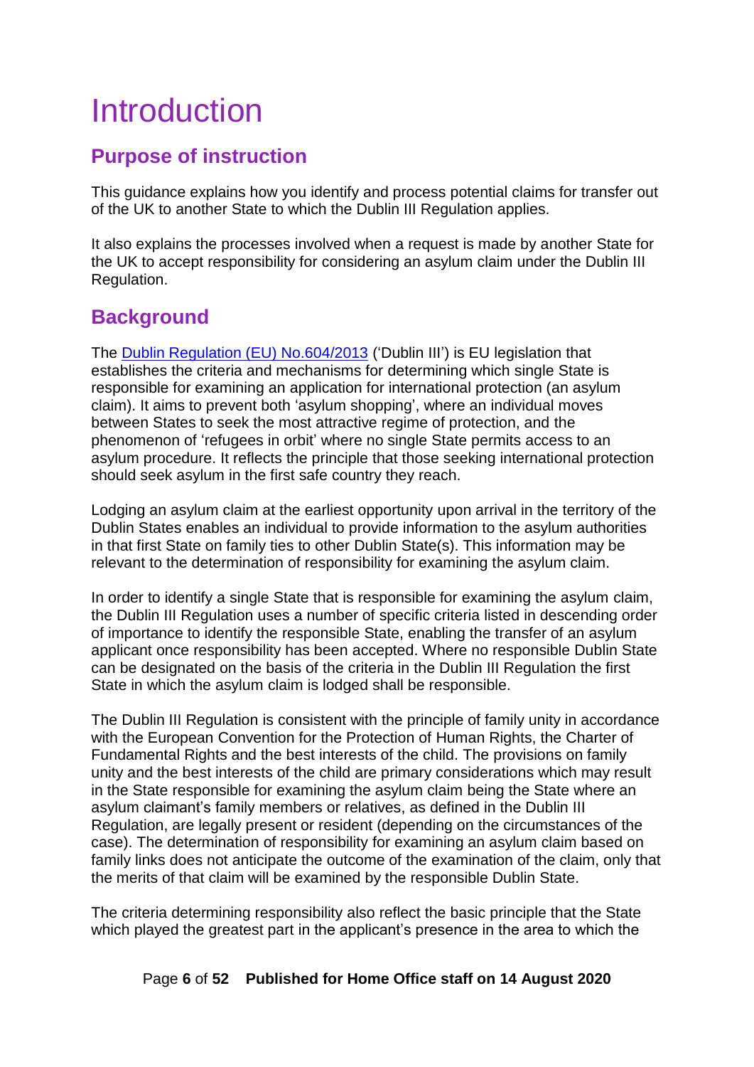# Introduction

## Purpose of instruction

This guidance explains how you identify and process potential claims for transfer out of the UK to another State to which the Dublin III Regulation applies.

It also explains the processes involved when a request is made by another State for the UK to accept responsibility for considering an asylum claim under the Dublin III Regulation.

## Background

The [Dublin Regulation (EU) No.604/2013](https://eur-lex.europa.eu/legal-content/EN/TXT/?uri=celex%3A32013R0604) ('Dublin III') is EU legislation that establishes the criteria and mechanisms for determining which single State is responsible for examining an application for international protection (an asylum claim). It aims to prevent both 'asylum shopping', where an individual moves between States to seek the most attractive regime of protection, and the phenomenon of 'refugees in orbit' where no single State permits access to an asylum procedure. It reflects the principle that those seeking international protection should seek asylum in the first safe country they reach.

Lodging an asylum claim at the earliest opportunity upon arrival in the territory of the Dublin States enables an individual to provide information to the asylum authorities in that first State on family ties to other Dublin State(s). This information may be relevant to the determination of responsibility for examining the asylum claim.

In order to identify a single State that is responsible for examining the asylum claim, the Dublin III Regulation uses a number of specific criteria listed in descending order of importance to identify the responsible State, enabling the transfer of an asylum applicant once responsibility has been accepted. Where no responsible Dublin State can be designated on the basis of the criteria in the Dublin III Regulation the first State in which the asylum claim is lodged shall be responsible.

The Dublin III Regulation is consistent with the principle of family unity in accordance with the European Convention for the Protection of Human Rights, the Charter of Fundamental Rights and the best interests of the child. The provisions on family unity and the best interests of the child are primary considerations which may result in the State responsible for examining the asylum claim being the State where an asylum claimant's family members or relatives, as defined in the Dublin III Regulation, are legally present or resident (depending on the circumstances of the case). The determination of responsibility for examining an asylum claim based on family links does not anticipate the outcome of the examination of the claim, only that the merits of that claim will be examined by the responsible Dublin State.

The criteria determining responsibility also reflect the basic principle that the State which played the greatest part in the applicant's presence in the area to which the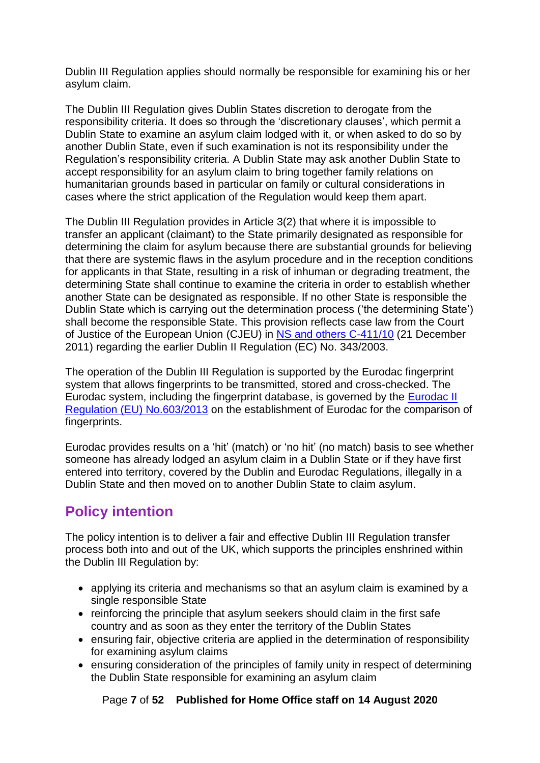Dublin III Regulation applies should normally be responsible for examining his or her asylum claim.

The Dublin III Regulation gives Dublin States discretion to derogate from the responsibility criteria. It does so through the 'discretionary clauses', which permit a Dublin State to examine an asylum claim lodged with it, or when asked to do so by another Dublin State, even if such examination is not its responsibility under the Regulation's responsibility criteria. A Dublin State may ask another Dublin State to accept responsibility for an asylum claim to bring together family relations on humanitarian grounds based in particular on family or cultural considerations in cases where the strict application of the Regulation would keep them apart.

The Dublin III Regulation provides in Article 3(2) that where it is impossible to transfer an applicant (claimant) to the State primarily designated as responsible for determining the claim for asylum because there are substantial grounds for believing that there are systemic flaws in the asylum procedure and in the reception conditions for applicants in that State, resulting in a risk of inhuman or degrading treatment, the determining State shall continue to examine the criteria in order to establish whether another State can be designated as responsible. If no other State is responsible the Dublin State which is carrying out the determination process ('the determining State') shall become the responsible State. This provision reflects case law from the Court of Justice of the European Union (CJEU) in NS and others C-411/10 (21 December 2011) regarding the earlier Dublin II Regulation (EC) No. 343/2003.

The operation of the Dublin III Regulation is supported by the Eurodac fingerprint system that allows fingerprints to be transmitted, stored and cross-checked. The Eurodac system, including the fingerprint database, is governed by the Eurodac II Regulation (EU) No.603/2013 on the establishment of Eurodac for the comparison of fingerprints.

Eurodac provides results on a 'hit' (match) or 'no hit' (no match) basis to see whether someone has already lodged an asylum claim in a Dublin State or if they have first entered into territory, covered by the Dublin and Eurodac Regulations, illegally in a Dublin State and then moved on to another Dublin State to claim asylum.

## Policy intention

The policy intention is to deliver a fair and effective Dublin III Regulation transfer process both into and out of the UK, which supports the principles enshrined within the Dublin III Regulation by:

- applying its criteria and mechanisms so that an asylum claim is examined by a single responsible State
- reinforcing the principle that asylum seekers should claim in the first safe country and as soon as they enter the territory of the Dublin States
- ensuring fair, objective criteria are applied in the determination of responsibility for examining asylum claims
- ensuring consideration of the principles of family unity in respect of determining the Dublin State responsible for examining an asylum claim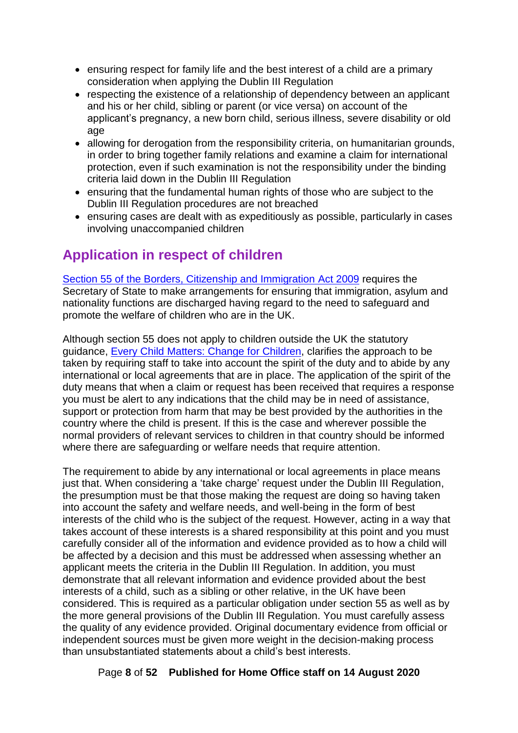- ensuring respect for family life and the best interest of a child are a primary consideration when applying the Dublin III Regulation
- respecting the existence of a relationship of dependency between an applicant and his or her child, sibling or parent (or vice versa) on account of the applicant's pregnancy, a new born child, serious illness, severe disability or old age
- allowing for derogation from the responsibility criteria, on humanitarian grounds, in order to bring together family relations and examine a claim for international protection, even if such examination is not the responsibility under the binding criteria laid down in the Dublin III Regulation
- ensuring that the fundamental human rights of those who are subject to the Dublin III Regulation procedures are not breached
- ensuring cases are dealt with as expeditiously as possible, particularly in cases involving unaccompanied children

## Application in respect of children

[Section 55 of the Borders, Citizenship and Immigration Act 2009]() requires the Secretary of State to make arrangements for ensuring that immigration, asylum and nationality functions are discharged having regard to the need to safeguard and promote the welfare of children who are in the UK.

Although section 55 does not apply to children outside the UK the statutory guidance, [Every Child Matters: Change for Children](), clarifies the approach to be taken by requiring staff to take into account the spirit of the duty and to abide by any international or local agreements that are in place. The application of the spirit of the duty means that when a claim or request has been received that requires a response you must be alert to any indications that the child may be in need of assistance, support or protection from harm that may be best provided by the authorities in the country where the child is present. If this is the case and wherever possible the normal providers of relevant services to children in that country should be informed where there are safeguarding or welfare needs that require attention.

The requirement to abide by any international or local agreements in place means just that. When considering a 'take charge' request under the Dublin III Regulation, the presumption must be that those making the request are doing so having taken into account the safety and welfare needs, and well-being in the form of best interests of the child who is the subject of the request. However, acting in a way that takes account of these interests is a shared responsibility at this point and you must carefully consider all of the information and evidence provided as to how a child will be affected by a decision and this must be addressed when assessing whether an applicant meets the criteria in the Dublin III Regulation. In addition, you must demonstrate that all relevant information and evidence provided about the best interests of a child, such as a sibling or other relative, in the UK have been considered. This is required as a particular obligation under section 55 as well as by the more general provisions of the Dublin III Regulation. You must carefully assess the quality of any evidence provided. Original documentary evidence from official or independent sources must be given more weight in the decision-making process than unsubstantiated statements about a child's best interests.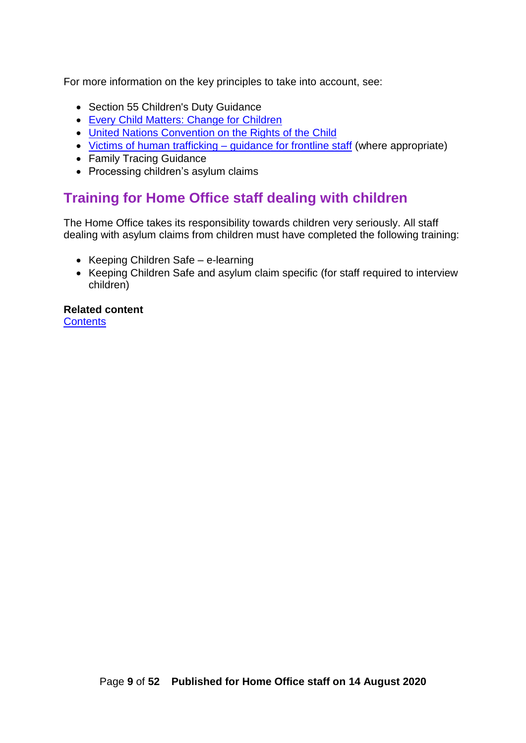For more information on the key principles to take into account, see:

- Section 55 Children's Duty Guidance
- Every Child Matters: Change for Children
- United Nations Convention on the Rights of the Child
- Victims of human trafficking – guidance for frontline staff (where appropriate)
- Family Tracing Guidance
- Processing children's asylum claims

## Training for Home Office staff dealing with children

The Home Office takes its responsibility towards children very seriously. All staff dealing with asylum claims from children must have completed the following training:

- Keeping Children Safe – e-learning
- Keeping Children Safe and asylum claim specific (for staff required to interview children)

**Related content**
Contents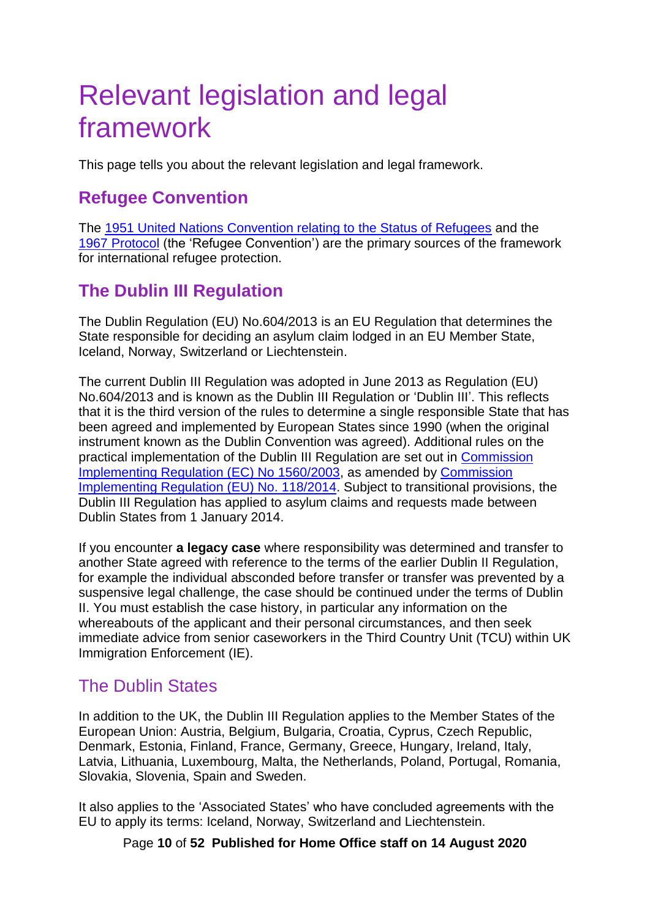# Relevant legislation and legal framework

This page tells you about the relevant legislation and legal framework.

## Refugee Convention

The [1951 United Nations Convention relating to the Status of Refugees]() and the [1967 Protocol]() (the 'Refugee Convention') are the primary sources of the framework for international refugee protection.

## The Dublin III Regulation

The Dublin Regulation (EU) No.604/2013 is an EU Regulation that determines the State responsible for deciding an asylum claim lodged in an EU Member State, Iceland, Norway, Switzerland or Liechtenstein.

The current Dublin III Regulation was adopted in June 2013 as Regulation (EU) No.604/2013 and is known as the Dublin III Regulation or 'Dublin III'. This reflects that it is the third version of the rules to determine a single responsible State that has been agreed and implemented by European States since 1990 (when the original instrument known as the Dublin Convention was agreed). Additional rules on the practical implementation of the Dublin III Regulation are set out in [Commission Implementing Regulation (EC) No 1560/2003](), as amended by [Commission Implementing Regulation (EU) No. 118/2014](). Subject to transitional provisions, the Dublin III Regulation has applied to asylum claims and requests made between Dublin States from 1 January 2014.

If you encounter **a legacy case** where responsibility was determined and transfer to another State agreed with reference to the terms of the earlier Dublin II Regulation, for example the individual absconded before transfer or transfer was prevented by a suspensive legal challenge, the case should be continued under the terms of Dublin II. You must establish the case history, in particular any information on the whereabouts of the applicant and their personal circumstances, and then seek immediate advice from senior caseworkers in the Third Country Unit (TCU) within UK Immigration Enforcement (IE).

### The Dublin States

In addition to the UK, the Dublin III Regulation applies to the Member States of the European Union: Austria, Belgium, Bulgaria, Croatia, Cyprus, Czech Republic, Denmark, Estonia, Finland, France, Germany, Greece, Hungary, Ireland, Italy, Latvia, Lithuania, Luxembourg, Malta, the Netherlands, Poland, Portugal, Romania, Slovakia, Slovenia, Spain and Sweden.

It also applies to the 'Associated States' who have concluded agreements with the EU to apply its terms: Iceland, Norway, Switzerland and Liechtenstein.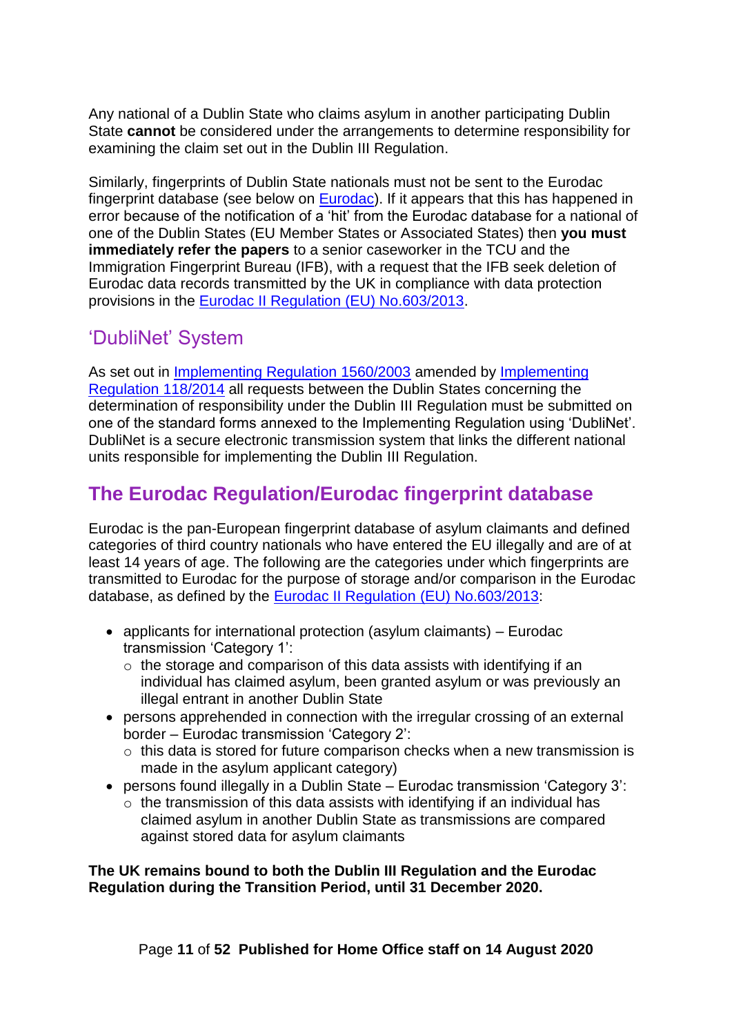Any national of a Dublin State who claims asylum in another participating Dublin State **cannot** be considered under the arrangements to determine responsibility for examining the claim set out in the Dublin III Regulation.

Similarly, fingerprints of Dublin State nationals must not be sent to the Eurodac fingerprint database (see below on Eurodac). If it appears that this has happened in error because of the notification of a 'hit' from the Eurodac database for a national of one of the Dublin States (EU Member States or Associated States) then **you must immediately refer the papers** to a senior caseworker in the TCU and the Immigration Fingerprint Bureau (IFB), with a request that the IFB seek deletion of Eurodac data records transmitted by the UK in compliance with data protection provisions in the Eurodac II Regulation (EU) No.603/2013.

## 'DubliNet' System

As set out in Implementing Regulation 1560/2003 amended by Implementing Regulation 118/2014 all requests between the Dublin States concerning the determination of responsibility under the Dublin III Regulation must be submitted on one of the standard forms annexed to the Implementing Regulation using 'DubliNet'. DubliNet is a secure electronic transmission system that links the different national units responsible for implementing the Dublin III Regulation.

## The Eurodac Regulation/Eurodac fingerprint database

Eurodac is the pan-European fingerprint database of asylum claimants and defined categories of third country nationals who have entered the EU illegally and are of at least 14 years of age. The following are the categories under which fingerprints are transmitted to Eurodac for the purpose of storage and/or comparison in the Eurodac database, as defined by the Eurodac II Regulation (EU) No.603/2013:

- applicants for international protection (asylum claimants) – Eurodac transmission 'Category 1':
  - the storage and comparison of this data assists with identifying if an individual has claimed asylum, been granted asylum or was previously an illegal entrant in another Dublin State
- persons apprehended in connection with the irregular crossing of an external border – Eurodac transmission 'Category 2':
  - this data is stored for future comparison checks when a new transmission is made in the asylum applicant category)
- persons found illegally in a Dublin State – Eurodac transmission 'Category 3':
  - the transmission of this data assists with identifying if an individual has claimed asylum in another Dublin State as transmissions are compared against stored data for asylum claimants

**The UK remains bound to both the Dublin III Regulation and the Eurodac Regulation during the Transition Period, until 31 December 2020.**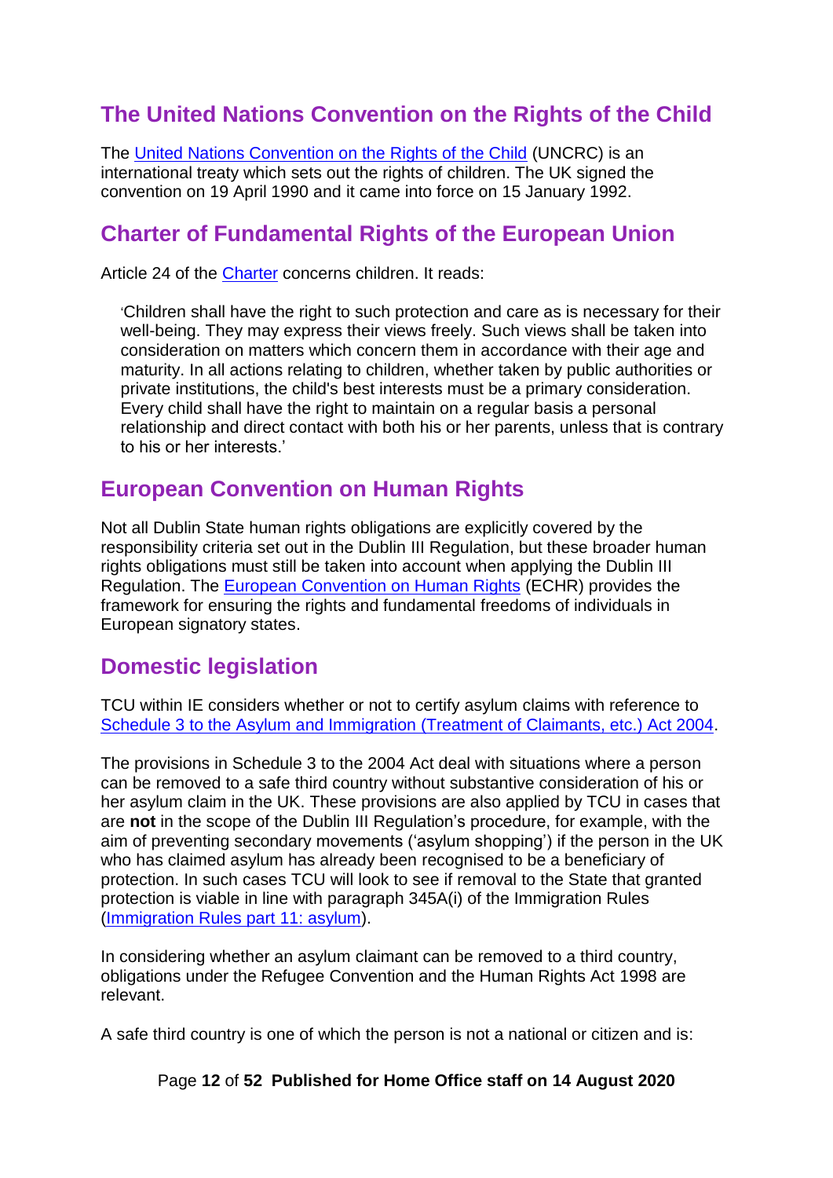## The United Nations Convention on the Rights of the Child

The United Nations Convention on the Rights of the Child (UNCRC) is an international treaty which sets out the rights of children. The UK signed the convention on 19 April 1990 and it came into force on 15 January 1992.

## Charter of Fundamental Rights of the European Union

Article 24 of the Charter concerns children. It reads:

> 'Children shall have the right to such protection and care as is necessary for their well-being. They may express their views freely. Such views shall be taken into consideration on matters which concern them in accordance with their age and maturity. In all actions relating to children, whether taken by public authorities or private institutions, the child's best interests must be a primary consideration. Every child shall have the right to maintain on a regular basis a personal relationship and direct contact with both his or her parents, unless that is contrary to his or her interests.'

## European Convention on Human Rights

Not all Dublin State human rights obligations are explicitly covered by the responsibility criteria set out in the Dublin III Regulation, but these broader human rights obligations must still be taken into account when applying the Dublin III Regulation. The European Convention on Human Rights (ECHR) provides the framework for ensuring the rights and fundamental freedoms of individuals in European signatory states.

## Domestic legislation

TCU within IE considers whether or not to certify asylum claims with reference to Schedule 3 to the Asylum and Immigration (Treatment of Claimants, etc.) Act 2004.

The provisions in Schedule 3 to the 2004 Act deal with situations where a person can be removed to a safe third country without substantive consideration of his or her asylum claim in the UK. These provisions are also applied by TCU in cases that are **not** in the scope of the Dublin III Regulation's procedure, for example, with the aim of preventing secondary movements ('asylum shopping') if the person in the UK who has claimed asylum has already been recognised to be a beneficiary of protection. In such cases TCU will look to see if removal to the State that granted protection is viable in line with paragraph 345A(i) of the Immigration Rules (Immigration Rules part 11: asylum).

In considering whether an asylum claimant can be removed to a third country, obligations under the Refugee Convention and the Human Rights Act 1998 are relevant.

A safe third country is one of which the person is not a national or citizen and is: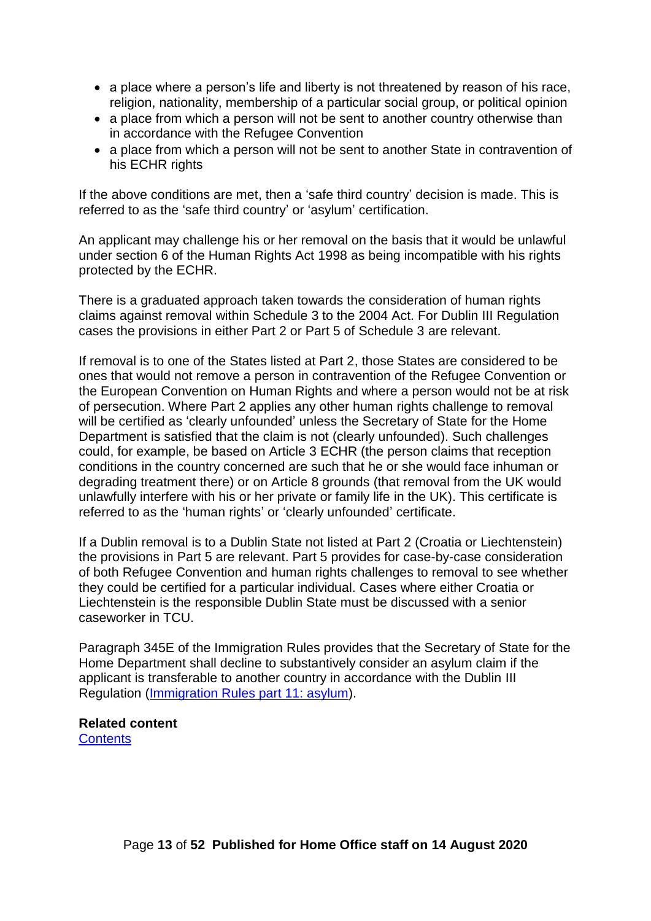- a place where a person's life and liberty is not threatened by reason of his race, religion, nationality, membership of a particular social group, or political opinion
- a place from which a person will not be sent to another country otherwise than in accordance with the Refugee Convention
- a place from which a person will not be sent to another State in contravention of his ECHR rights

If the above conditions are met, then a 'safe third country' decision is made. This is referred to as the 'safe third country' or 'asylum' certification.

An applicant may challenge his or her removal on the basis that it would be unlawful under section 6 of the Human Rights Act 1998 as being incompatible with his rights protected by the ECHR.

There is a graduated approach taken towards the consideration of human rights claims against removal within Schedule 3 to the 2004 Act. For Dublin III Regulation cases the provisions in either Part 2 or Part 5 of Schedule 3 are relevant.

If removal is to one of the States listed at Part 2, those States are considered to be ones that would not remove a person in contravention of the Refugee Convention or the European Convention on Human Rights and where a person would not be at risk of persecution. Where Part 2 applies any other human rights challenge to removal will be certified as 'clearly unfounded' unless the Secretary of State for the Home Department is satisfied that the claim is not (clearly unfounded). Such challenges could, for example, be based on Article 3 ECHR (the person claims that reception conditions in the country concerned are such that he or she would face inhuman or degrading treatment there) or on Article 8 grounds (that removal from the UK would unlawfully interfere with his or her private or family life in the UK). This certificate is referred to as the 'human rights' or 'clearly unfounded' certificate.

If a Dublin removal is to a Dublin State not listed at Part 2 (Croatia or Liechtenstein) the provisions in Part 5 are relevant. Part 5 provides for case-by-case consideration of both Refugee Convention and human rights challenges to removal to see whether they could be certified for a particular individual. Cases where either Croatia or Liechtenstein is the responsible Dublin State must be discussed with a senior caseworker in TCU.

Paragraph 345E of the Immigration Rules provides that the Secretary of State for the Home Department shall decline to substantively consider an asylum claim if the applicant is transferable to another country in accordance with the Dublin III Regulation (Immigration Rules part 11: asylum).

**Related content**
Contents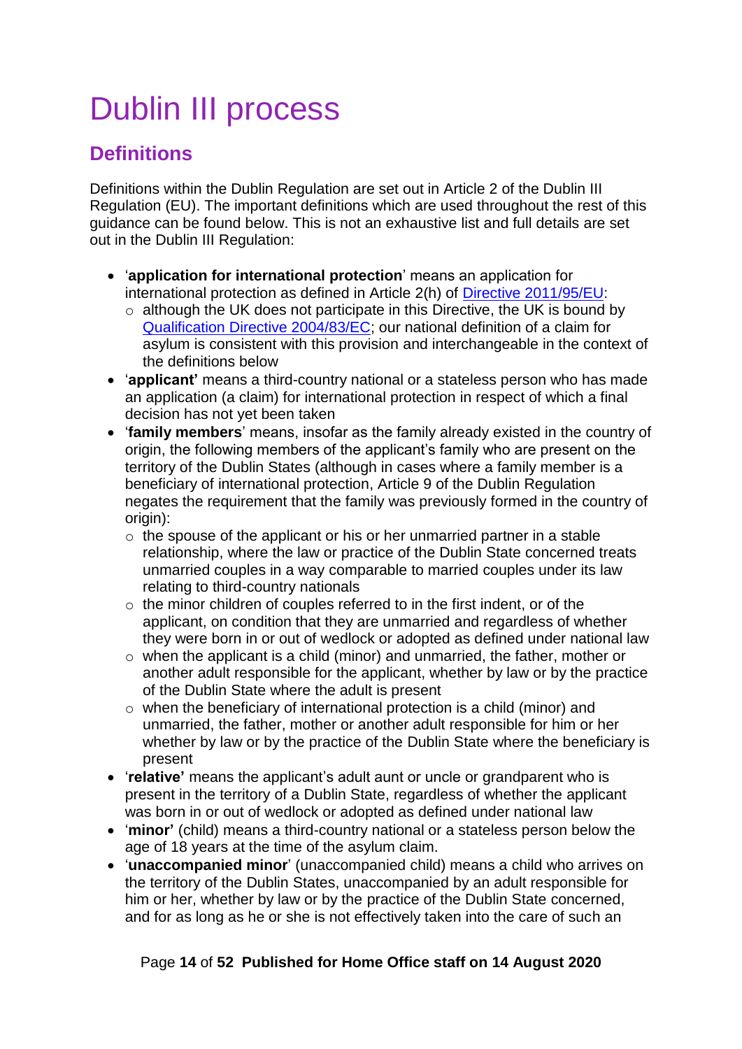# Dublin III process

## Definitions

Definitions within the Dublin Regulation are set out in Article 2 of the Dublin III Regulation (EU). The important definitions which are used throughout the rest of this guidance can be found below. This is not an exhaustive list and full details are set out in the Dublin III Regulation:

- '**application for international protection**' means an application for international protection as defined in Article 2(h) of Directive 2011/95/EU:
  - although the UK does not participate in this Directive, the UK is bound by Qualification Directive 2004/83/EC; our national definition of a claim for asylum is consistent with this provision and interchangeable in the context of the definitions below
- '**applicant'** means a third-country national or a stateless person who has made an application (a claim) for international protection in respect of which a final decision has not yet been taken
- '**family members**' means, insofar as the family already existed in the country of origin, the following members of the applicant's family who are present on the territory of the Dublin States (although in cases where a family member is a beneficiary of international protection, Article 9 of the Dublin Regulation negates the requirement that the family was previously formed in the country of origin):
  - the spouse of the applicant or his or her unmarried partner in a stable relationship, where the law or practice of the Dublin State concerned treats unmarried couples in a way comparable to married couples under its law relating to third-country nationals
  - the minor children of couples referred to in the first indent, or of the applicant, on condition that they are unmarried and regardless of whether they were born in or out of wedlock or adopted as defined under national law
  - when the applicant is a child (minor) and unmarried, the father, mother or another adult responsible for the applicant, whether by law or by the practice of the Dublin State where the adult is present
  - when the beneficiary of international protection is a child (minor) and unmarried, the father, mother or another adult responsible for him or her whether by law or by the practice of the Dublin State where the beneficiary is present
- '**relative'** means the applicant's adult aunt or uncle or grandparent who is present in the territory of a Dublin State, regardless of whether the applicant was born in or out of wedlock or adopted as defined under national law
- '**minor'** (child) means a third-country national or a stateless person below the age of 18 years at the time of the asylum claim.
- '**unaccompanied minor**' (unaccompanied child) means a child who arrives on the territory of the Dublin States, unaccompanied by an adult responsible for him or her, whether by law or by the practice of the Dublin State concerned, and for as long as he or she is not effectively taken into the care of such an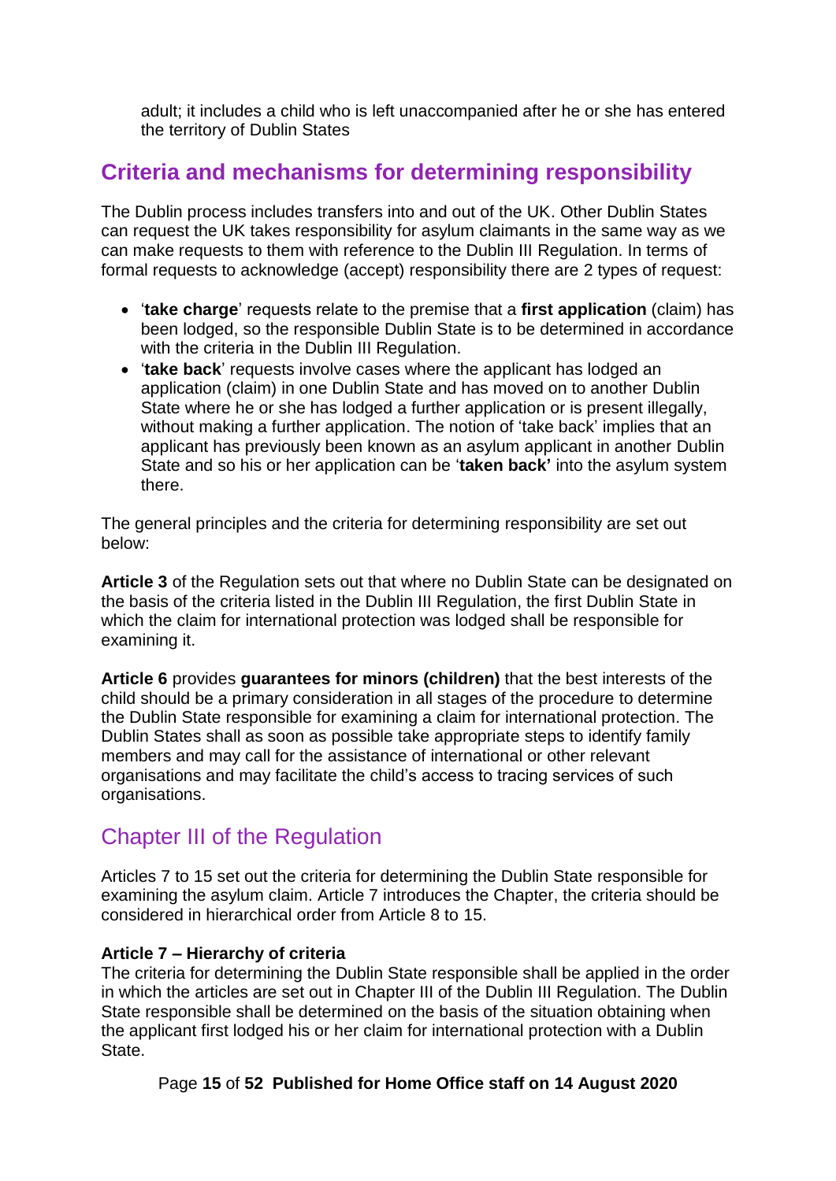adult; it includes a child who is left unaccompanied after he or she has entered the territory of Dublin States

## Criteria and mechanisms for determining responsibility

The Dublin process includes transfers into and out of the UK. Other Dublin States can request the UK takes responsibility for asylum claimants in the same way as we can make requests to them with reference to the Dublin III Regulation. In terms of formal requests to acknowledge (accept) responsibility there are 2 types of request:

- '**take charge**' requests relate to the premise that a **first application** (claim) has been lodged, so the responsible Dublin State is to be determined in accordance with the criteria in the Dublin III Regulation.
- '**take back**' requests involve cases where the applicant has lodged an application (claim) in one Dublin State and has moved on to another Dublin State where he or she has lodged a further application or is present illegally, without making a further application. The notion of 'take back' implies that an applicant has previously been known as an asylum applicant in another Dublin State and so his or her application can be '**taken back'** into the asylum system there.

The general principles and the criteria for determining responsibility are set out below:

**Article 3** of the Regulation sets out that where no Dublin State can be designated on the basis of the criteria listed in the Dublin III Regulation, the first Dublin State in which the claim for international protection was lodged shall be responsible for examining it.

**Article 6** provides **guarantees for minors (children)** that the best interests of the child should be a primary consideration in all stages of the procedure to determine the Dublin State responsible for examining a claim for international protection. The Dublin States shall as soon as possible take appropriate steps to identify family members and may call for the assistance of international or other relevant organisations and may facilitate the child's access to tracing services of such organisations.

## Chapter III of the Regulation

Articles 7 to 15 set out the criteria for determining the Dublin State responsible for examining the asylum claim. Article 7 introduces the Chapter, the criteria should be considered in hierarchical order from Article 8 to 15.

**Article 7 – Hierarchy of criteria**
The criteria for determining the Dublin State responsible shall be applied in the order in which the articles are set out in Chapter III of the Dublin III Regulation. The Dublin State responsible shall be determined on the basis of the situation obtaining when the applicant first lodged his or her claim for international protection with a Dublin State.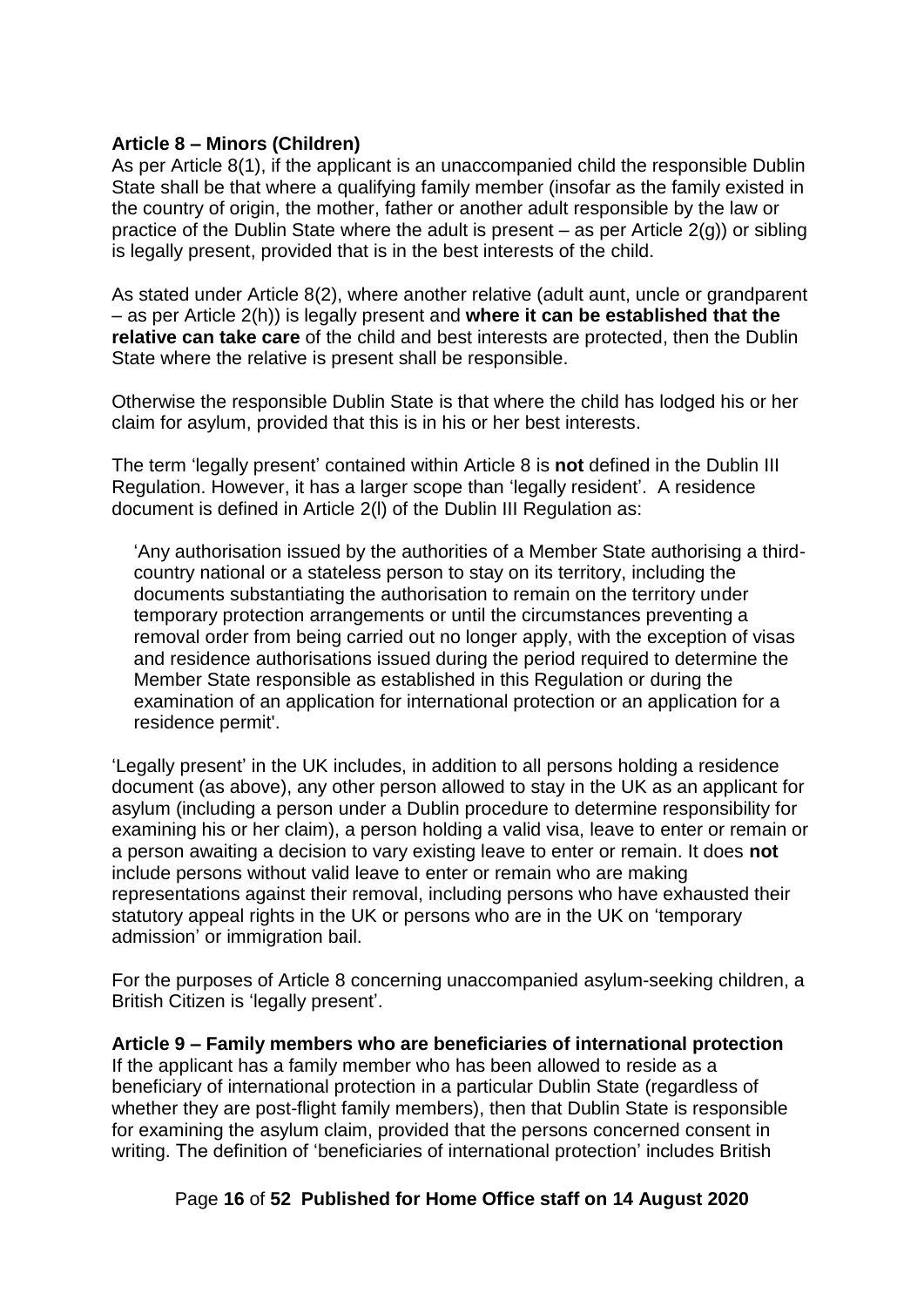**Article 8 – Minors (Children)**

As per Article 8(1), if the applicant is an unaccompanied child the responsible Dublin State shall be that where a qualifying family member (insofar as the family existed in the country of origin, the mother, father or another adult responsible by the law or practice of the Dublin State where the adult is present – as per Article 2(g)) or sibling is legally present, provided that is in the best interests of the child.

As stated under Article 8(2), where another relative (adult aunt, uncle or grandparent – as per Article 2(h)) is legally present and **where it can be established that the relative can take care** of the child and best interests are protected, then the Dublin State where the relative is present shall be responsible.

Otherwise the responsible Dublin State is that where the child has lodged his or her claim for asylum, provided that this is in his or her best interests.

The term 'legally present' contained within Article 8 is **not** defined in the Dublin III Regulation. However, it has a larger scope than 'legally resident'. A residence document is defined in Article 2(l) of the Dublin III Regulation as:

> 'Any authorisation issued by the authorities of a Member State authorising a third-country national or a stateless person to stay on its territory, including the documents substantiating the authorisation to remain on the territory under temporary protection arrangements or until the circumstances preventing a removal order from being carried out no longer apply, with the exception of visas and residence authorisations issued during the period required to determine the Member State responsible as established in this Regulation or during the examination of an application for international protection or an application for a residence permit'.

'Legally present' in the UK includes, in addition to all persons holding a residence document (as above), any other person allowed to stay in the UK as an applicant for asylum (including a person under a Dublin procedure to determine responsibility for examining his or her claim), a person holding a valid visa, leave to enter or remain or a person awaiting a decision to vary existing leave to enter or remain. It does **not** include persons without valid leave to enter or remain who are making representations against their removal, including persons who have exhausted their statutory appeal rights in the UK or persons who are in the UK on 'temporary admission' or immigration bail.

For the purposes of Article 8 concerning unaccompanied asylum-seeking children, a British Citizen is 'legally present'.

**Article 9 – Family members who are beneficiaries of international protection**

If the applicant has a family member who has been allowed to reside as a beneficiary of international protection in a particular Dublin State (regardless of whether they are post-flight family members), then that Dublin State is responsible for examining the asylum claim, provided that the persons concerned consent in writing. The definition of 'beneficiaries of international protection' includes British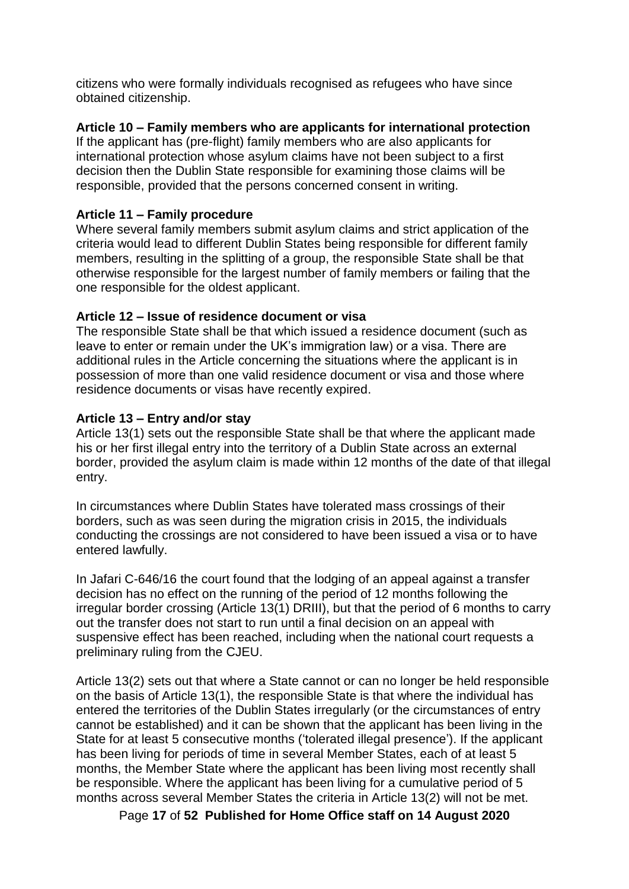citizens who were formally individuals recognised as refugees who have since obtained citizenship.

**Article 10 – Family members who are applicants for international protection**

If the applicant has (pre-flight) family members who are also applicants for international protection whose asylum claims have not been subject to a first decision then the Dublin State responsible for examining those claims will be responsible, provided that the persons concerned consent in writing.

**Article 11 – Family procedure**

Where several family members submit asylum claims and strict application of the criteria would lead to different Dublin States being responsible for different family members, resulting in the splitting of a group, the responsible State shall be that otherwise responsible for the largest number of family members or failing that the one responsible for the oldest applicant.

**Article 12 – Issue of residence document or visa**

The responsible State shall be that which issued a residence document (such as leave to enter or remain under the UK's immigration law) or a visa. There are additional rules in the Article concerning the situations where the applicant is in possession of more than one valid residence document or visa and those where residence documents or visas have recently expired.

**Article 13 – Entry and/or stay**

Article 13(1) sets out the responsible State shall be that where the applicant made his or her first illegal entry into the territory of a Dublin State across an external border, provided the asylum claim is made within 12 months of the date of that illegal entry.

In circumstances where Dublin States have tolerated mass crossings of their borders, such as was seen during the migration crisis in 2015, the individuals conducting the crossings are not considered to have been issued a visa or to have entered lawfully.

In Jafari C-646/16 the court found that the lodging of an appeal against a transfer decision has no effect on the running of the period of 12 months following the irregular border crossing (Article 13(1) DRIII), but that the period of 6 months to carry out the transfer does not start to run until a final decision on an appeal with suspensive effect has been reached, including when the national court requests a preliminary ruling from the CJEU.

Article 13(2) sets out that where a State cannot or can no longer be held responsible on the basis of Article 13(1), the responsible State is that where the individual has entered the territories of the Dublin States irregularly (or the circumstances of entry cannot be established) and it can be shown that the applicant has been living in the State for at least 5 consecutive months ('tolerated illegal presence'). If the applicant has been living for periods of time in several Member States, each of at least 5 months, the Member State where the applicant has been living most recently shall be responsible. Where the applicant has been living for a cumulative period of 5 months across several Member States the criteria in Article 13(2) will not be met.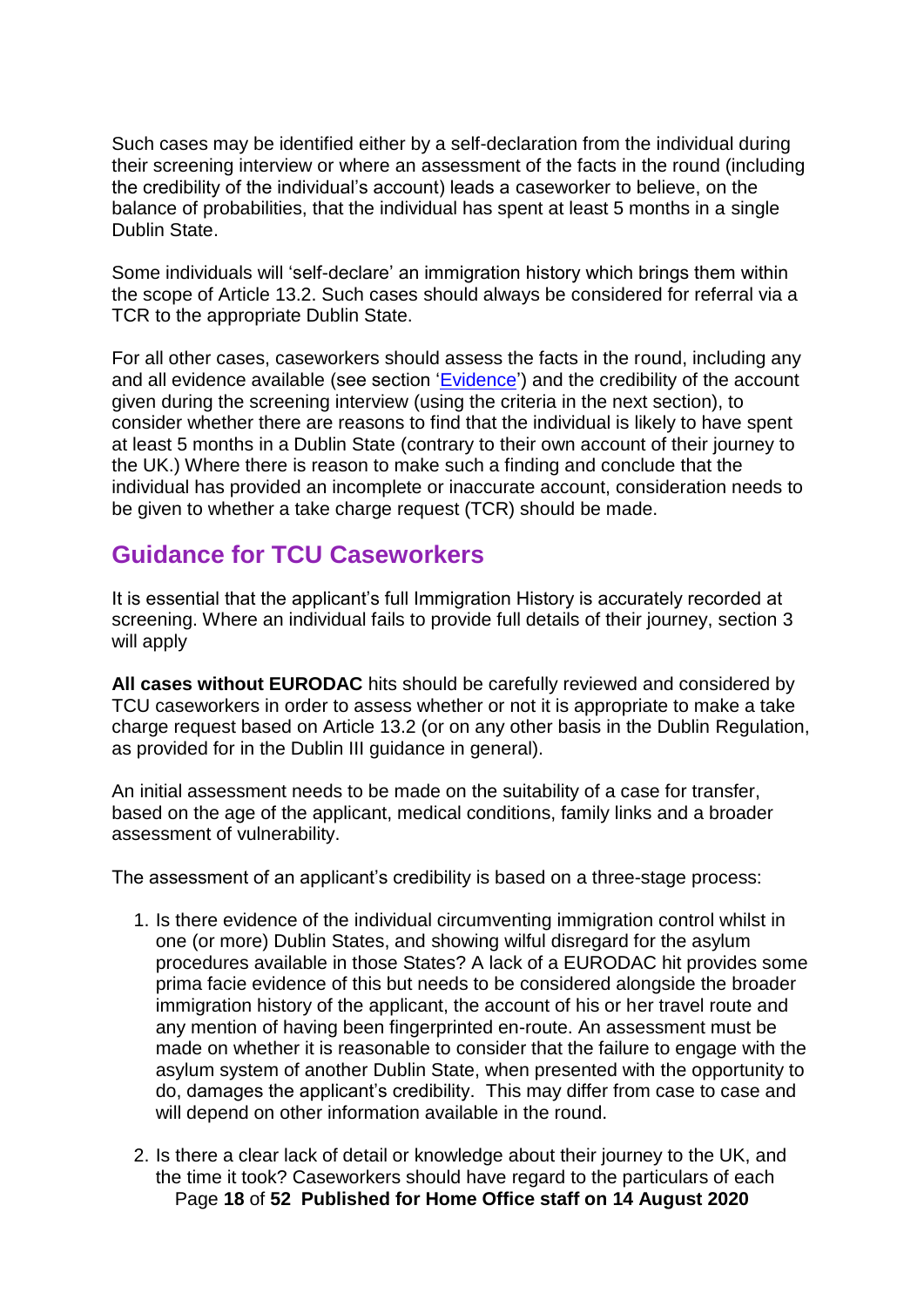Such cases may be identified either by a self-declaration from the individual during their screening interview or where an assessment of the facts in the round (including the credibility of the individual's account) leads a caseworker to believe, on the balance of probabilities, that the individual has spent at least 5 months in a single Dublin State.

Some individuals will 'self-declare' an immigration history which brings them within the scope of Article 13.2. Such cases should always be considered for referral via a TCR to the appropriate Dublin State.

For all other cases, caseworkers should assess the facts in the round, including any and all evidence available (see section 'Evidence') and the credibility of the account given during the screening interview (using the criteria in the next section), to consider whether there are reasons to find that the individual is likely to have spent at least 5 months in a Dublin State (contrary to their own account of their journey to the UK.) Where there is reason to make such a finding and conclude that the individual has provided an incomplete or inaccurate account, consideration needs to be given to whether a take charge request (TCR) should be made.

## Guidance for TCU Caseworkers

It is essential that the applicant's full Immigration History is accurately recorded at screening. Where an individual fails to provide full details of their journey, section 3 will apply

**All cases without EURODAC** hits should be carefully reviewed and considered by TCU caseworkers in order to assess whether or not it is appropriate to make a take charge request based on Article 13.2 (or on any other basis in the Dublin Regulation, as provided for in the Dublin III guidance in general).

An initial assessment needs to be made on the suitability of a case for transfer, based on the age of the applicant, medical conditions, family links and a broader assessment of vulnerability.

The assessment of an applicant's credibility is based on a three-stage process:

1. Is there evidence of the individual circumventing immigration control whilst in one (or more) Dublin States, and showing wilful disregard for the asylum procedures available in those States? A lack of a EURODAC hit provides some prima facie evidence of this but needs to be considered alongside the broader immigration history of the applicant, the account of his or her travel route and any mention of having been fingerprinted en-route. An assessment must be made on whether it is reasonable to consider that the failure to engage with the asylum system of another Dublin State, when presented with the opportunity to do, damages the applicant's credibility. This may differ from case to case and will depend on other information available in the round.

2. Is there a clear lack of detail or knowledge about their journey to the UK, and the time it took? Caseworkers should have regard to the particulars of each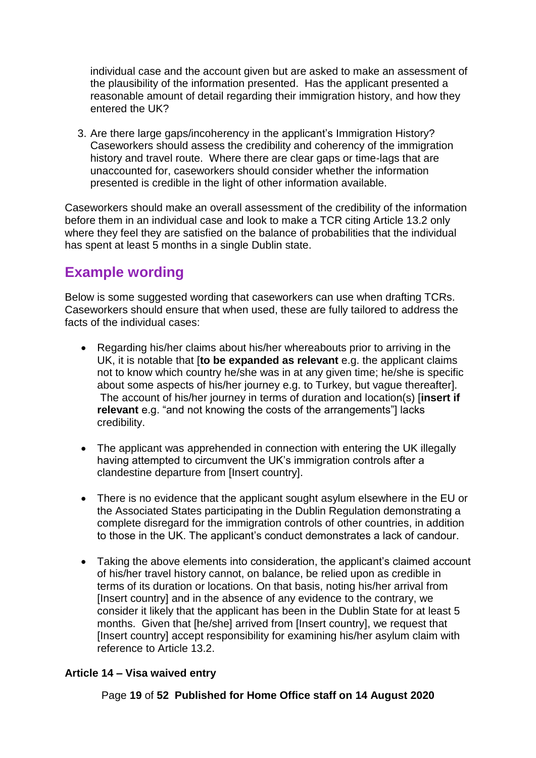individual case and the account given but are asked to make an assessment of the plausibility of the information presented. Has the applicant presented a reasonable amount of detail regarding their immigration history, and how they entered the UK?

3. Are there large gaps/incoherency in the applicant's Immigration History? Caseworkers should assess the credibility and coherency of the immigration history and travel route. Where there are clear gaps or time-lags that are unaccounted for, caseworkers should consider whether the information presented is credible in the light of other information available.

Caseworkers should make an overall assessment of the credibility of the information before them in an individual case and look to make a TCR citing Article 13.2 only where they feel they are satisfied on the balance of probabilities that the individual has spent at least 5 months in a single Dublin state.

## Example wording

Below is some suggested wording that caseworkers can use when drafting TCRs. Caseworkers should ensure that when used, these are fully tailored to address the facts of the individual cases:

- Regarding his/her claims about his/her whereabouts prior to arriving in the UK, it is notable that [**to be expanded as relevant** e.g. the applicant claims not to know which country he/she was in at any given time; he/she is specific about some aspects of his/her journey e.g. to Turkey, but vague thereafter]. The account of his/her journey in terms of duration and location(s) [**insert if relevant** e.g. "and not knowing the costs of the arrangements"] lacks credibility.

- The applicant was apprehended in connection with entering the UK illegally having attempted to circumvent the UK's immigration controls after a clandestine departure from [Insert country].

- There is no evidence that the applicant sought asylum elsewhere in the EU or the Associated States participating in the Dublin Regulation demonstrating a complete disregard for the immigration controls of other countries, in addition to those in the UK. The applicant's conduct demonstrates a lack of candour.

- Taking the above elements into consideration, the applicant's claimed account of his/her travel history cannot, on balance, be relied upon as credible in terms of its duration or locations. On that basis, noting his/her arrival from [Insert country] and in the absence of any evidence to the contrary, we consider it likely that the applicant has been in the Dublin State for at least 5 months. Given that [he/she] arrived from [Insert country], we request that [Insert country] accept responsibility for examining his/her asylum claim with reference to Article 13.2.

**Article 14 – Visa waived entry**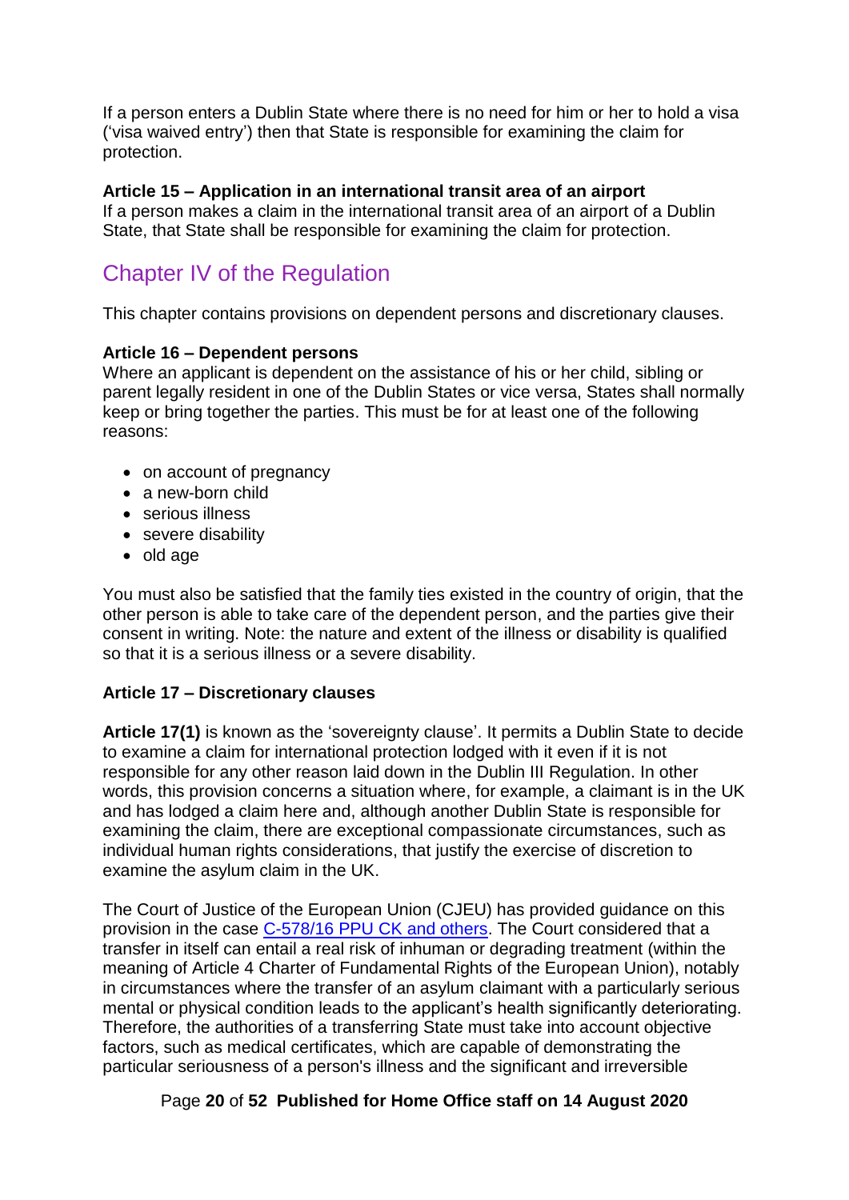If a person enters a Dublin State where there is no need for him or her to hold a visa ('visa waived entry') then that State is responsible for examining the claim for protection.

**Article 15 – Application in an international transit area of an airport**
If a person makes a claim in the international transit area of an airport of a Dublin State, that State shall be responsible for examining the claim for protection.

## Chapter IV of the Regulation

This chapter contains provisions on dependent persons and discretionary clauses.

**Article 16 – Dependent persons**
Where an applicant is dependent on the assistance of his or her child, sibling or parent legally resident in one of the Dublin States or vice versa, States shall normally keep or bring together the parties. This must be for at least one of the following reasons:

- on account of pregnancy
- a new-born child
- serious illness
- severe disability
- old age

You must also be satisfied that the family ties existed in the country of origin, that the other person is able to take care of the dependent person, and the parties give their consent in writing. Note: the nature and extent of the illness or disability is qualified so that it is a serious illness or a severe disability.

**Article 17 – Discretionary clauses**

**Article 17(1)** is known as the 'sovereignty clause'. It permits a Dublin State to decide to examine a claim for international protection lodged with it even if it is not responsible for any other reason laid down in the Dublin III Regulation. In other words, this provision concerns a situation where, for example, a claimant is in the UK and has lodged a claim here and, although another Dublin State is responsible for examining the claim, there are exceptional compassionate circumstances, such as individual human rights considerations, that justify the exercise of discretion to examine the asylum claim in the UK.

The Court of Justice of the European Union (CJEU) has provided guidance on this provision in the case [C-578/16 PPU CK and others](). The Court considered that a transfer in itself can entail a real risk of inhuman or degrading treatment (within the meaning of Article 4 Charter of Fundamental Rights of the European Union), notably in circumstances where the transfer of an asylum claimant with a particularly serious mental or physical condition leads to the applicant's health significantly deteriorating. Therefore, the authorities of a transferring State must take into account objective factors, such as medical certificates, which are capable of demonstrating the particular seriousness of a person's illness and the significant and irreversible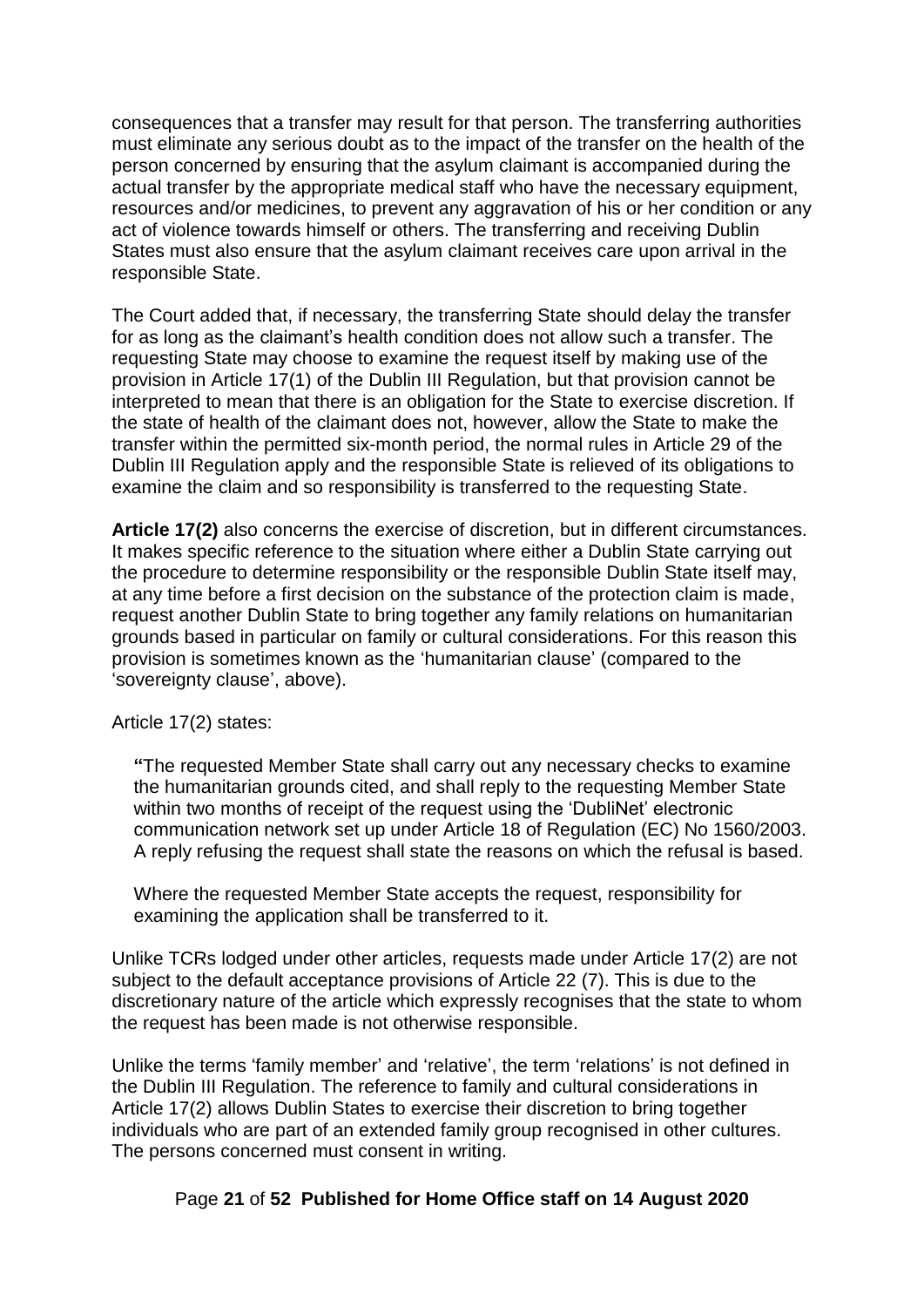consequences that a transfer may result for that person. The transferring authorities must eliminate any serious doubt as to the impact of the transfer on the health of the person concerned by ensuring that the asylum claimant is accompanied during the actual transfer by the appropriate medical staff who have the necessary equipment, resources and/or medicines, to prevent any aggravation of his or her condition or any act of violence towards himself or others. The transferring and receiving Dublin States must also ensure that the asylum claimant receives care upon arrival in the responsible State.

The Court added that, if necessary, the transferring State should delay the transfer for as long as the claimant's health condition does not allow such a transfer. The requesting State may choose to examine the request itself by making use of the provision in Article 17(1) of the Dublin III Regulation, but that provision cannot be interpreted to mean that there is an obligation for the State to exercise discretion. If the state of health of the claimant does not, however, allow the State to make the transfer within the permitted six-month period, the normal rules in Article 29 of the Dublin III Regulation apply and the responsible State is relieved of its obligations to examine the claim and so responsibility is transferred to the requesting State.

**Article 17(2)** also concerns the exercise of discretion, but in different circumstances. It makes specific reference to the situation where either a Dublin State carrying out the procedure to determine responsibility or the responsible Dublin State itself may, at any time before a first decision on the substance of the protection claim is made, request another Dublin State to bring together any family relations on humanitarian grounds based in particular on family or cultural considerations. For this reason this provision is sometimes known as the 'humanitarian clause' (compared to the 'sovereignty clause', above).

Article 17(2) states:

> **"**The requested Member State shall carry out any necessary checks to examine the humanitarian grounds cited, and shall reply to the requesting Member State within two months of receipt of the request using the 'DubliNet' electronic communication network set up under Article 18 of Regulation (EC) No 1560/2003. A reply refusing the request shall state the reasons on which the refusal is based.
>
> Where the requested Member State accepts the request, responsibility for examining the application shall be transferred to it.

Unlike TCRs lodged under other articles, requests made under Article 17(2) are not subject to the default acceptance provisions of Article 22 (7). This is due to the discretionary nature of the article which expressly recognises that the state to whom the request has been made is not otherwise responsible.

Unlike the terms 'family member' and 'relative', the term 'relations' is not defined in the Dublin III Regulation. The reference to family and cultural considerations in Article 17(2) allows Dublin States to exercise their discretion to bring together individuals who are part of an extended family group recognised in other cultures. The persons concerned must consent in writing.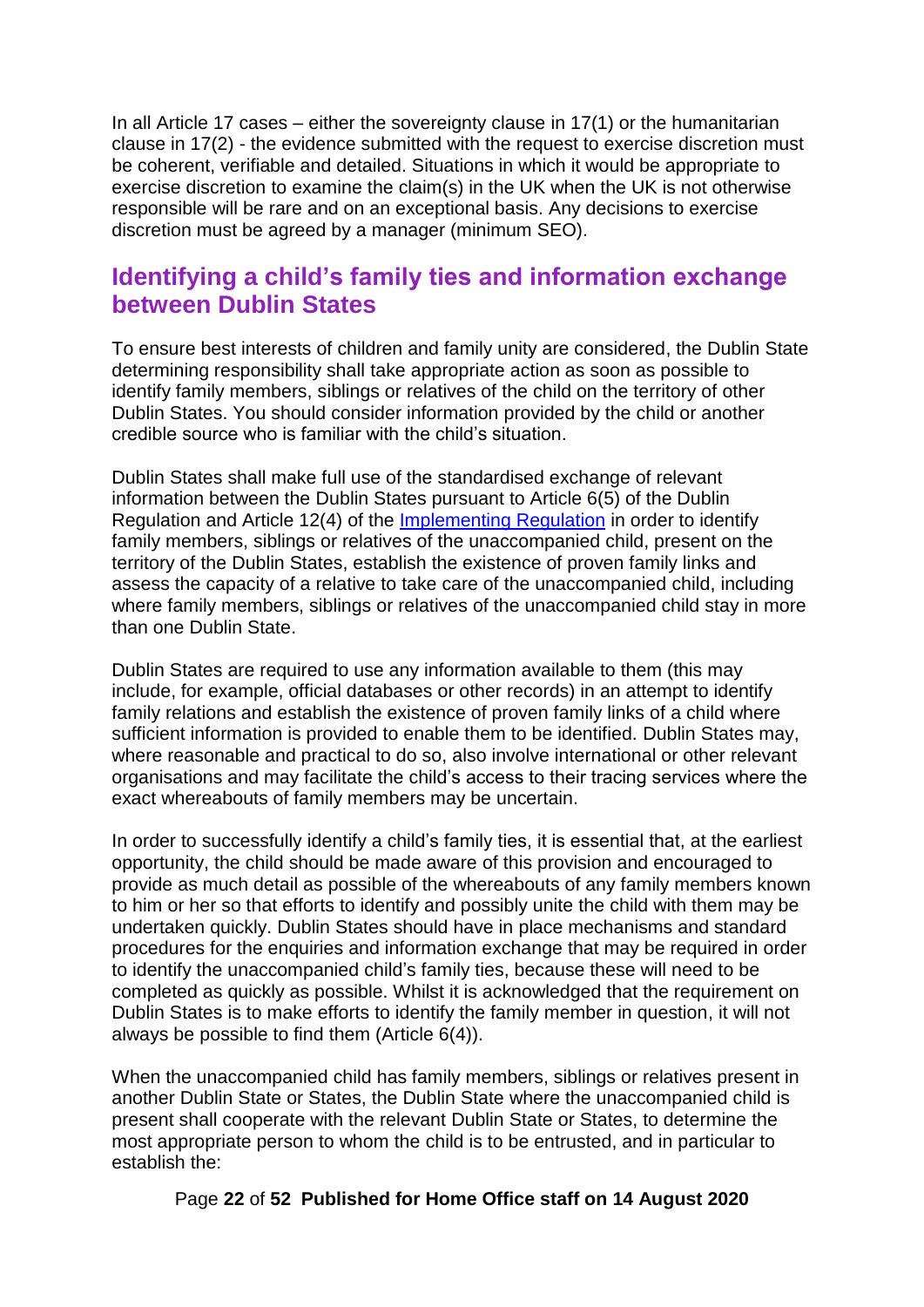In all Article 17 cases – either the sovereignty clause in 17(1) or the humanitarian clause in 17(2) - the evidence submitted with the request to exercise discretion must be coherent, verifiable and detailed. Situations in which it would be appropriate to exercise discretion to examine the claim(s) in the UK when the UK is not otherwise responsible will be rare and on an exceptional basis. Any decisions to exercise discretion must be agreed by a manager (minimum SEO).

## Identifying a child's family ties and information exchange between Dublin States

To ensure best interests of children and family unity are considered, the Dublin State determining responsibility shall take appropriate action as soon as possible to identify family members, siblings or relatives of the child on the territory of other Dublin States. You should consider information provided by the child or another credible source who is familiar with the child's situation.

Dublin States shall make full use of the standardised exchange of relevant information between the Dublin States pursuant to Article 6(5) of the Dublin Regulation and Article 12(4) of the [Implementing Regulation] in order to identify family members, siblings or relatives of the unaccompanied child, present on the territory of the Dublin States, establish the existence of proven family links and assess the capacity of a relative to take care of the unaccompanied child, including where family members, siblings or relatives of the unaccompanied child stay in more than one Dublin State.

Dublin States are required to use any information available to them (this may include, for example, official databases or other records) in an attempt to identify family relations and establish the existence of proven family links of a child where sufficient information is provided to enable them to be identified. Dublin States may, where reasonable and practical to do so, also involve international or other relevant organisations and may facilitate the child's access to their tracing services where the exact whereabouts of family members may be uncertain.

In order to successfully identify a child's family ties, it is essential that, at the earliest opportunity, the child should be made aware of this provision and encouraged to provide as much detail as possible of the whereabouts of any family members known to him or her so that efforts to identify and possibly unite the child with them may be undertaken quickly. Dublin States should have in place mechanisms and standard procedures for the enquiries and information exchange that may be required in order to identify the unaccompanied child's family ties, because these will need to be completed as quickly as possible. Whilst it is acknowledged that the requirement on Dublin States is to make efforts to identify the family member in question, it will not always be possible to find them (Article 6(4)).

When the unaccompanied child has family members, siblings or relatives present in another Dublin State or States, the Dublin State where the unaccompanied child is present shall cooperate with the relevant Dublin State or States, to determine the most appropriate person to whom the child is to be entrusted, and in particular to establish the: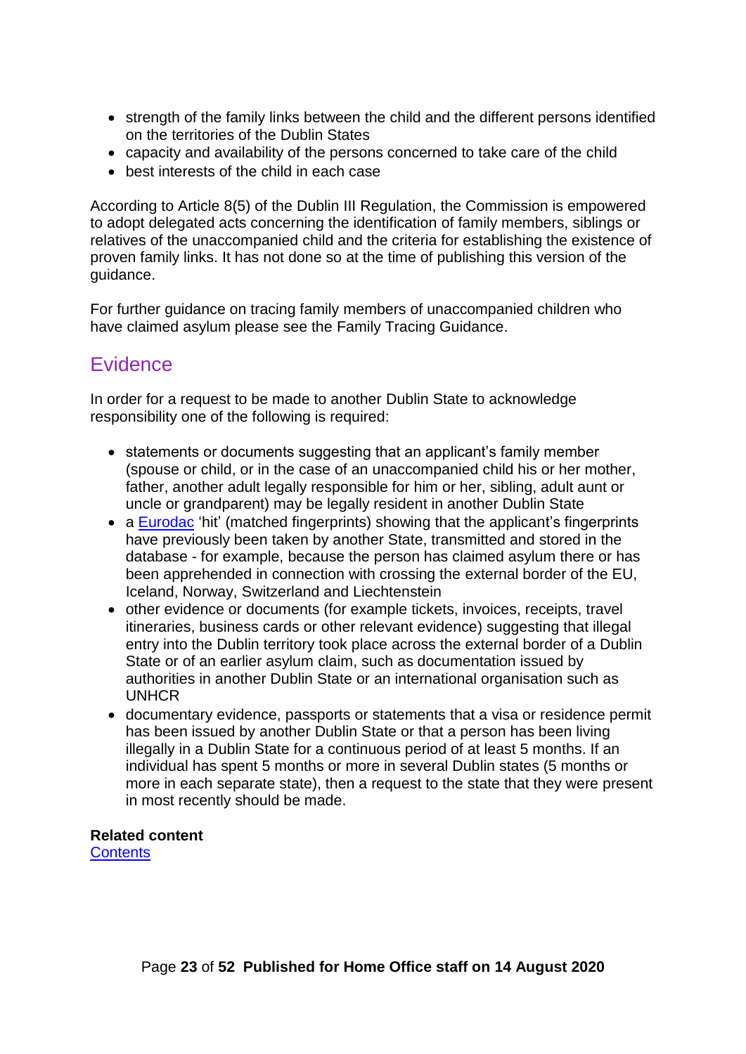- strength of the family links between the child and the different persons identified on the territories of the Dublin States
- capacity and availability of the persons concerned to take care of the child
- best interests of the child in each case

According to Article 8(5) of the Dublin III Regulation, the Commission is empowered to adopt delegated acts concerning the identification of family members, siblings or relatives of the unaccompanied child and the criteria for establishing the existence of proven family links. It has not done so at the time of publishing this version of the guidance.

For further guidance on tracing family members of unaccompanied children who have claimed asylum please see the Family Tracing Guidance.

## Evidence

In order for a request to be made to another Dublin State to acknowledge responsibility one of the following is required:

- statements or documents suggesting that an applicant's family member (spouse or child, or in the case of an unaccompanied child his or her mother, father, another adult legally responsible for him or her, sibling, adult aunt or uncle or grandparent) may be legally resident in another Dublin State
- a Eurodac 'hit' (matched fingerprints) showing that the applicant's fingerprints have previously been taken by another State, transmitted and stored in the database - for example, because the person has claimed asylum there or has been apprehended in connection with crossing the external border of the EU, Iceland, Norway, Switzerland and Liechtenstein
- other evidence or documents (for example tickets, invoices, receipts, travel itineraries, business cards or other relevant evidence) suggesting that illegal entry into the Dublin territory took place across the external border of a Dublin State or of an earlier asylum claim, such as documentation issued by authorities in another Dublin State or an international organisation such as UNHCR
- documentary evidence, passports or statements that a visa or residence permit has been issued by another Dublin State or that a person has been living illegally in a Dublin State for a continuous period of at least 5 months. If an individual has spent 5 months or more in several Dublin states (5 months or more in each separate state), then a request to the state that they were present in most recently should be made.

**Related content**
Contents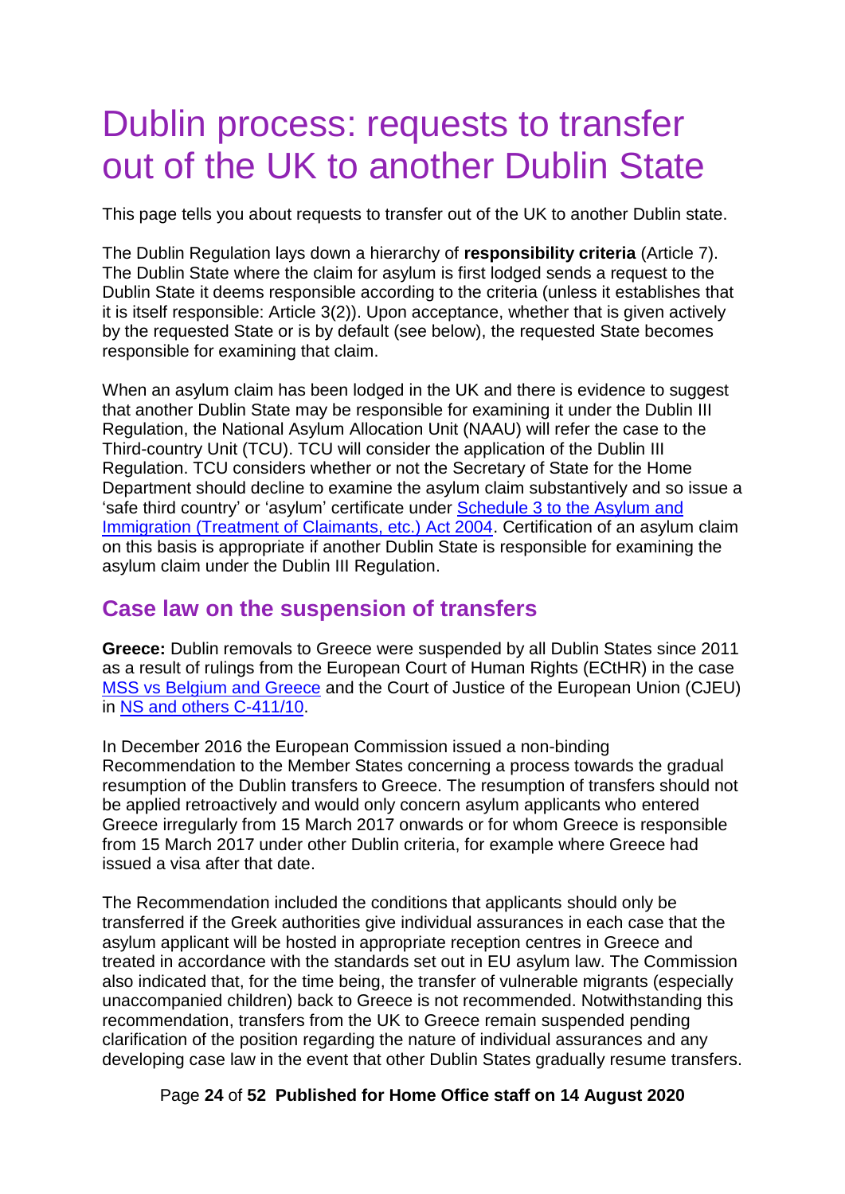# Dublin process: requests to transfer out of the UK to another Dublin State

This page tells you about requests to transfer out of the UK to another Dublin state.

The Dublin Regulation lays down a hierarchy of **responsibility criteria** (Article 7). The Dublin State where the claim for asylum is first lodged sends a request to the Dublin State it deems responsible according to the criteria (unless it establishes that it is itself responsible: Article 3(2)). Upon acceptance, whether that is given actively by the requested State or is by default (see below), the requested State becomes responsible for examining that claim.

When an asylum claim has been lodged in the UK and there is evidence to suggest that another Dublin State may be responsible for examining it under the Dublin III Regulation, the National Asylum Allocation Unit (NAAU) will refer the case to the Third-country Unit (TCU). TCU will consider the application of the Dublin III Regulation. TCU considers whether or not the Secretary of State for the Home Department should decline to examine the asylum claim substantively and so issue a 'safe third country' or 'asylum' certificate under [Schedule 3 to the Asylum and Immigration (Treatment of Claimants, etc.) Act 2004](). Certification of an asylum claim on this basis is appropriate if another Dublin State is responsible for examining the asylum claim under the Dublin III Regulation.

## Case law on the suspension of transfers

**Greece:** Dublin removals to Greece were suspended by all Dublin States since 2011 as a result of rulings from the European Court of Human Rights (ECtHR) in the case [MSS vs Belgium and Greece]() and the Court of Justice of the European Union (CJEU) in [NS and others C-411/10]().

In December 2016 the European Commission issued a non-binding Recommendation to the Member States concerning a process towards the gradual resumption of the Dublin transfers to Greece. The resumption of transfers should not be applied retroactively and would only concern asylum applicants who entered Greece irregularly from 15 March 2017 onwards or for whom Greece is responsible from 15 March 2017 under other Dublin criteria, for example where Greece had issued a visa after that date.

The Recommendation included the conditions that applicants should only be transferred if the Greek authorities give individual assurances in each case that the asylum applicant will be hosted in appropriate reception centres in Greece and treated in accordance with the standards set out in EU asylum law. The Commission also indicated that, for the time being, the transfer of vulnerable migrants (especially unaccompanied children) back to Greece is not recommended. Notwithstanding this recommendation, transfers from the UK to Greece remain suspended pending clarification of the position regarding the nature of individual assurances and any developing case law in the event that other Dublin States gradually resume transfers.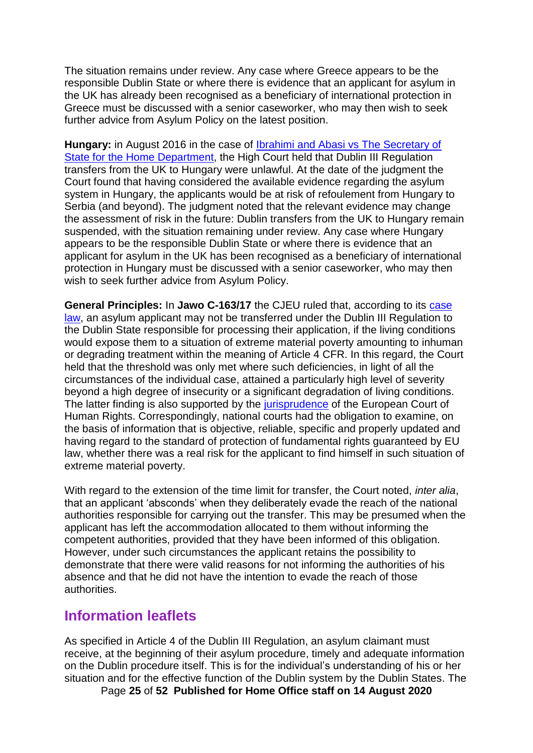The situation remains under review. Any case where Greece appears to be the responsible Dublin State or where there is evidence that an applicant for asylum in the UK has already been recognised as a beneficiary of international protection in Greece must be discussed with a senior caseworker, who may then wish to seek further advice from Asylum Policy on the latest position.

**Hungary:** in August 2016 in the case of Ibrahimi and Abasi vs The Secretary of State for the Home Department, the High Court held that Dublin III Regulation transfers from the UK to Hungary were unlawful. At the date of the judgment the Court found that having considered the available evidence regarding the asylum system in Hungary, the applicants would be at risk of refoulement from Hungary to Serbia (and beyond). The judgment noted that the relevant evidence may change the assessment of risk in the future: Dublin transfers from the UK to Hungary remain suspended, with the situation remaining under review. Any case where Hungary appears to be the responsible Dublin State or where there is evidence that an applicant for asylum in the UK has been recognised as a beneficiary of international protection in Hungary must be discussed with a senior caseworker, who may then wish to seek further advice from Asylum Policy.

**General Principles:** In **Jawo C-163/17** the CJEU ruled that, according to its case law, an asylum applicant may not be transferred under the Dublin III Regulation to the Dublin State responsible for processing their application, if the living conditions would expose them to a situation of extreme material poverty amounting to inhuman or degrading treatment within the meaning of Article 4 CFR. In this regard, the Court held that the threshold was only met where such deficiencies, in light of all the circumstances of the individual case, attained a particularly high level of severity beyond a high degree of insecurity or a significant degradation of living conditions. The latter finding is also supported by the jurisprudence of the European Court of Human Rights. Correspondingly, national courts had the obligation to examine, on the basis of information that is objective, reliable, specific and properly updated and having regard to the standard of protection of fundamental rights guaranteed by EU law, whether there was a real risk for the applicant to find himself in such situation of extreme material poverty.

With regard to the extension of the time limit for transfer, the Court noted, *inter alia*, that an applicant 'absconds' when they deliberately evade the reach of the national authorities responsible for carrying out the transfer. This may be presumed when the applicant has left the accommodation allocated to them without informing the competent authorities, provided that they have been informed of this obligation. However, under such circumstances the applicant retains the possibility to demonstrate that there were valid reasons for not informing the authorities of his absence and that he did not have the intention to evade the reach of those authorities.

## Information leaflets

As specified in Article 4 of the Dublin III Regulation, an asylum claimant must receive, at the beginning of their asylum procedure, timely and adequate information on the Dublin procedure itself. This is for the individual's understanding of his or her situation and for the effective function of the Dublin system by the Dublin States. The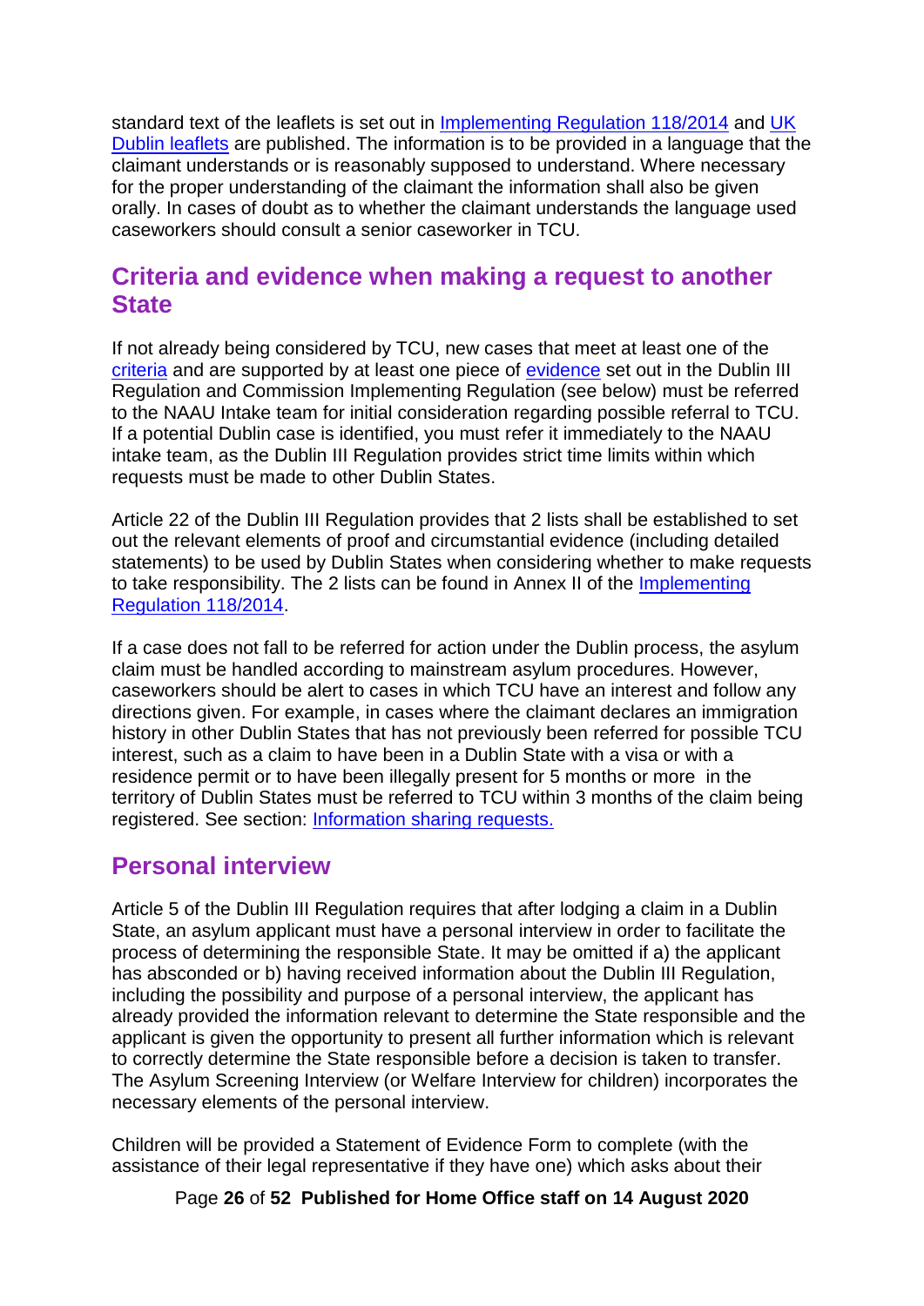standard text of the leaflets is set out in Implementing Regulation 118/2014 and UK Dublin leaflets are published. The information is to be provided in a language that the claimant understands or is reasonably supposed to understand. Where necessary for the proper understanding of the claimant the information shall also be given orally. In cases of doubt as to whether the claimant understands the language used caseworkers should consult a senior caseworker in TCU.

## Criteria and evidence when making a request to another State

If not already being considered by TCU, new cases that meet at least one of the criteria and are supported by at least one piece of evidence set out in the Dublin III Regulation and Commission Implementing Regulation (see below) must be referred to the NAAU Intake team for initial consideration regarding possible referral to TCU. If a potential Dublin case is identified, you must refer it immediately to the NAAU intake team, as the Dublin III Regulation provides strict time limits within which requests must be made to other Dublin States.

Article 22 of the Dublin III Regulation provides that 2 lists shall be established to set out the relevant elements of proof and circumstantial evidence (including detailed statements) to be used by Dublin States when considering whether to make requests to take responsibility. The 2 lists can be found in Annex II of the Implementing Regulation 118/2014.

If a case does not fall to be referred for action under the Dublin process, the asylum claim must be handled according to mainstream asylum procedures. However, caseworkers should be alert to cases in which TCU have an interest and follow any directions given. For example, in cases where the claimant declares an immigration history in other Dublin States that has not previously been referred for possible TCU interest, such as a claim to have been in a Dublin State with a visa or with a residence permit or to have been illegally present for 5 months or more in the territory of Dublin States must be referred to TCU within 3 months of the claim being registered. See section: Information sharing requests.

## Personal interview

Article 5 of the Dublin III Regulation requires that after lodging a claim in a Dublin State, an asylum applicant must have a personal interview in order to facilitate the process of determining the responsible State. It may be omitted if a) the applicant has absconded or b) having received information about the Dublin III Regulation, including the possibility and purpose of a personal interview, the applicant has already provided the information relevant to determine the State responsible and the applicant is given the opportunity to present all further information which is relevant to correctly determine the State responsible before a decision is taken to transfer. The Asylum Screening Interview (or Welfare Interview for children) incorporates the necessary elements of the personal interview.

Children will be provided a Statement of Evidence Form to complete (with the assistance of their legal representative if they have one) which asks about their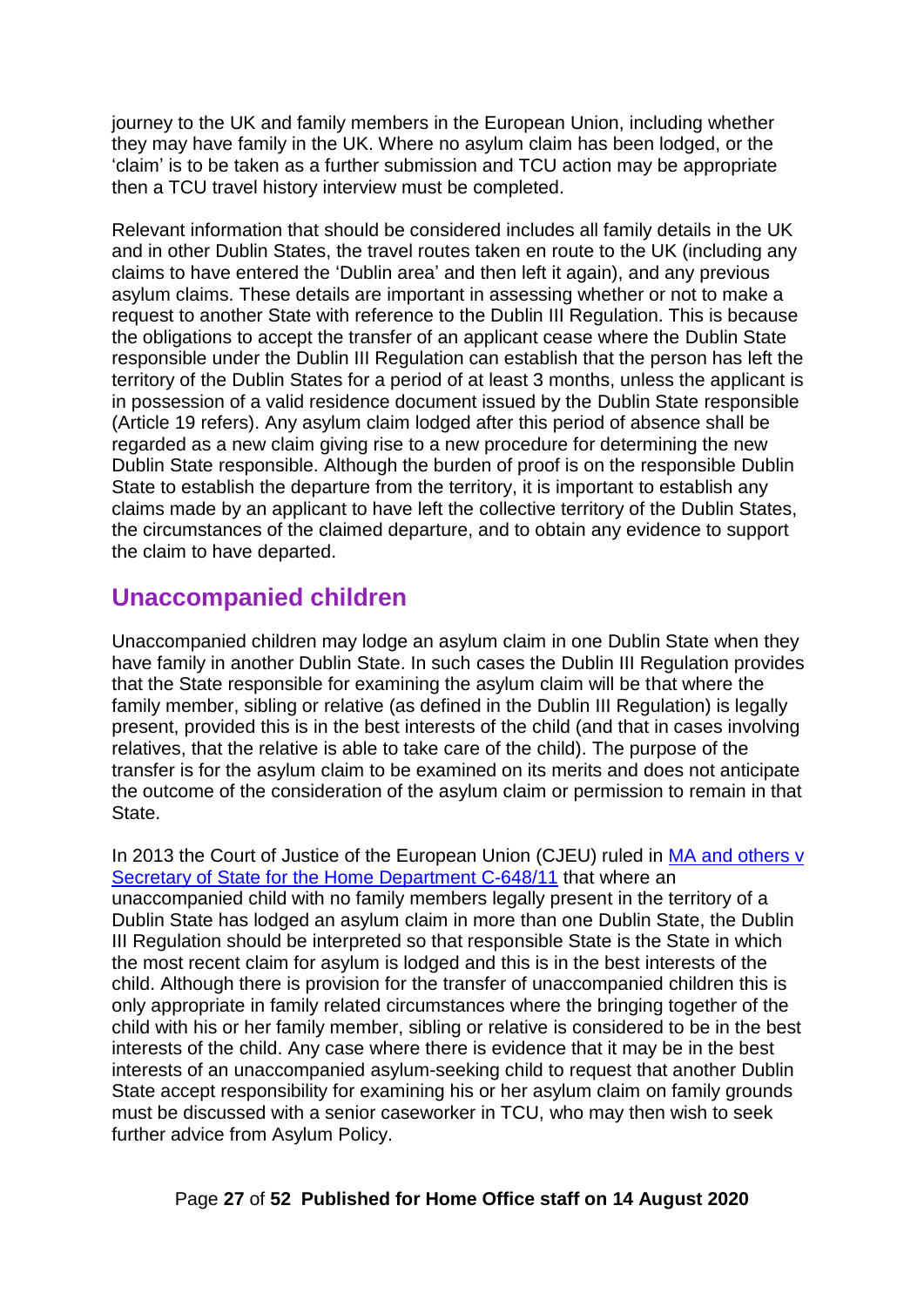journey to the UK and family members in the European Union, including whether they may have family in the UK. Where no asylum claim has been lodged, or the 'claim' is to be taken as a further submission and TCU action may be appropriate then a TCU travel history interview must be completed.

Relevant information that should be considered includes all family details in the UK and in other Dublin States, the travel routes taken en route to the UK (including any claims to have entered the 'Dublin area' and then left it again), and any previous asylum claims. These details are important in assessing whether or not to make a request to another State with reference to the Dublin III Regulation. This is because the obligations to accept the transfer of an applicant cease where the Dublin State responsible under the Dublin III Regulation can establish that the person has left the territory of the Dublin States for a period of at least 3 months, unless the applicant is in possession of a valid residence document issued by the Dublin State responsible (Article 19 refers). Any asylum claim lodged after this period of absence shall be regarded as a new claim giving rise to a new procedure for determining the new Dublin State responsible. Although the burden of proof is on the responsible Dublin State to establish the departure from the territory, it is important to establish any claims made by an applicant to have left the collective territory of the Dublin States, the circumstances of the claimed departure, and to obtain any evidence to support the claim to have departed.

## Unaccompanied children

Unaccompanied children may lodge an asylum claim in one Dublin State when they have family in another Dublin State. In such cases the Dublin III Regulation provides that the State responsible for examining the asylum claim will be that where the family member, sibling or relative (as defined in the Dublin III Regulation) is legally present, provided this is in the best interests of the child (and that in cases involving relatives, that the relative is able to take care of the child). The purpose of the transfer is for the asylum claim to be examined on its merits and does not anticipate the outcome of the consideration of the asylum claim or permission to remain in that State.

In 2013 the Court of Justice of the European Union (CJEU) ruled in [MA and others v Secretary of State for the Home Department C-648/11] that where an unaccompanied child with no family members legally present in the territory of a Dublin State has lodged an asylum claim in more than one Dublin State, the Dublin III Regulation should be interpreted so that responsible State is the State in which the most recent claim for asylum is lodged and this is in the best interests of the child. Although there is provision for the transfer of unaccompanied children this is only appropriate in family related circumstances where the bringing together of the child with his or her family member, sibling or relative is considered to be in the best interests of the child. Any case where there is evidence that it may be in the best interests of an unaccompanied asylum-seeking child to request that another Dublin State accept responsibility for examining his or her asylum claim on family grounds must be discussed with a senior caseworker in TCU, who may then wish to seek further advice from Asylum Policy.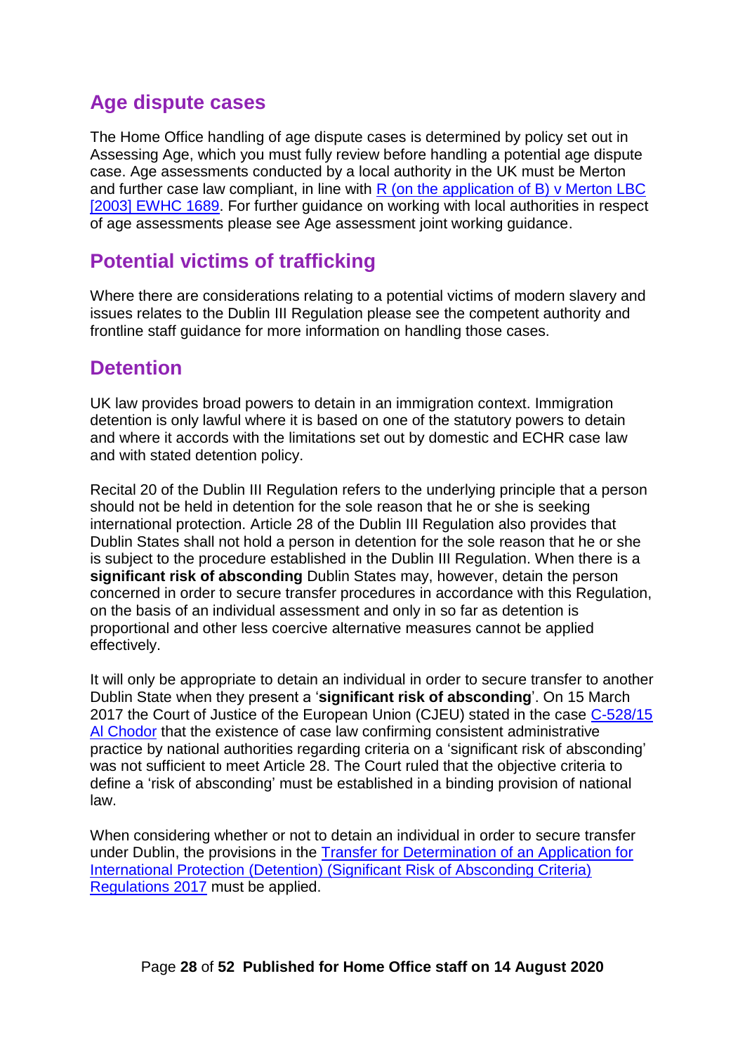## Age dispute cases

The Home Office handling of age dispute cases is determined by policy set out in Assessing Age, which you must fully review before handling a potential age dispute case. Age assessments conducted by a local authority in the UK must be Merton and further case law compliant, in line with [R (on the application of B) v Merton LBC [2003] EWHC 1689](). For further guidance on working with local authorities in respect of age assessments please see Age assessment joint working guidance.

## Potential victims of trafficking

Where there are considerations relating to a potential victims of modern slavery and issues relates to the Dublin III Regulation please see the competent authority and frontline staff guidance for more information on handling those cases.

## Detention

UK law provides broad powers to detain in an immigration context. Immigration detention is only lawful where it is based on one of the statutory powers to detain and where it accords with the limitations set out by domestic and ECHR case law and with stated detention policy.

Recital 20 of the Dublin III Regulation refers to the underlying principle that a person should not be held in detention for the sole reason that he or she is seeking international protection. Article 28 of the Dublin III Regulation also provides that Dublin States shall not hold a person in detention for the sole reason that he or she is subject to the procedure established in the Dublin III Regulation. When there is a **significant risk of absconding** Dublin States may, however, detain the person concerned in order to secure transfer procedures in accordance with this Regulation, on the basis of an individual assessment and only in so far as detention is proportional and other less coercive alternative measures cannot be applied effectively.

It will only be appropriate to detain an individual in order to secure transfer to another Dublin State when they present a '**significant risk of absconding**'. On 15 March 2017 the Court of Justice of the European Union (CJEU) stated in the case [C-528/15 Al Chodor]() that the existence of case law confirming consistent administrative practice by national authorities regarding criteria on a 'significant risk of absconding' was not sufficient to meet Article 28. The Court ruled that the objective criteria to define a 'risk of absconding' must be established in a binding provision of national law.

When considering whether or not to detain an individual in order to secure transfer under Dublin, the provisions in the [Transfer for Determination of an Application for International Protection (Detention) (Significant Risk of Absconding Criteria) Regulations 2017]() must be applied.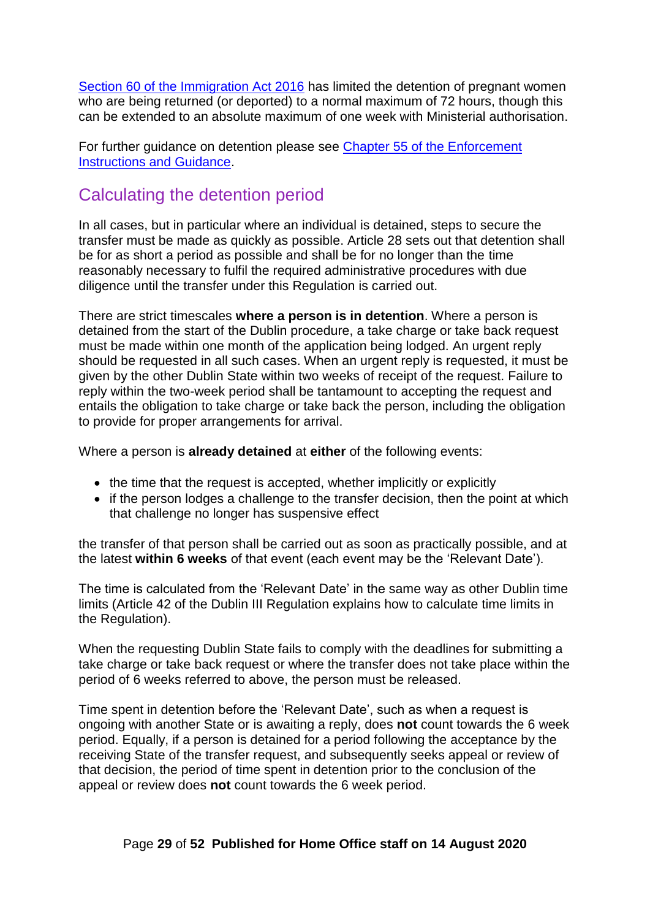[Section 60 of the Immigration Act 2016](#) has limited the detention of pregnant women who are being returned (or deported) to a normal maximum of 72 hours, though this can be extended to an absolute maximum of one week with Ministerial authorisation.

For further guidance on detention please see [Chapter 55 of the Enforcement Instructions and Guidance](#).

## Calculating the detention period

In all cases, but in particular where an individual is detained, steps to secure the transfer must be made as quickly as possible. Article 28 sets out that detention shall be for as short a period as possible and shall be for no longer than the time reasonably necessary to fulfil the required administrative procedures with due diligence until the transfer under this Regulation is carried out.

There are strict timescales **where a person is in detention**. Where a person is detained from the start of the Dublin procedure, a take charge or take back request must be made within one month of the application being lodged. An urgent reply should be requested in all such cases. When an urgent reply is requested, it must be given by the other Dublin State within two weeks of receipt of the request. Failure to reply within the two-week period shall be tantamount to accepting the request and entails the obligation to take charge or take back the person, including the obligation to provide for proper arrangements for arrival.

Where a person is **already detained** at **either** of the following events:

- the time that the request is accepted, whether implicitly or explicitly
- if the person lodges a challenge to the transfer decision, then the point at which that challenge no longer has suspensive effect

the transfer of that person shall be carried out as soon as practically possible, and at the latest **within 6 weeks** of that event (each event may be the 'Relevant Date').

The time is calculated from the 'Relevant Date' in the same way as other Dublin time limits (Article 42 of the Dublin III Regulation explains how to calculate time limits in the Regulation).

When the requesting Dublin State fails to comply with the deadlines for submitting a take charge or take back request or where the transfer does not take place within the period of 6 weeks referred to above, the person must be released.

Time spent in detention before the 'Relevant Date', such as when a request is ongoing with another State or is awaiting a reply, does **not** count towards the 6 week period. Equally, if a person is detained for a period following the acceptance by the receiving State of the transfer request, and subsequently seeks appeal or review of that decision, the period of time spent in detention prior to the conclusion of the appeal or review does **not** count towards the 6 week period.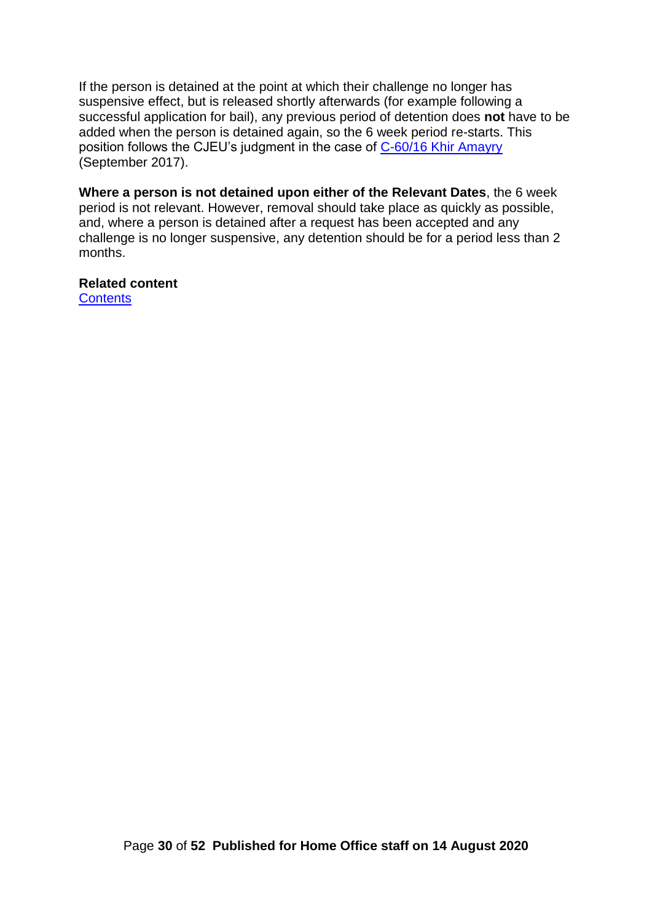If the person is detained at the point at which their challenge no longer has suspensive effect, but is released shortly afterwards (for example following a successful application for bail), any previous period of detention does **not** have to be added when the person is detained again, so the 6 week period re-starts. This position follows the CJEU's judgment in the case of [C-60/16 Khir Amayry](C-60/16 Khir Amayry) (September 2017).

**Where a person is not detained upon either of the Relevant Dates**, the 6 week period is not relevant. However, removal should take place as quickly as possible, and, where a person is detained after a request has been accepted and any challenge is no longer suspensive, any detention should be for a period less than 2 months.

**Related content**
Contents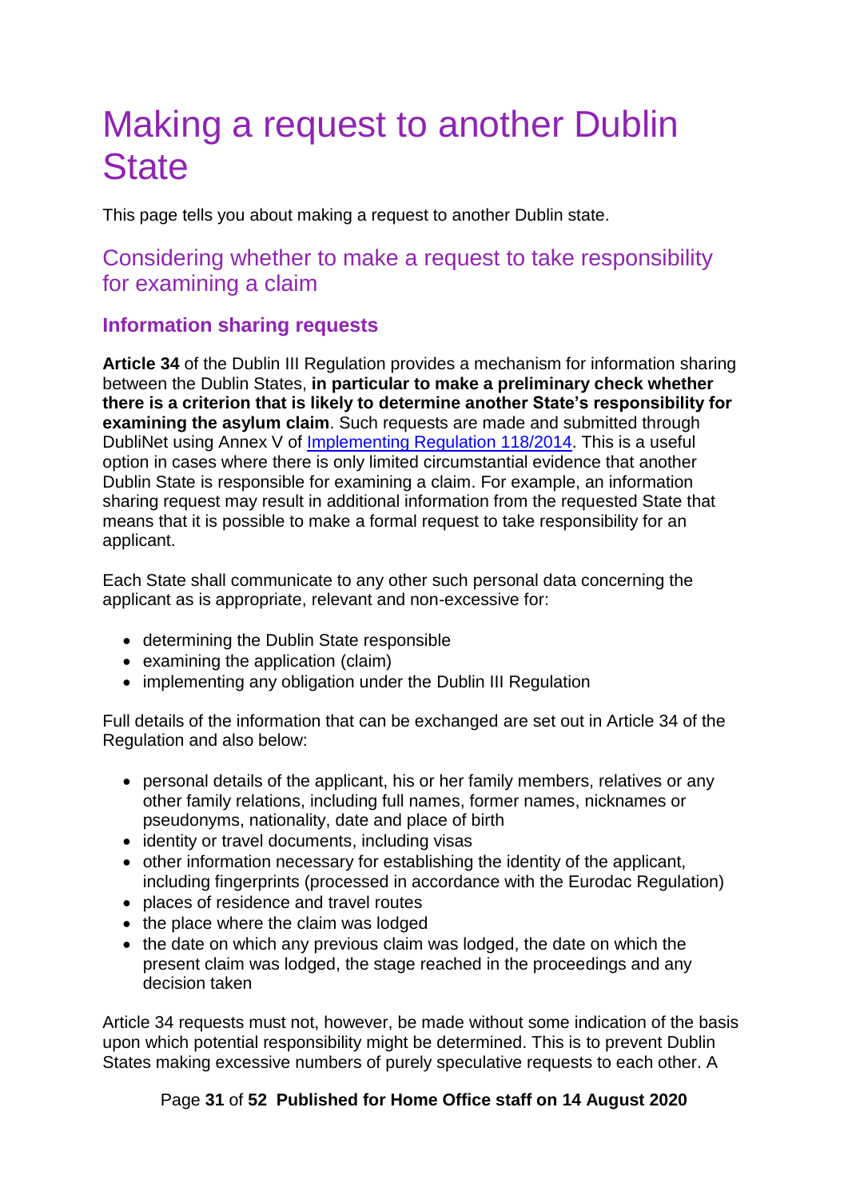# Making a request to another Dublin State

This page tells you about making a request to another Dublin state.

## Considering whether to make a request to take responsibility for examining a claim

### Information sharing requests

**Article 34** of the Dublin III Regulation provides a mechanism for information sharing between the Dublin States, **in particular to make a preliminary check whether there is a criterion that is likely to determine another State's responsibility for examining the asylum claim**. Such requests are made and submitted through DubliNet using Annex V of [Implementing Regulation 118/2014](). This is a useful option in cases where there is only limited circumstantial evidence that another Dublin State is responsible for examining a claim. For example, an information sharing request may result in additional information from the requested State that means that it is possible to make a formal request to take responsibility for an applicant.

Each State shall communicate to any other such personal data concerning the applicant as is appropriate, relevant and non-excessive for:

- determining the Dublin State responsible
- examining the application (claim)
- implementing any obligation under the Dublin III Regulation

Full details of the information that can be exchanged are set out in Article 34 of the Regulation and also below:

- personal details of the applicant, his or her family members, relatives or any other family relations, including full names, former names, nicknames or pseudonyms, nationality, date and place of birth
- identity or travel documents, including visas
- other information necessary for establishing the identity of the applicant, including fingerprints (processed in accordance with the Eurodac Regulation)
- places of residence and travel routes
- the place where the claim was lodged
- the date on which any previous claim was lodged, the date on which the present claim was lodged, the stage reached in the proceedings and any decision taken

Article 34 requests must not, however, be made without some indication of the basis upon which potential responsibility might be determined. This is to prevent Dublin States making excessive numbers of purely speculative requests to each other. A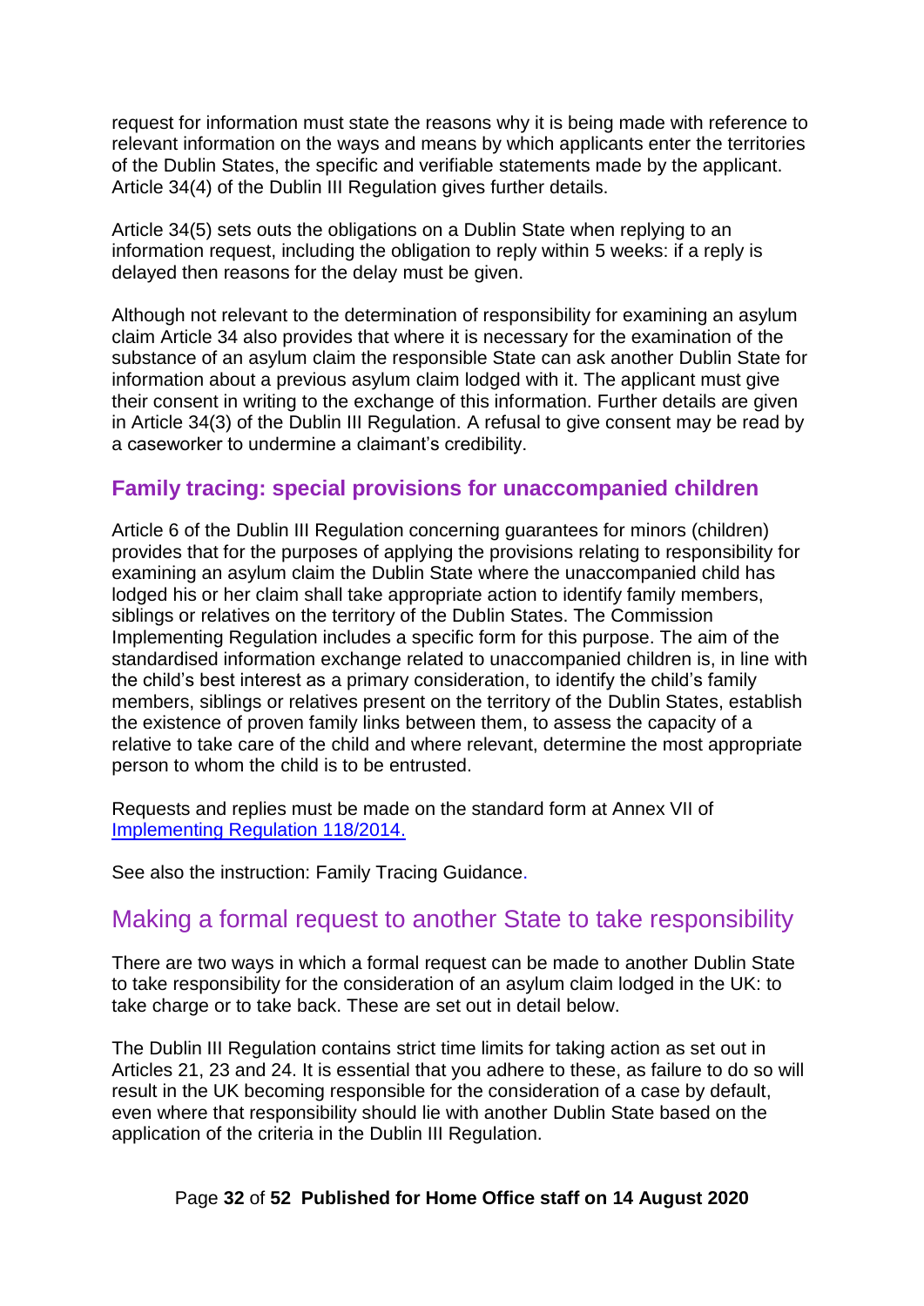request for information must state the reasons why it is being made with reference to relevant information on the ways and means by which applicants enter the territories of the Dublin States, the specific and verifiable statements made by the applicant. Article 34(4) of the Dublin III Regulation gives further details.

Article 34(5) sets outs the obligations on a Dublin State when replying to an information request, including the obligation to reply within 5 weeks: if a reply is delayed then reasons for the delay must be given.

Although not relevant to the determination of responsibility for examining an asylum claim Article 34 also provides that where it is necessary for the examination of the substance of an asylum claim the responsible State can ask another Dublin State for information about a previous asylum claim lodged with it. The applicant must give their consent in writing to the exchange of this information. Further details are given in Article 34(3) of the Dublin III Regulation. A refusal to give consent may be read by a caseworker to undermine a claimant's credibility.

### Family tracing: special provisions for unaccompanied children

Article 6 of the Dublin III Regulation concerning guarantees for minors (children) provides that for the purposes of applying the provisions relating to responsibility for examining an asylum claim the Dublin State where the unaccompanied child has lodged his or her claim shall take appropriate action to identify family members, siblings or relatives on the territory of the Dublin States. The Commission Implementing Regulation includes a specific form for this purpose. The aim of the standardised information exchange related to unaccompanied children is, in line with the child's best interest as a primary consideration, to identify the child's family members, siblings or relatives present on the territory of the Dublin States, establish the existence of proven family links between them, to assess the capacity of a relative to take care of the child and where relevant, determine the most appropriate person to whom the child is to be entrusted.

Requests and replies must be made on the standard form at Annex VII of [Implementing Regulation 118/2014.]()

See also the instruction: Family Tracing Guidance.

## Making a formal request to another State to take responsibility

There are two ways in which a formal request can be made to another Dublin State to take responsibility for the consideration of an asylum claim lodged in the UK: to take charge or to take back. These are set out in detail below.

The Dublin III Regulation contains strict time limits for taking action as set out in Articles 21, 23 and 24. It is essential that you adhere to these, as failure to do so will result in the UK becoming responsible for the consideration of a case by default, even where that responsibility should lie with another Dublin State based on the application of the criteria in the Dublin III Regulation.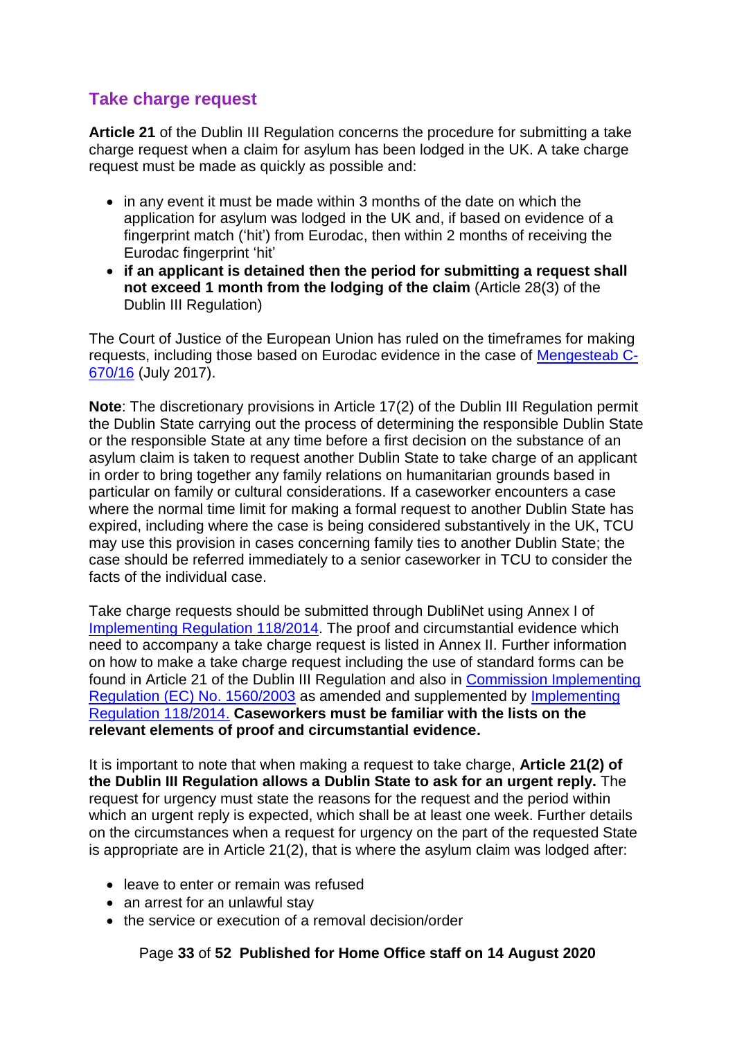## Take charge request

**Article 21** of the Dublin III Regulation concerns the procedure for submitting a take charge request when a claim for asylum has been lodged in the UK. A take charge request must be made as quickly as possible and:

- in any event it must be made within 3 months of the date on which the application for asylum was lodged in the UK and, if based on evidence of a fingerprint match ('hit') from Eurodac, then within 2 months of receiving the Eurodac fingerprint 'hit'
- **if an applicant is detained then the period for submitting a request shall not exceed 1 month from the lodging of the claim** (Article 28(3) of the Dublin III Regulation)

The Court of Justice of the European Union has ruled on the timeframes for making requests, including those based on Eurodac evidence in the case of [Mengesteab C-670/16](#) (July 2017).

**Note**: The discretionary provisions in Article 17(2) of the Dublin III Regulation permit the Dublin State carrying out the process of determining the responsible Dublin State or the responsible State at any time before a first decision on the substance of an asylum claim is taken to request another Dublin State to take charge of an applicant in order to bring together any family relations on humanitarian grounds based in particular on family or cultural considerations. If a caseworker encounters a case where the normal time limit for making a formal request to another Dublin State has expired, including where the case is being considered substantively in the UK, TCU may use this provision in cases concerning family ties to another Dublin State; the case should be referred immediately to a senior caseworker in TCU to consider the facts of the individual case.

Take charge requests should be submitted through DubliNet using Annex I of [Implementing Regulation 118/2014](#). The proof and circumstantial evidence which need to accompany a take charge request is listed in Annex II. Further information on how to make a take charge request including the use of standard forms can be found in Article 21 of the Dublin III Regulation and also in [Commission Implementing Regulation (EC) No. 1560/2003](#) as amended and supplemented by [Implementing Regulation 118/2014.](#) **Caseworkers must be familiar with the lists on the relevant elements of proof and circumstantial evidence.**

It is important to note that when making a request to take charge, **Article 21(2) of the Dublin III Regulation allows a Dublin State to ask for an urgent reply.** The request for urgency must state the reasons for the request and the period within which an urgent reply is expected, which shall be at least one week. Further details on the circumstances when a request for urgency on the part of the requested State is appropriate are in Article 21(2), that is where the asylum claim was lodged after:

- leave to enter or remain was refused
- an arrest for an unlawful stay
- the service or execution of a removal decision/order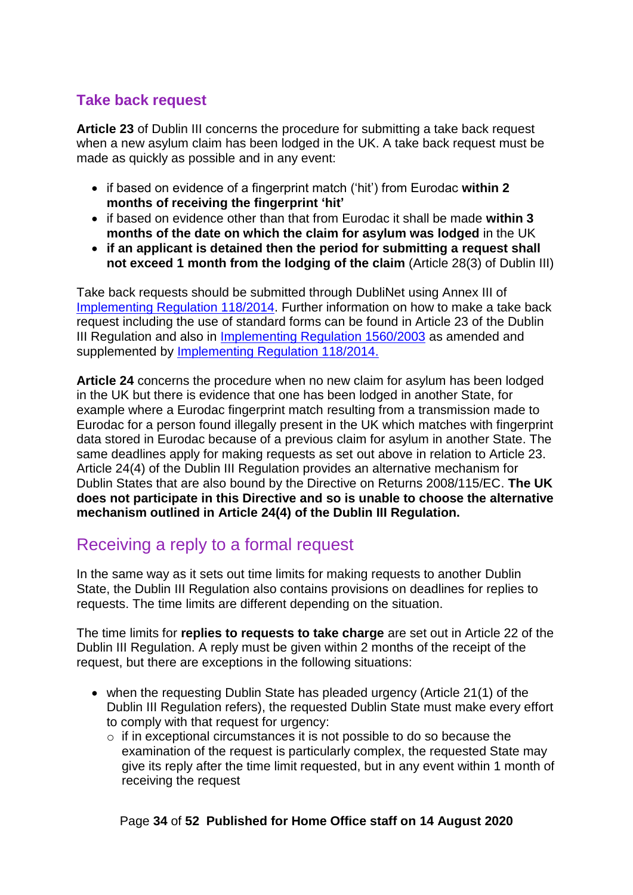### Take back request

**Article 23** of Dublin III concerns the procedure for submitting a take back request when a new asylum claim has been lodged in the UK. A take back request must be made as quickly as possible and in any event:

- if based on evidence of a fingerprint match ('hit') from Eurodac **within 2 months of receiving the fingerprint 'hit'**
- if based on evidence other than that from Eurodac it shall be made **within 3 months of the date on which the claim for asylum was lodged** in the UK
- **if an applicant is detained then the period for submitting a request shall not exceed 1 month from the lodging of the claim** (Article 28(3) of Dublin III)

Take back requests should be submitted through DubliNet using Annex III of Implementing Regulation 118/2014. Further information on how to make a take back request including the use of standard forms can be found in Article 23 of the Dublin III Regulation and also in Implementing Regulation 1560/2003 as amended and supplemented by Implementing Regulation 118/2014.

**Article 24** concerns the procedure when no new claim for asylum has been lodged in the UK but there is evidence that one has been lodged in another State, for example where a Eurodac fingerprint match resulting from a transmission made to Eurodac for a person found illegally present in the UK which matches with fingerprint data stored in Eurodac because of a previous claim for asylum in another State. The same deadlines apply for making requests as set out above in relation to Article 23. Article 24(4) of the Dublin III Regulation provides an alternative mechanism for Dublin States that are also bound by the Directive on Returns 2008/115/EC. **The UK does not participate in this Directive and so is unable to choose the alternative mechanism outlined in Article 24(4) of the Dublin III Regulation.**

## Receiving a reply to a formal request

In the same way as it sets out time limits for making requests to another Dublin State, the Dublin III Regulation also contains provisions on deadlines for replies to requests. The time limits are different depending on the situation.

The time limits for **replies to requests to take charge** are set out in Article 22 of the Dublin III Regulation. A reply must be given within 2 months of the receipt of the request, but there are exceptions in the following situations:

- when the requesting Dublin State has pleaded urgency (Article 21(1) of the Dublin III Regulation refers), the requested Dublin State must make every effort to comply with that request for urgency:
  - if in exceptional circumstances it is not possible to do so because the examination of the request is particularly complex, the requested State may give its reply after the time limit requested, but in any event within 1 month of receiving the request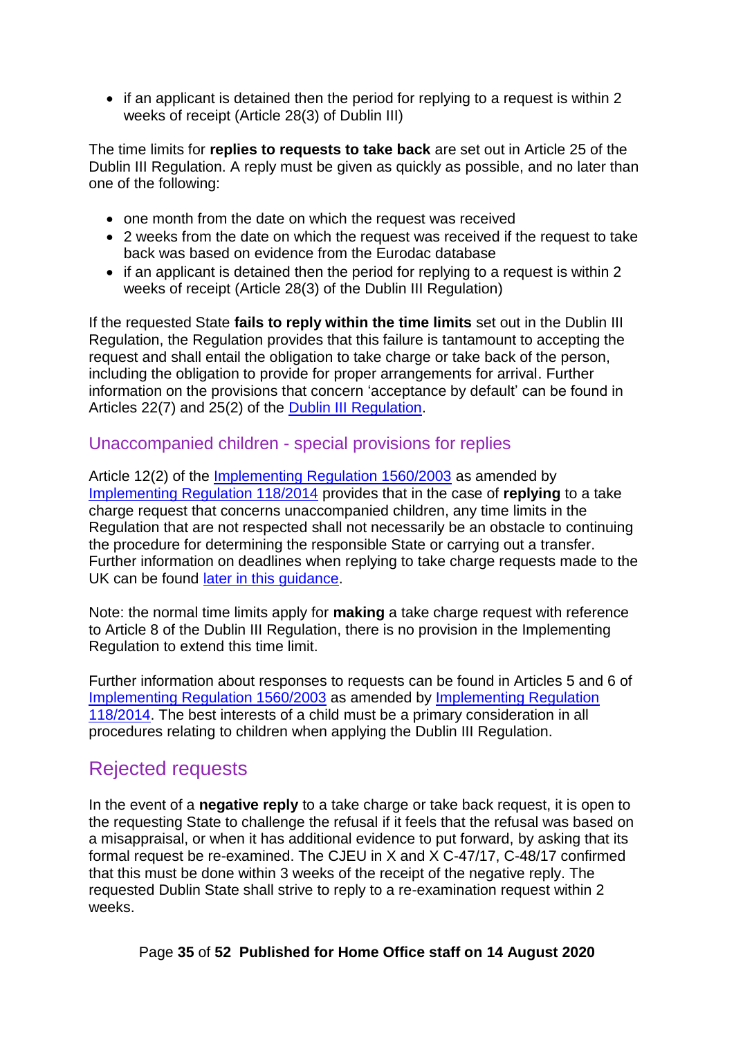- if an applicant is detained then the period for replying to a request is within 2 weeks of receipt (Article 28(3) of Dublin III)

The time limits for **replies to requests to take back** are set out in Article 25 of the Dublin III Regulation. A reply must be given as quickly as possible, and no later than one of the following:

- one month from the date on which the request was received
- 2 weeks from the date on which the request was received if the request to take back was based on evidence from the Eurodac database
- if an applicant is detained then the period for replying to a request is within 2 weeks of receipt (Article 28(3) of the Dublin III Regulation)

If the requested State **fails to reply within the time limits** set out in the Dublin III Regulation, the Regulation provides that this failure is tantamount to accepting the request and shall entail the obligation to take charge or take back of the person, including the obligation to provide for proper arrangements for arrival. Further information on the provisions that concern 'acceptance by default' can be found in Articles 22(7) and 25(2) of the Dublin III Regulation.

### Unaccompanied children - special provisions for replies

Article 12(2) of the Implementing Regulation 1560/2003 as amended by Implementing Regulation 118/2014 provides that in the case of **replying** to a take charge request that concerns unaccompanied children, any time limits in the Regulation that are not respected shall not necessarily be an obstacle to continuing the procedure for determining the responsible State or carrying out a transfer. Further information on deadlines when replying to take charge requests made to the UK can be found later in this guidance.

Note: the normal time limits apply for **making** a take charge request with reference to Article 8 of the Dublin III Regulation, there is no provision in the Implementing Regulation to extend this time limit.

Further information about responses to requests can be found in Articles 5 and 6 of Implementing Regulation 1560/2003 as amended by Implementing Regulation 118/2014. The best interests of a child must be a primary consideration in all procedures relating to children when applying the Dublin III Regulation.

## Rejected requests

In the event of a **negative reply** to a take charge or take back request, it is open to the requesting State to challenge the refusal if it feels that the refusal was based on a misappraisal, or when it has additional evidence to put forward, by asking that its formal request be re-examined. The CJEU in X and X C-47/17, C-48/17 confirmed that this must be done within 3 weeks of the receipt of the negative reply. The requested Dublin State shall strive to reply to a re-examination request within 2 weeks.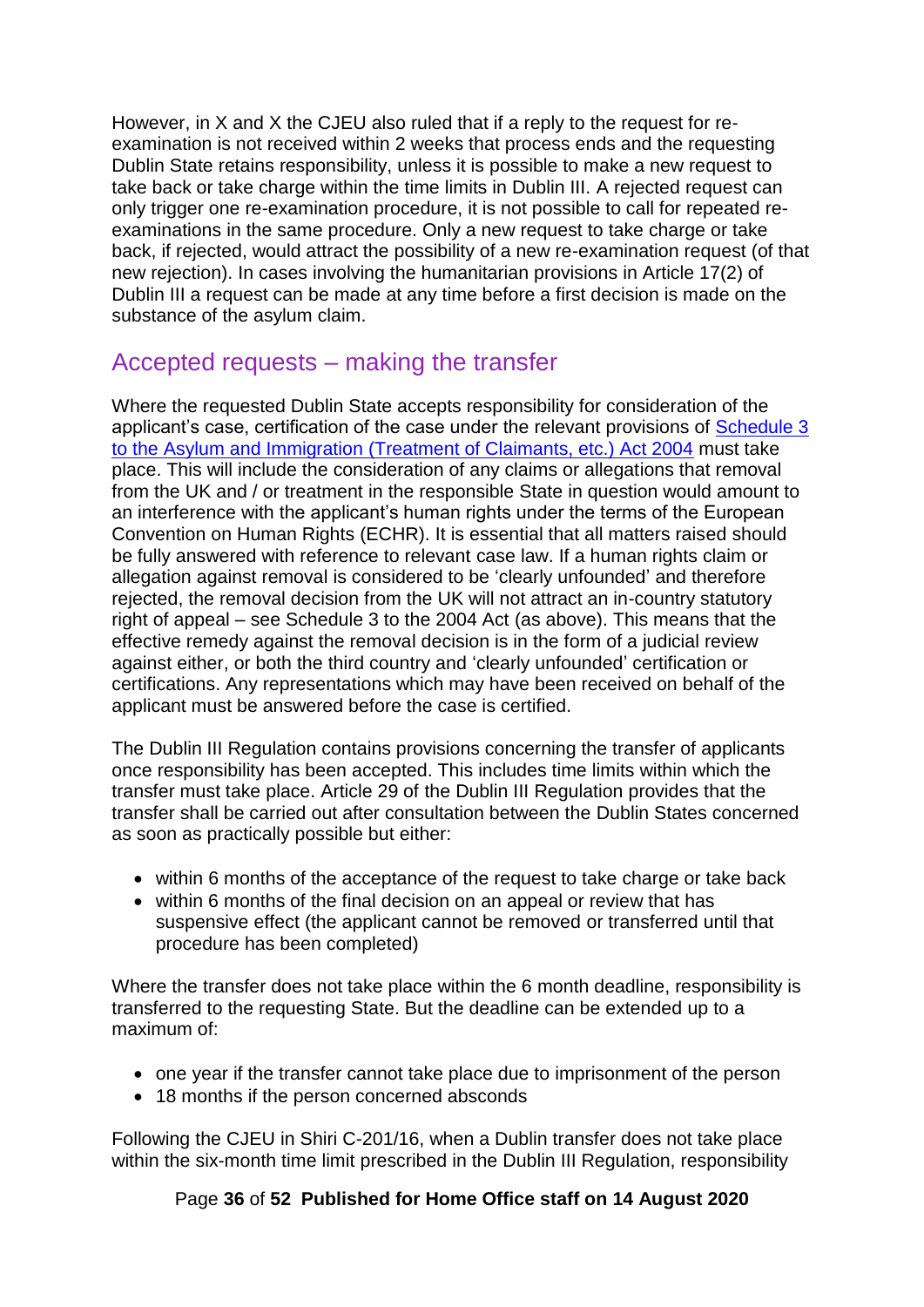However, in X and X the CJEU also ruled that if a reply to the request for re-examination is not received within 2 weeks that process ends and the requesting Dublin State retains responsibility, unless it is possible to make a new request to take back or take charge within the time limits in Dublin III. A rejected request can only trigger one re-examination procedure, it is not possible to call for repeated re-examinations in the same procedure. Only a new request to take charge or take back, if rejected, would attract the possibility of a new re-examination request (of that new rejection). In cases involving the humanitarian provisions in Article 17(2) of Dublin III a request can be made at any time before a first decision is made on the substance of the asylum claim.

## Accepted requests – making the transfer

Where the requested Dublin State accepts responsibility for consideration of the applicant's case, certification of the case under the relevant provisions of [Schedule 3 to the Asylum and Immigration (Treatment of Claimants, etc.) Act 2004]() must take place. This will include the consideration of any claims or allegations that removal from the UK and / or treatment in the responsible State in question would amount to an interference with the applicant's human rights under the terms of the European Convention on Human Rights (ECHR). It is essential that all matters raised should be fully answered with reference to relevant case law. If a human rights claim or allegation against removal is considered to be 'clearly unfounded' and therefore rejected, the removal decision from the UK will not attract an in-country statutory right of appeal – see Schedule 3 to the 2004 Act (as above). This means that the effective remedy against the removal decision is in the form of a judicial review against either, or both the third country and 'clearly unfounded' certification or certifications. Any representations which may have been received on behalf of the applicant must be answered before the case is certified.

The Dublin III Regulation contains provisions concerning the transfer of applicants once responsibility has been accepted. This includes time limits within which the transfer must take place. Article 29 of the Dublin III Regulation provides that the transfer shall be carried out after consultation between the Dublin States concerned as soon as practically possible but either:

- within 6 months of the acceptance of the request to take charge or take back
- within 6 months of the final decision on an appeal or review that has suspensive effect (the applicant cannot be removed or transferred until that procedure has been completed)

Where the transfer does not take place within the 6 month deadline, responsibility is transferred to the requesting State. But the deadline can be extended up to a maximum of:

- one year if the transfer cannot take place due to imprisonment of the person
- 18 months if the person concerned absconds

Following the CJEU in Shiri C-201/16, when a Dublin transfer does not take place within the six-month time limit prescribed in the Dublin III Regulation, responsibility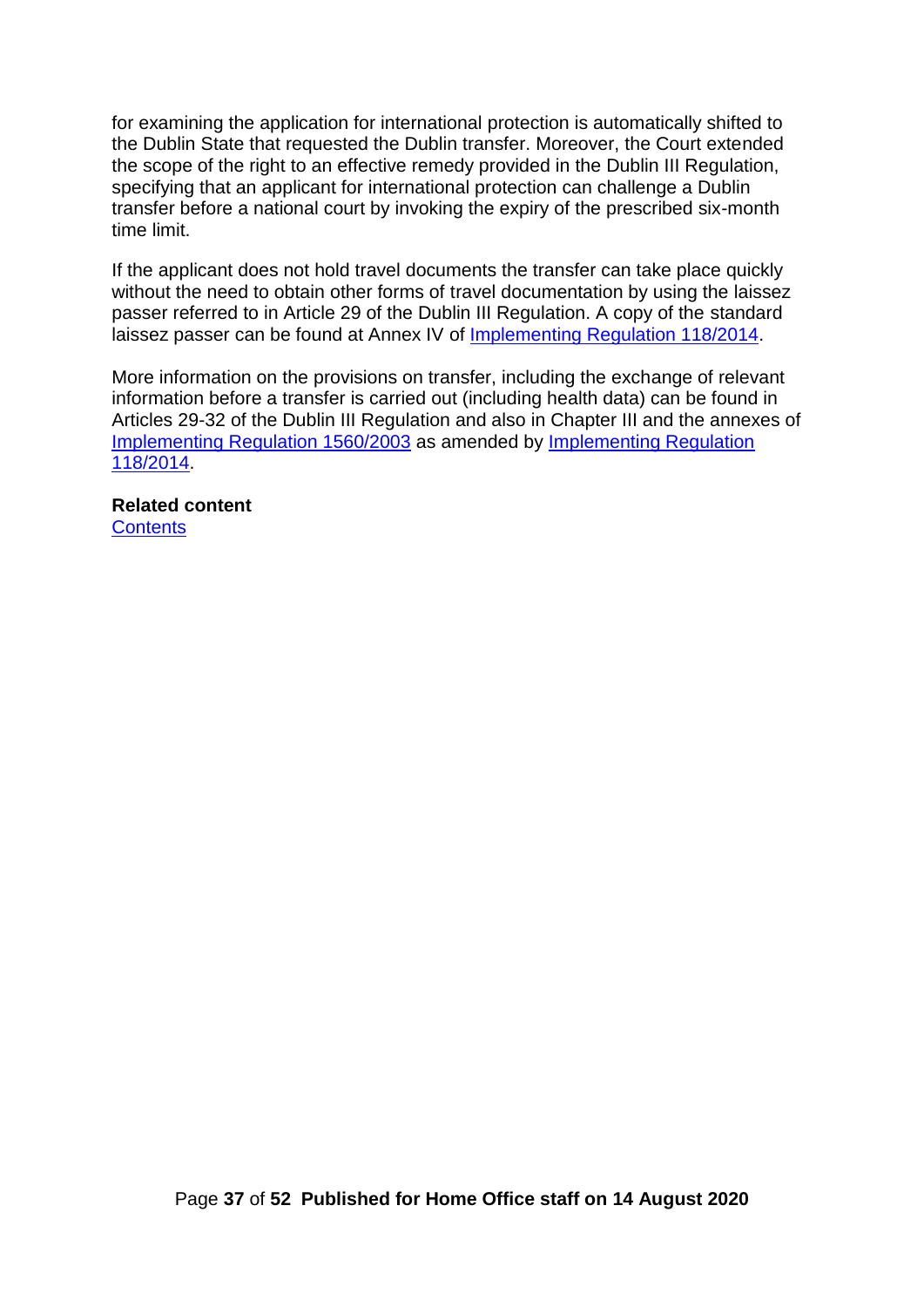for examining the application for international protection is automatically shifted to the Dublin State that requested the Dublin transfer. Moreover, the Court extended the scope of the right to an effective remedy provided in the Dublin III Regulation, specifying that an applicant for international protection can challenge a Dublin transfer before a national court by invoking the expiry of the prescribed six-month time limit.

If the applicant does not hold travel documents the transfer can take place quickly without the need to obtain other forms of travel documentation by using the laissez passer referred to in Article 29 of the Dublin III Regulation. A copy of the standard laissez passer can be found at Annex IV of Implementing Regulation 118/2014.

More information on the provisions on transfer, including the exchange of relevant information before a transfer is carried out (including health data) can be found in Articles 29-32 of the Dublin III Regulation and also in Chapter III and the annexes of Implementing Regulation 1560/2003 as amended by Implementing Regulation 118/2014.

**Related content**
Contents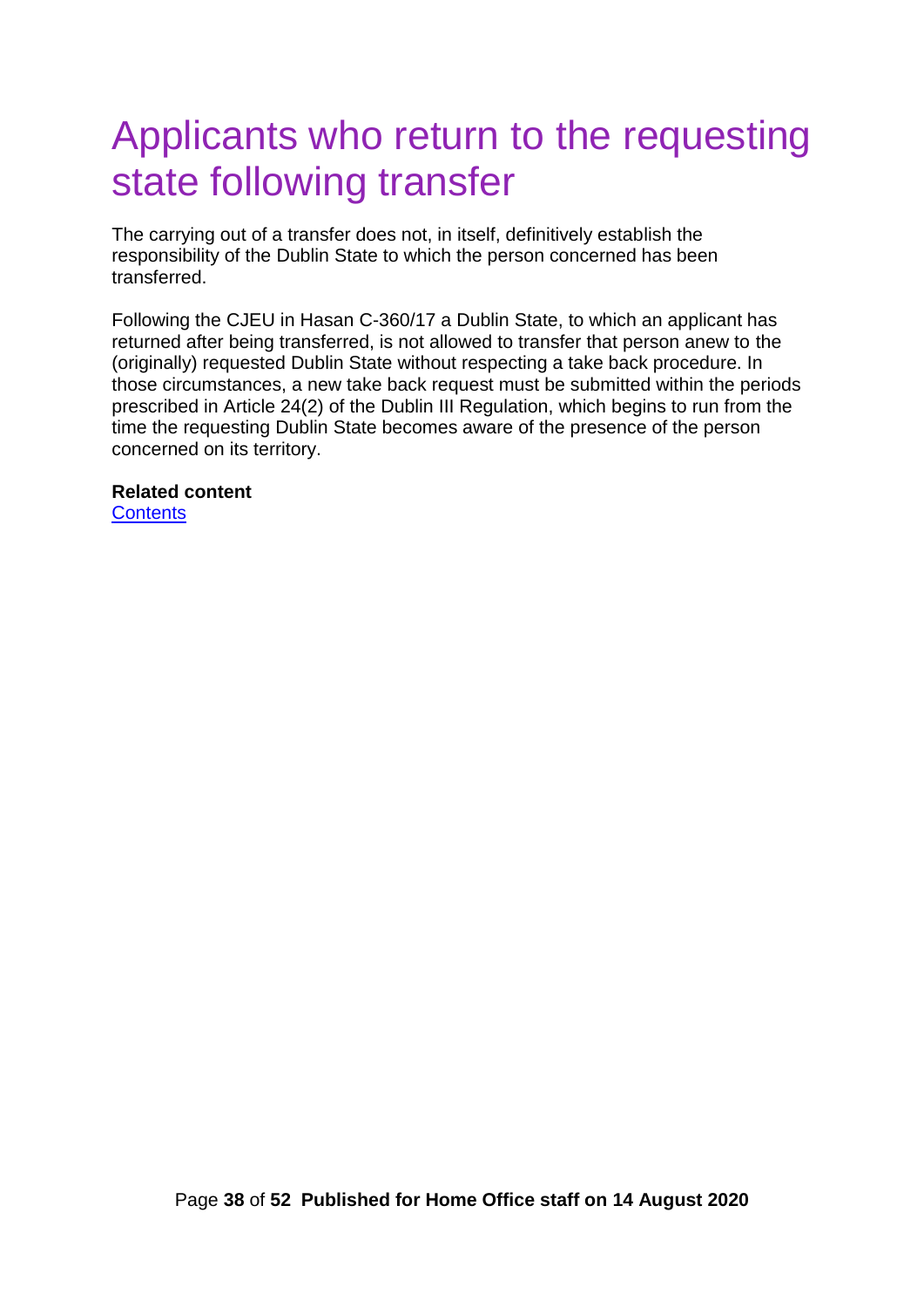# Applicants who return to the requesting state following transfer

The carrying out of a transfer does not, in itself, definitively establish the responsibility of the Dublin State to which the person concerned has been transferred.

Following the CJEU in Hasan C-360/17 a Dublin State, to which an applicant has returned after being transferred, is not allowed to transfer that person anew to the (originally) requested Dublin State without respecting a take back procedure. In those circumstances, a new take back request must be submitted within the periods prescribed in Article 24(2) of the Dublin III Regulation, which begins to run from the time the requesting Dublin State becomes aware of the presence of the person concerned on its territory.

**Related content**
[Contents]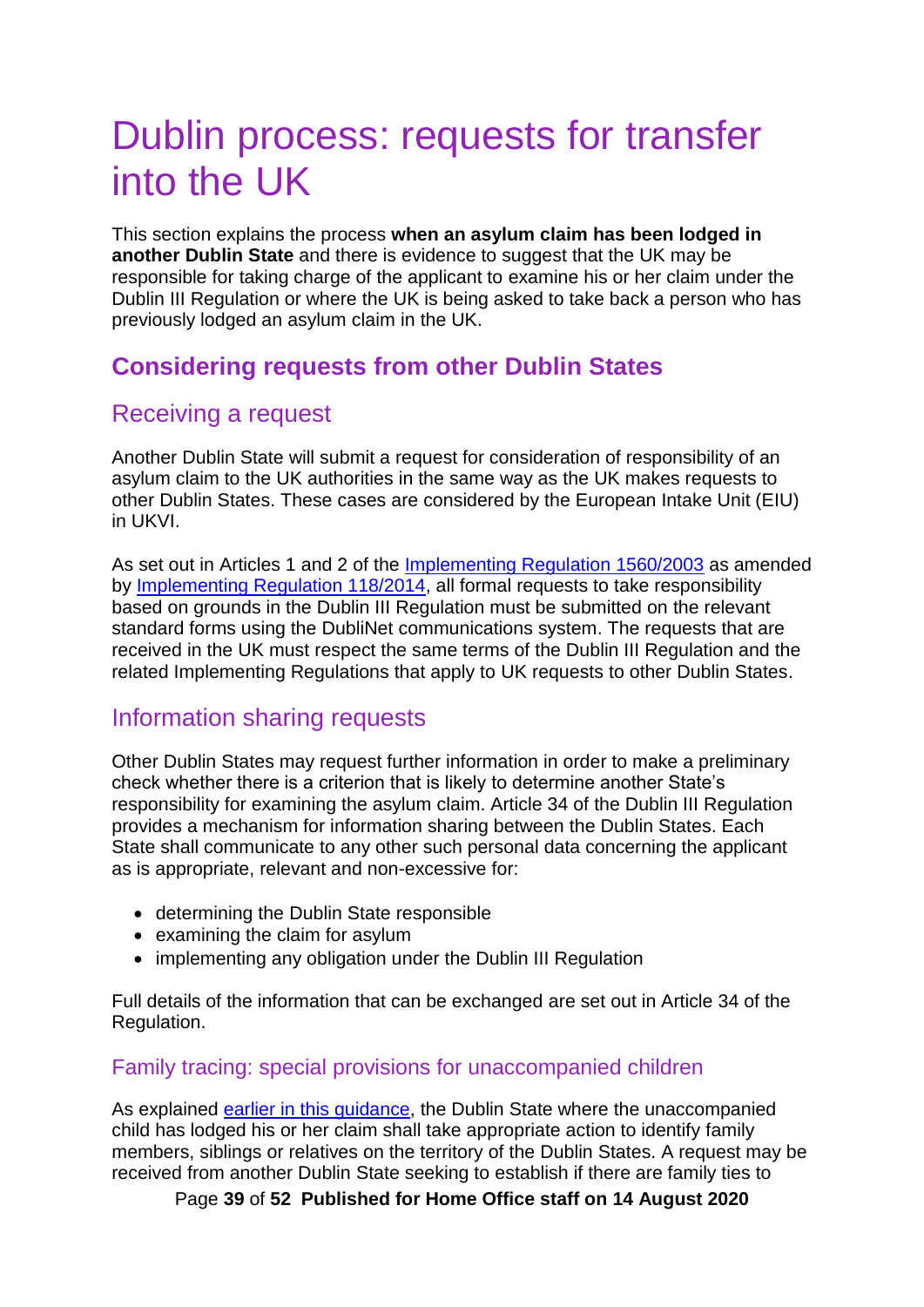# Dublin process: requests for transfer into the UK

This section explains the process **when an asylum claim has been lodged in another Dublin State** and there is evidence to suggest that the UK may be responsible for taking charge of the applicant to examine his or her claim under the Dublin III Regulation or where the UK is being asked to take back a person who has previously lodged an asylum claim in the UK.

## Considering requests from other Dublin States

### Receiving a request

Another Dublin State will submit a request for consideration of responsibility of an asylum claim to the UK authorities in the same way as the UK makes requests to other Dublin States. These cases are considered by the European Intake Unit (EIU) in UKVI.

As set out in Articles 1 and 2 of the Implementing Regulation 1560/2003 as amended by Implementing Regulation 118/2014, all formal requests to take responsibility based on grounds in the Dublin III Regulation must be submitted on the relevant standard forms using the DubliNet communications system. The requests that are received in the UK must respect the same terms of the Dublin III Regulation and the related Implementing Regulations that apply to UK requests to other Dublin States.

### Information sharing requests

Other Dublin States may request further information in order to make a preliminary check whether there is a criterion that is likely to determine another State's responsibility for examining the asylum claim. Article 34 of the Dublin III Regulation provides a mechanism for information sharing between the Dublin States. Each State shall communicate to any other such personal data concerning the applicant as is appropriate, relevant and non-excessive for:

- determining the Dublin State responsible
- examining the claim for asylum
- implementing any obligation under the Dublin III Regulation

Full details of the information that can be exchanged are set out in Article 34 of the Regulation.

#### Family tracing: special provisions for unaccompanied children

As explained earlier in this guidance, the Dublin State where the unaccompanied child has lodged his or her claim shall take appropriate action to identify family members, siblings or relatives on the territory of the Dublin States. A request may be received from another Dublin State seeking to establish if there are family ties to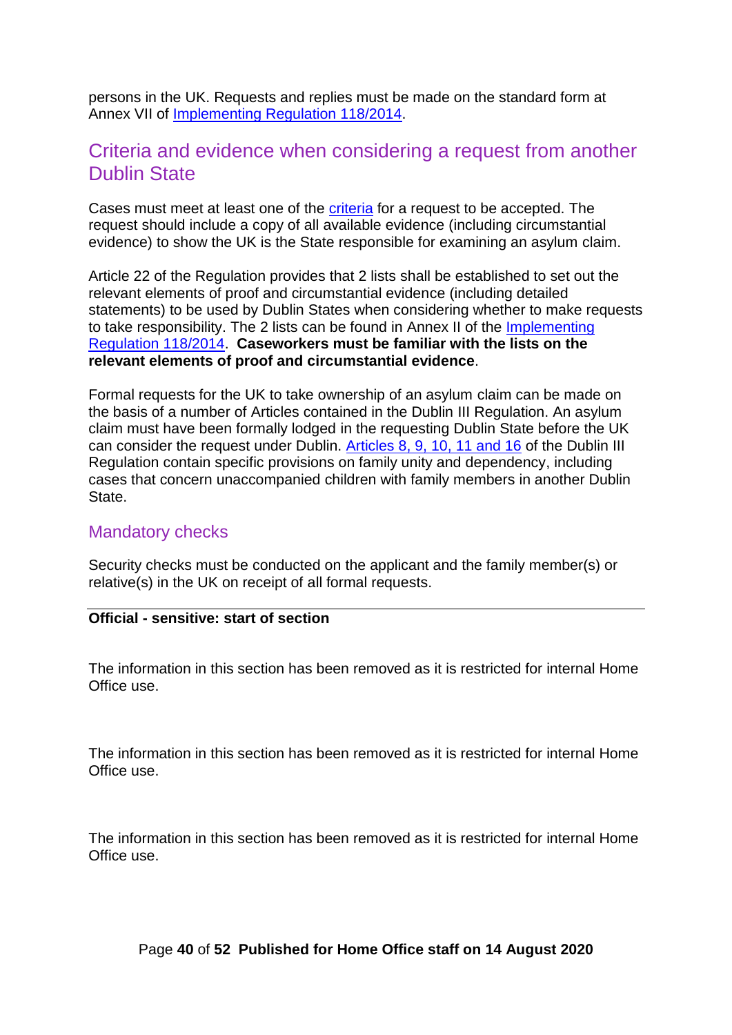persons in the UK. Requests and replies must be made on the standard form at Annex VII of Implementing Regulation 118/2014.

## Criteria and evidence when considering a request from another Dublin State

Cases must meet at least one of the criteria for a request to be accepted. The request should include a copy of all available evidence (including circumstantial evidence) to show the UK is the State responsible for examining an asylum claim.

Article 22 of the Regulation provides that 2 lists shall be established to set out the relevant elements of proof and circumstantial evidence (including detailed statements) to be used by Dublin States when considering whether to make requests to take responsibility. The 2 lists can be found in Annex II of the Implementing Regulation 118/2014. **Caseworkers must be familiar with the lists on the relevant elements of proof and circumstantial evidence**.

Formal requests for the UK to take ownership of an asylum claim can be made on the basis of a number of Articles contained in the Dublin III Regulation. An asylum claim must have been formally lodged in the requesting Dublin State before the UK can consider the request under Dublin. Articles 8, 9, 10, 11 and 16 of the Dublin III Regulation contain specific provisions on family unity and dependency, including cases that concern unaccompanied children with family members in another Dublin State.

### Mandatory checks

Security checks must be conducted on the applicant and the family member(s) or relative(s) in the UK on receipt of all formal requests.

**Official - sensitive: start of section**

The information in this section has been removed as it is restricted for internal Home Office use.

The information in this section has been removed as it is restricted for internal Home Office use.

The information in this section has been removed as it is restricted for internal Home Office use.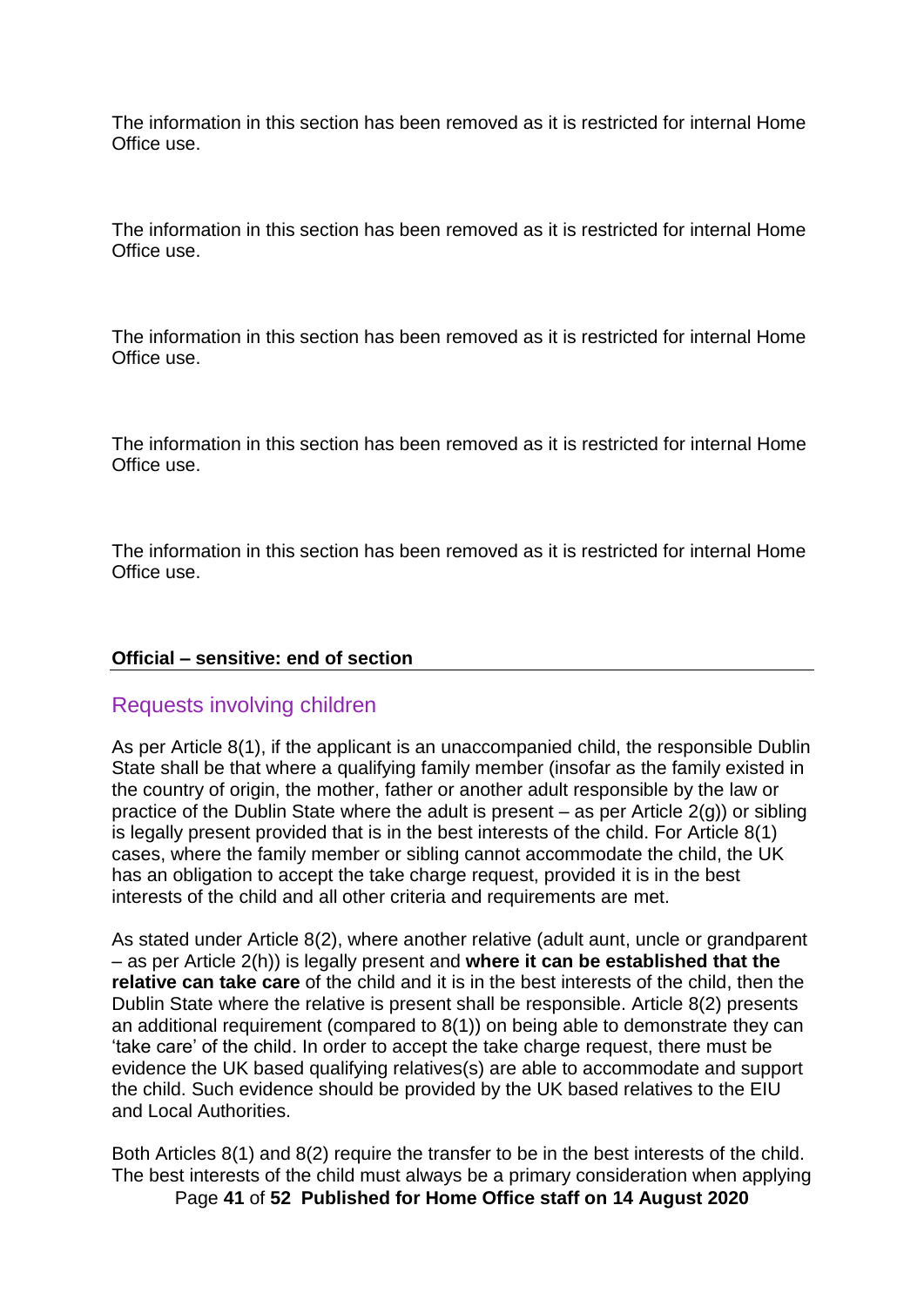The information in this section has been removed as it is restricted for internal Home Office use.

The information in this section has been removed as it is restricted for internal Home Office use.

The information in this section has been removed as it is restricted for internal Home Office use.

The information in this section has been removed as it is restricted for internal Home Office use.

The information in this section has been removed as it is restricted for internal Home Office use.

**Official – sensitive: end of section**

---

## Requests involving children

As per Article 8(1), if the applicant is an unaccompanied child, the responsible Dublin State shall be that where a qualifying family member (insofar as the family existed in the country of origin, the mother, father or another adult responsible by the law or practice of the Dublin State where the adult is present – as per Article 2(g)) or sibling is legally present provided that is in the best interests of the child. For Article 8(1) cases, where the family member or sibling cannot accommodate the child, the UK has an obligation to accept the take charge request, provided it is in the best interests of the child and all other criteria and requirements are met.

As stated under Article 8(2), where another relative (adult aunt, uncle or grandparent – as per Article 2(h)) is legally present and **where it can be established that the relative can take care** of the child and it is in the best interests of the child, then the Dublin State where the relative is present shall be responsible. Article 8(2) presents an additional requirement (compared to 8(1)) on being able to demonstrate they can 'take care' of the child. In order to accept the take charge request, there must be evidence the UK based qualifying relatives(s) are able to accommodate and support the child. Such evidence should be provided by the UK based relatives to the EIU and Local Authorities.

Both Articles 8(1) and 8(2) require the transfer to be in the best interests of the child. The best interests of the child must always be a primary consideration when applying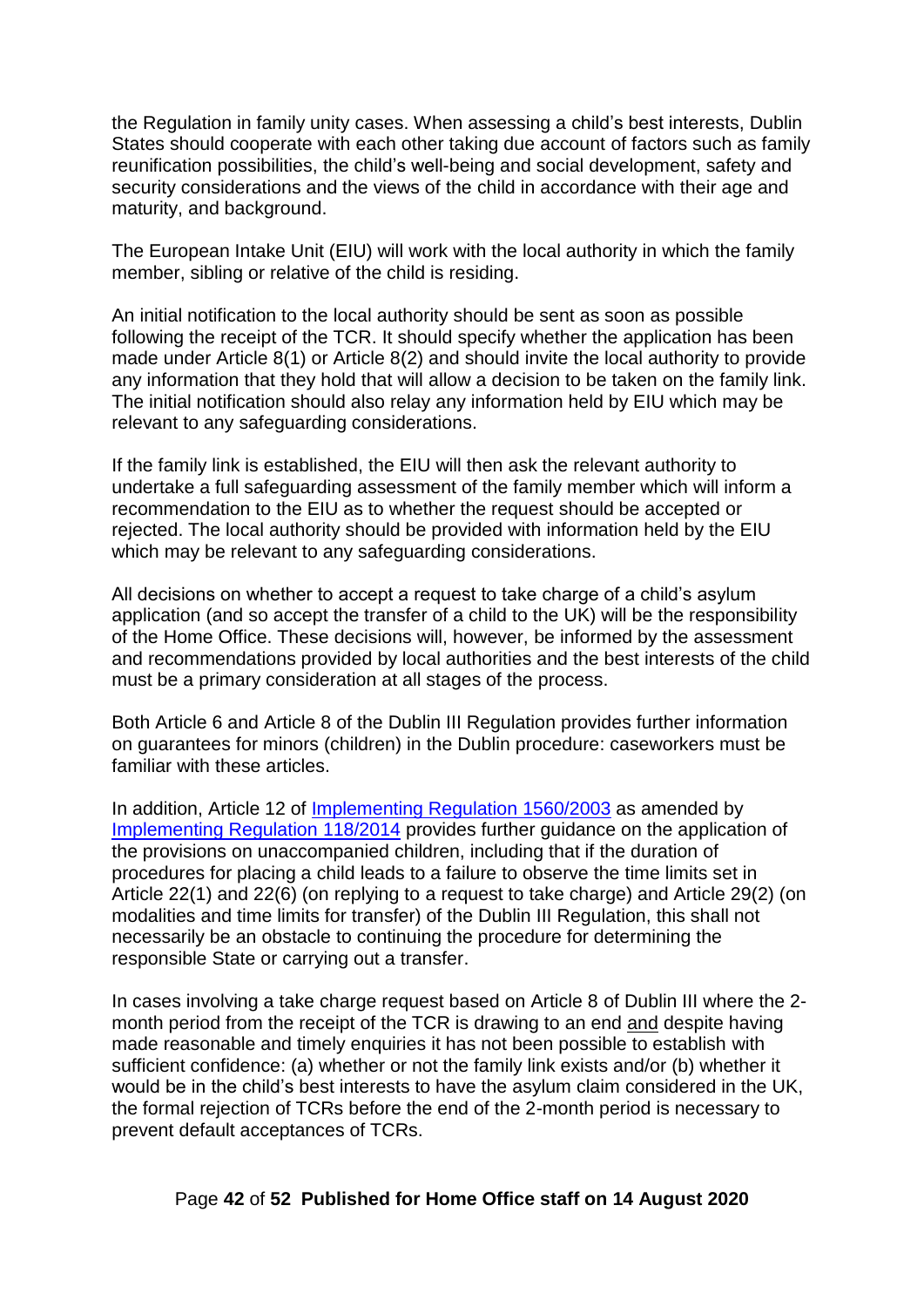the Regulation in family unity cases. When assessing a child's best interests, Dublin States should cooperate with each other taking due account of factors such as family reunification possibilities, the child's well-being and social development, safety and security considerations and the views of the child in accordance with their age and maturity, and background.

The European Intake Unit (EIU) will work with the local authority in which the family member, sibling or relative of the child is residing.

An initial notification to the local authority should be sent as soon as possible following the receipt of the TCR. It should specify whether the application has been made under Article 8(1) or Article 8(2) and should invite the local authority to provide any information that they hold that will allow a decision to be taken on the family link. The initial notification should also relay any information held by EIU which may be relevant to any safeguarding considerations.

If the family link is established, the EIU will then ask the relevant authority to undertake a full safeguarding assessment of the family member which will inform a recommendation to the EIU as to whether the request should be accepted or rejected. The local authority should be provided with information held by the EIU which may be relevant to any safeguarding considerations.

All decisions on whether to accept a request to take charge of a child's asylum application (and so accept the transfer of a child to the UK) will be the responsibility of the Home Office. These decisions will, however, be informed by the assessment and recommendations provided by local authorities and the best interests of the child must be a primary consideration at all stages of the process.

Both Article 6 and Article 8 of the Dublin III Regulation provides further information on guarantees for minors (children) in the Dublin procedure: caseworkers must be familiar with these articles.

In addition, Article 12 of Implementing Regulation 1560/2003 as amended by Implementing Regulation 118/2014 provides further guidance on the application of the provisions on unaccompanied children, including that if the duration of procedures for placing a child leads to a failure to observe the time limits set in Article 22(1) and 22(6) (on replying to a request to take charge) and Article 29(2) (on modalities and time limits for transfer) of the Dublin III Regulation, this shall not necessarily be an obstacle to continuing the procedure for determining the responsible State or carrying out a transfer.

In cases involving a take charge request based on Article 8 of Dublin III where the 2-month period from the receipt of the TCR is drawing to an end and despite having made reasonable and timely enquiries it has not been possible to establish with sufficient confidence: (a) whether or not the family link exists and/or (b) whether it would be in the child's best interests to have the asylum claim considered in the UK, the formal rejection of TCRs before the end of the 2-month period is necessary to prevent default acceptances of TCRs.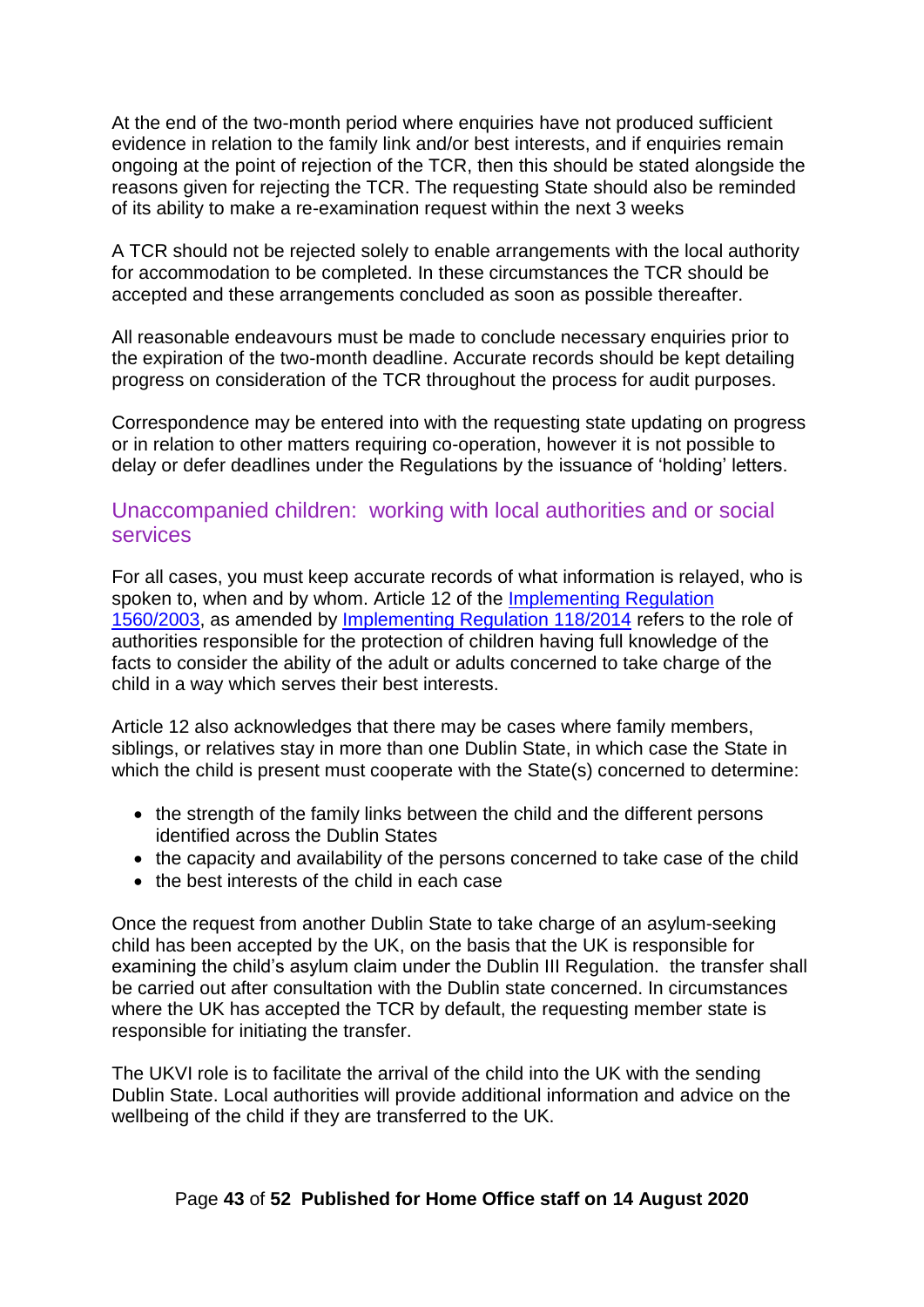At the end of the two-month period where enquiries have not produced sufficient evidence in relation to the family link and/or best interests, and if enquiries remain ongoing at the point of rejection of the TCR, then this should be stated alongside the reasons given for rejecting the TCR. The requesting State should also be reminded of its ability to make a re-examination request within the next 3 weeks

A TCR should not be rejected solely to enable arrangements with the local authority for accommodation to be completed. In these circumstances the TCR should be accepted and these arrangements concluded as soon as possible thereafter.

All reasonable endeavours must be made to conclude necessary enquiries prior to the expiration of the two-month deadline. Accurate records should be kept detailing progress on consideration of the TCR throughout the process for audit purposes.

Correspondence may be entered into with the requesting state updating on progress or in relation to other matters requiring co-operation, however it is not possible to delay or defer deadlines under the Regulations by the issuance of 'holding' letters.

## Unaccompanied children: working with local authorities and or social services

For all cases, you must keep accurate records of what information is relayed, who is spoken to, when and by whom. Article 12 of the Implementing Regulation 1560/2003, as amended by Implementing Regulation 118/2014 refers to the role of authorities responsible for the protection of children having full knowledge of the facts to consider the ability of the adult or adults concerned to take charge of the child in a way which serves their best interests.

Article 12 also acknowledges that there may be cases where family members, siblings, or relatives stay in more than one Dublin State, in which case the State in which the child is present must cooperate with the State(s) concerned to determine:

- the strength of the family links between the child and the different persons identified across the Dublin States
- the capacity and availability of the persons concerned to take case of the child
- the best interests of the child in each case

Once the request from another Dublin State to take charge of an asylum-seeking child has been accepted by the UK, on the basis that the UK is responsible for examining the child's asylum claim under the Dublin III Regulation. the transfer shall be carried out after consultation with the Dublin state concerned. In circumstances where the UK has accepted the TCR by default, the requesting member state is responsible for initiating the transfer.

The UKVI role is to facilitate the arrival of the child into the UK with the sending Dublin State. Local authorities will provide additional information and advice on the wellbeing of the child if they are transferred to the UK.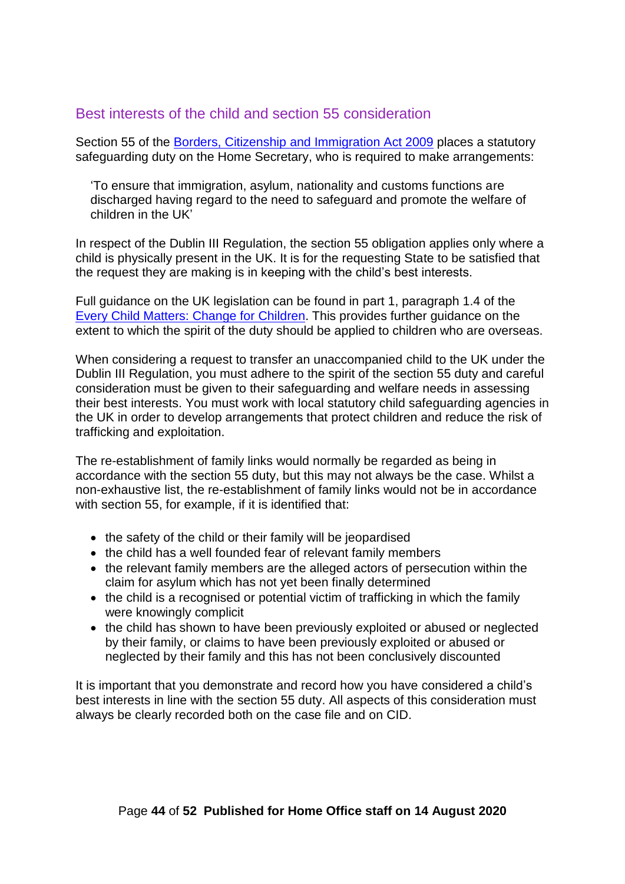## Best interests of the child and section 55 consideration

Section 55 of the [Borders, Citizenship and Immigration Act 2009] places a statutory safeguarding duty on the Home Secretary, who is required to make arrangements:

> 'To ensure that immigration, asylum, nationality and customs functions are discharged having regard to the need to safeguard and promote the welfare of children in the UK'

In respect of the Dublin III Regulation, the section 55 obligation applies only where a child is physically present in the UK. It is for the requesting State to be satisfied that the request they are making is in keeping with the child's best interests.

Full guidance on the UK legislation can be found in part 1, paragraph 1.4 of the [Every Child Matters: Change for Children]. This provides further guidance on the extent to which the spirit of the duty should be applied to children who are overseas.

When considering a request to transfer an unaccompanied child to the UK under the Dublin III Regulation, you must adhere to the spirit of the section 55 duty and careful consideration must be given to their safeguarding and welfare needs in assessing their best interests. You must work with local statutory child safeguarding agencies in the UK in order to develop arrangements that protect children and reduce the risk of trafficking and exploitation.

The re-establishment of family links would normally be regarded as being in accordance with the section 55 duty, but this may not always be the case. Whilst a non-exhaustive list, the re-establishment of family links would not be in accordance with section 55, for example, if it is identified that:

- the safety of the child or their family will be jeopardised
- the child has a well founded fear of relevant family members
- the relevant family members are the alleged actors of persecution within the claim for asylum which has not yet been finally determined
- the child is a recognised or potential victim of trafficking in which the family were knowingly complicit
- the child has shown to have been previously exploited or abused or neglected by their family, or claims to have been previously exploited or abused or neglected by their family and this has not been conclusively discounted

It is important that you demonstrate and record how you have considered a child's best interests in line with the section 55 duty. All aspects of this consideration must always be clearly recorded both on the case file and on CID.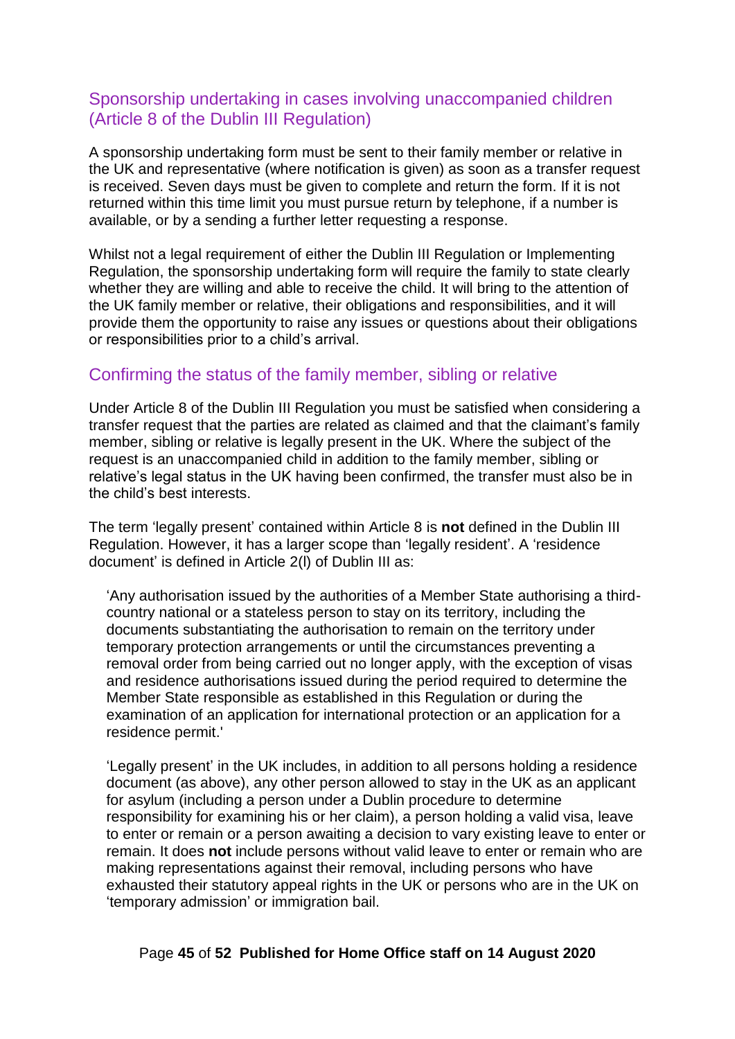## Sponsorship undertaking in cases involving unaccompanied children (Article 8 of the Dublin III Regulation)

A sponsorship undertaking form must be sent to their family member or relative in the UK and representative (where notification is given) as soon as a transfer request is received. Seven days must be given to complete and return the form. If it is not returned within this time limit you must pursue return by telephone, if a number is available, or by a sending a further letter requesting a response.

Whilst not a legal requirement of either the Dublin III Regulation or Implementing Regulation, the sponsorship undertaking form will require the family to state clearly whether they are willing and able to receive the child. It will bring to the attention of the UK family member or relative, their obligations and responsibilities, and it will provide them the opportunity to raise any issues or questions about their obligations or responsibilities prior to a child's arrival.

## Confirming the status of the family member, sibling or relative

Under Article 8 of the Dublin III Regulation you must be satisfied when considering a transfer request that the parties are related as claimed and that the claimant's family member, sibling or relative is legally present in the UK. Where the subject of the request is an unaccompanied child in addition to the family member, sibling or relative's legal status in the UK having been confirmed, the transfer must also be in the child's best interests.

The term 'legally present' contained within Article 8 is **not** defined in the Dublin III Regulation. However, it has a larger scope than 'legally resident'. A 'residence document' is defined in Article 2(l) of Dublin III as:

> 'Any authorisation issued by the authorities of a Member State authorising a third-country national or a stateless person to stay on its territory, including the documents substantiating the authorisation to remain on the territory under temporary protection arrangements or until the circumstances preventing a removal order from being carried out no longer apply, with the exception of visas and residence authorisations issued during the period required to determine the Member State responsible as established in this Regulation or during the examination of an application for international protection or an application for a residence permit.'
>
> 'Legally present' in the UK includes, in addition to all persons holding a residence document (as above), any other person allowed to stay in the UK as an applicant for asylum (including a person under a Dublin procedure to determine responsibility for examining his or her claim), a person holding a valid visa, leave to enter or remain or a person awaiting a decision to vary existing leave to enter or remain. It does **not** include persons without valid leave to enter or remain who are making representations against their removal, including persons who have exhausted their statutory appeal rights in the UK or persons who are in the UK on 'temporary admission' or immigration bail.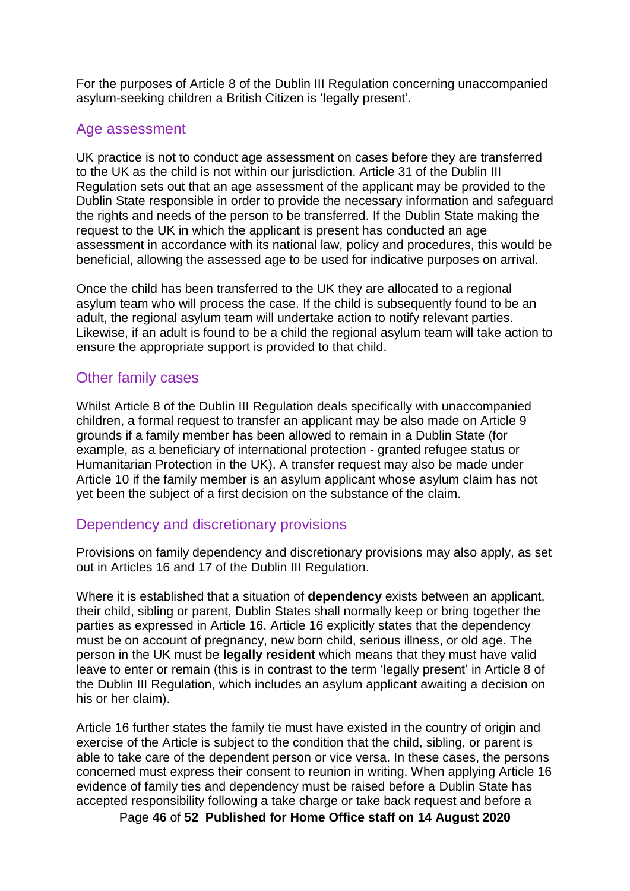For the purposes of Article 8 of the Dublin III Regulation concerning unaccompanied asylum-seeking children a British Citizen is 'legally present'.

## Age assessment

UK practice is not to conduct age assessment on cases before they are transferred to the UK as the child is not within our jurisdiction. Article 31 of the Dublin III Regulation sets out that an age assessment of the applicant may be provided to the Dublin State responsible in order to provide the necessary information and safeguard the rights and needs of the person to be transferred. If the Dublin State making the request to the UK in which the applicant is present has conducted an age assessment in accordance with its national law, policy and procedures, this would be beneficial, allowing the assessed age to be used for indicative purposes on arrival.

Once the child has been transferred to the UK they are allocated to a regional asylum team who will process the case. If the child is subsequently found to be an adult, the regional asylum team will undertake action to notify relevant parties. Likewise, if an adult is found to be a child the regional asylum team will take action to ensure the appropriate support is provided to that child.

## Other family cases

Whilst Article 8 of the Dublin III Regulation deals specifically with unaccompanied children, a formal request to transfer an applicant may be also made on Article 9 grounds if a family member has been allowed to remain in a Dublin State (for example, as a beneficiary of international protection - granted refugee status or Humanitarian Protection in the UK). A transfer request may also be made under Article 10 if the family member is an asylum applicant whose asylum claim has not yet been the subject of a first decision on the substance of the claim.

## Dependency and discretionary provisions

Provisions on family dependency and discretionary provisions may also apply, as set out in Articles 16 and 17 of the Dublin III Regulation.

Where it is established that a situation of **dependency** exists between an applicant, their child, sibling or parent, Dublin States shall normally keep or bring together the parties as expressed in Article 16. Article 16 explicitly states that the dependency must be on account of pregnancy, new born child, serious illness, or old age. The person in the UK must be **legally resident** which means that they must have valid leave to enter or remain (this is in contrast to the term 'legally present' in Article 8 of the Dublin III Regulation, which includes an asylum applicant awaiting a decision on his or her claim).

Article 16 further states the family tie must have existed in the country of origin and exercise of the Article is subject to the condition that the child, sibling, or parent is able to take care of the dependent person or vice versa. In these cases, the persons concerned must express their consent to reunion in writing. When applying Article 16 evidence of family ties and dependency must be raised before a Dublin State has accepted responsibility following a take charge or take back request and before a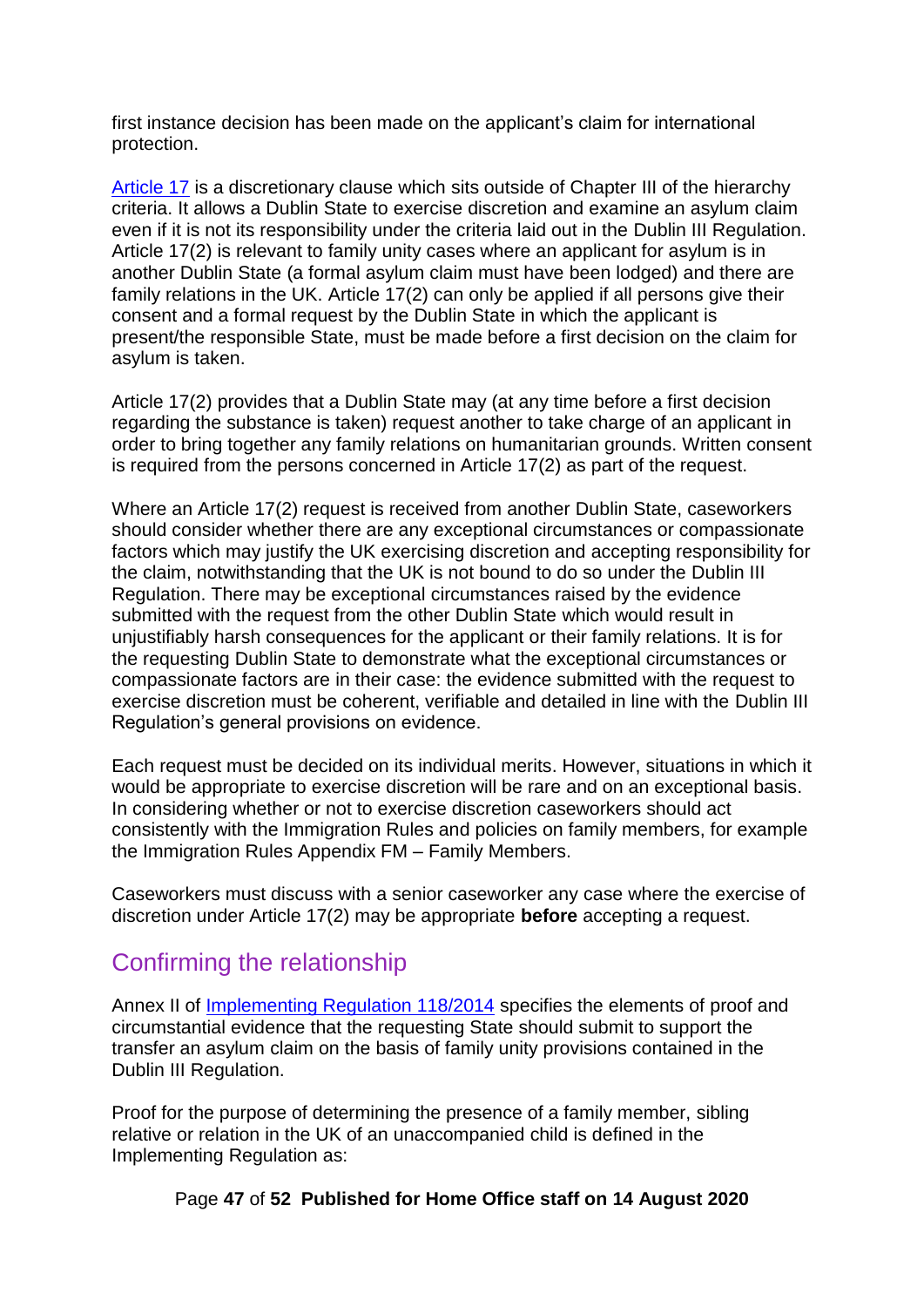first instance decision has been made on the applicant's claim for international protection.

[Article 17](https://eur-lex.europa.eu/legal-content/EN/TXT/?uri=CELEX:32013R0604) is a discretionary clause which sits outside of Chapter III of the hierarchy criteria. It allows a Dublin State to exercise discretion and examine an asylum claim even if it is not its responsibility under the criteria laid out in the Dublin III Regulation. Article 17(2) is relevant to family unity cases where an applicant for asylum is in another Dublin State (a formal asylum claim must have been lodged) and there are family relations in the UK. Article 17(2) can only be applied if all persons give their consent and a formal request by the Dublin State in which the applicant is present/the responsible State, must be made before a first decision on the claim for asylum is taken.

Article 17(2) provides that a Dublin State may (at any time before a first decision regarding the substance is taken) request another to take charge of an applicant in order to bring together any family relations on humanitarian grounds. Written consent is required from the persons concerned in Article 17(2) as part of the request.

Where an Article 17(2) request is received from another Dublin State, caseworkers should consider whether there are any exceptional circumstances or compassionate factors which may justify the UK exercising discretion and accepting responsibility for the claim, notwithstanding that the UK is not bound to do so under the Dublin III Regulation. There may be exceptional circumstances raised by the evidence submitted with the request from the other Dublin State which would result in unjustifiably harsh consequences for the applicant or their family relations. It is for the requesting Dublin State to demonstrate what the exceptional circumstances or compassionate factors are in their case: the evidence submitted with the request to exercise discretion must be coherent, verifiable and detailed in line with the Dublin III Regulation's general provisions on evidence.

Each request must be decided on its individual merits. However, situations in which it would be appropriate to exercise discretion will be rare and on an exceptional basis. In considering whether or not to exercise discretion caseworkers should act consistently with the Immigration Rules and policies on family members, for example the Immigration Rules Appendix FM – Family Members.

Caseworkers must discuss with a senior caseworker any case where the exercise of discretion under Article 17(2) may be appropriate **before** accepting a request.

## Confirming the relationship

Annex II of [Implementing Regulation 118/2014](https://eur-lex.europa.eu/legal-content/EN/TXT/?uri=CELEX:32014R0118) specifies the elements of proof and circumstantial evidence that the requesting State should submit to support the transfer an asylum claim on the basis of family unity provisions contained in the Dublin III Regulation.

Proof for the purpose of determining the presence of a family member, sibling relative or relation in the UK of an unaccompanied child is defined in the Implementing Regulation as: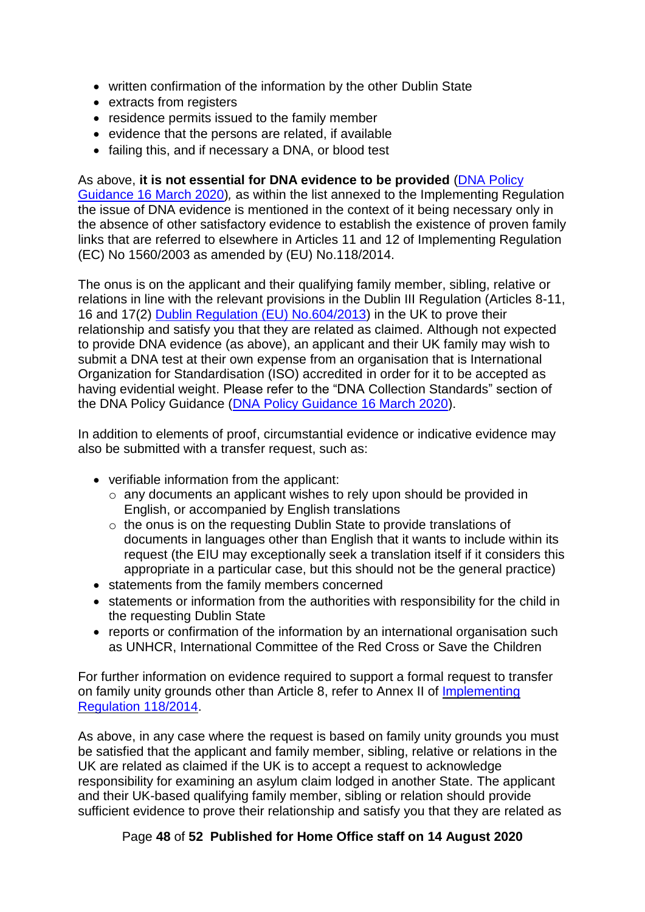- written confirmation of the information by the other Dublin State
- extracts from registers
- residence permits issued to the family member
- evidence that the persons are related, if available
- failing this, and if necessary a DNA, or blood test

As above, **it is not essential for DNA evidence to be provided** (DNA Policy Guidance 16 March 2020)*,* as within the list annexed to the Implementing Regulation the issue of DNA evidence is mentioned in the context of it being necessary only in the absence of other satisfactory evidence to establish the existence of proven family links that are referred to elsewhere in Articles 11 and 12 of Implementing Regulation (EC) No 1560/2003 as amended by (EU) No.118/2014.

The onus is on the applicant and their qualifying family member, sibling, relative or relations in line with the relevant provisions in the Dublin III Regulation (Articles 8-11, 16 and 17(2) Dublin Regulation (EU) No.604/2013) in the UK to prove their relationship and satisfy you that they are related as claimed. Although not expected to provide DNA evidence (as above), an applicant and their UK family may wish to submit a DNA test at their own expense from an organisation that is International Organization for Standardisation (ISO) accredited in order for it to be accepted as having evidential weight. Please refer to the "DNA Collection Standards" section of the DNA Policy Guidance (DNA Policy Guidance 16 March 2020).

In addition to elements of proof, circumstantial evidence or indicative evidence may also be submitted with a transfer request, such as:

- verifiable information from the applicant:
  - any documents an applicant wishes to rely upon should be provided in English, or accompanied by English translations
  - the onus is on the requesting Dublin State to provide translations of documents in languages other than English that it wants to include within its request (the EIU may exceptionally seek a translation itself if it considers this appropriate in a particular case, but this should not be the general practice)
- statements from the family members concerned
- statements or information from the authorities with responsibility for the child in the requesting Dublin State
- reports or confirmation of the information by an international organisation such as UNHCR, International Committee of the Red Cross or Save the Children

For further information on evidence required to support a formal request to transfer on family unity grounds other than Article 8, refer to Annex II of Implementing Regulation 118/2014.

As above, in any case where the request is based on family unity grounds you must be satisfied that the applicant and family member, sibling, relative or relations in the UK are related as claimed if the UK is to accept a request to acknowledge responsibility for examining an asylum claim lodged in another State. The applicant and their UK-based qualifying family member, sibling or relation should provide sufficient evidence to prove their relationship and satisfy you that they are related as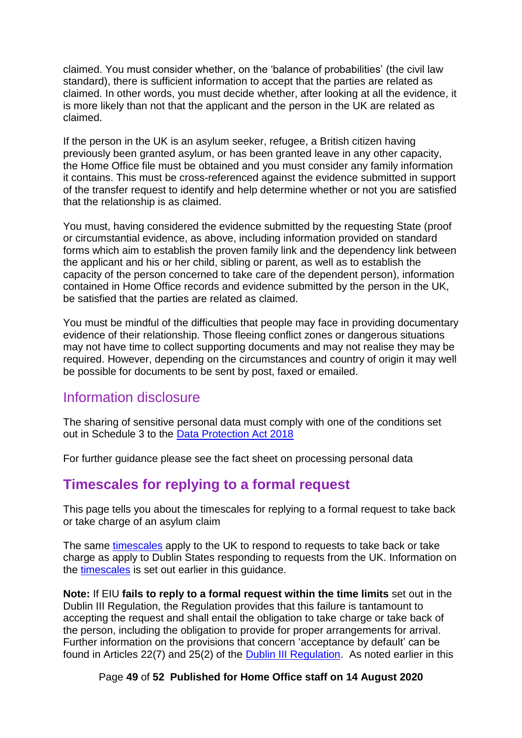claimed. You must consider whether, on the 'balance of probabilities' (the civil law standard), there is sufficient information to accept that the parties are related as claimed. In other words, you must decide whether, after looking at all the evidence, it is more likely than not that the applicant and the person in the UK are related as claimed.

If the person in the UK is an asylum seeker, refugee, a British citizen having previously been granted asylum, or has been granted leave in any other capacity, the Home Office file must be obtained and you must consider any family information it contains. This must be cross-referenced against the evidence submitted in support of the transfer request to identify and help determine whether or not you are satisfied that the relationship is as claimed.

You must, having considered the evidence submitted by the requesting State (proof or circumstantial evidence, as above, including information provided on standard forms which aim to establish the proven family link and the dependency link between the applicant and his or her child, sibling or parent, as well as to establish the capacity of the person concerned to take care of the dependent person), information contained in Home Office records and evidence submitted by the person in the UK, be satisfied that the parties are related as claimed.

You must be mindful of the difficulties that people may face in providing documentary evidence of their relationship. Those fleeing conflict zones or dangerous situations may not have time to collect supporting documents and may not realise they may be required. However, depending on the circumstances and country of origin it may well be possible for documents to be sent by post, faxed or emailed.

### Information disclosure

The sharing of sensitive personal data must comply with one of the conditions set out in Schedule 3 to the Data Protection Act 2018

For further guidance please see the fact sheet on processing personal data

## Timescales for replying to a formal request

This page tells you about the timescales for replying to a formal request to take back or take charge of an asylum claim

The same timescales apply to the UK to respond to requests to take back or take charge as apply to Dublin States responding to requests from the UK. Information on the timescales is set out earlier in this guidance.

**Note:** If EIU **fails to reply to a formal request within the time limits** set out in the Dublin III Regulation, the Regulation provides that this failure is tantamount to accepting the request and shall entail the obligation to take charge or take back of the person, including the obligation to provide for proper arrangements for arrival. Further information on the provisions that concern 'acceptance by default' can be found in Articles 22(7) and 25(2) of the Dublin III Regulation. As noted earlier in this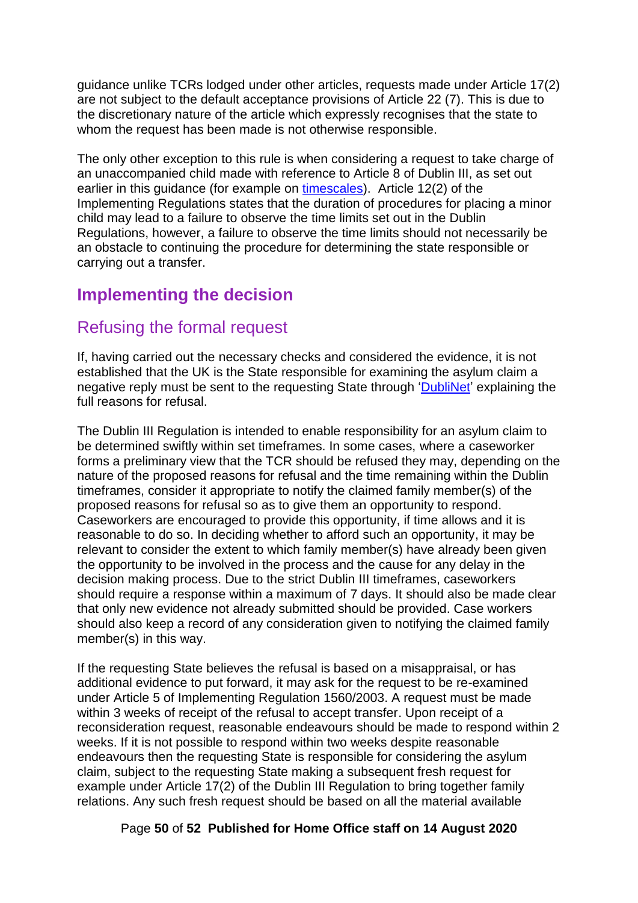guidance unlike TCRs lodged under other articles, requests made under Article 17(2) are not subject to the default acceptance provisions of Article 22 (7). This is due to the discretionary nature of the article which expressly recognises that the state to whom the request has been made is not otherwise responsible.

The only other exception to this rule is when considering a request to take charge of an unaccompanied child made with reference to Article 8 of Dublin III, as set out earlier in this guidance (for example on [timescales](#)). Article 12(2) of the Implementing Regulations states that the duration of procedures for placing a minor child may lead to a failure to observe the time limits set out in the Dublin Regulations, however, a failure to observe the time limits should not necessarily be an obstacle to continuing the procedure for determining the state responsible or carrying out a transfer.

## Implementing the decision

### Refusing the formal request

If, having carried out the necessary checks and considered the evidence, it is not established that the UK is the State responsible for examining the asylum claim a negative reply must be sent to the requesting State through '[DubliNet](#)' explaining the full reasons for refusal.

The Dublin III Regulation is intended to enable responsibility for an asylum claim to be determined swiftly within set timeframes. In some cases, where a caseworker forms a preliminary view that the TCR should be refused they may, depending on the nature of the proposed reasons for refusal and the time remaining within the Dublin timeframes, consider it appropriate to notify the claimed family member(s) of the proposed reasons for refusal so as to give them an opportunity to respond. Caseworkers are encouraged to provide this opportunity, if time allows and it is reasonable to do so. In deciding whether to afford such an opportunity, it may be relevant to consider the extent to which family member(s) have already been given the opportunity to be involved in the process and the cause for any delay in the decision making process. Due to the strict Dublin III timeframes, caseworkers should require a response within a maximum of 7 days. It should also be made clear that only new evidence not already submitted should be provided. Case workers should also keep a record of any consideration given to notifying the claimed family member(s) in this way.

If the requesting State believes the refusal is based on a misappraisal, or has additional evidence to put forward, it may ask for the request to be re-examined under Article 5 of Implementing Regulation 1560/2003. A request must be made within 3 weeks of receipt of the refusal to accept transfer. Upon receipt of a reconsideration request, reasonable endeavours should be made to respond within 2 weeks. If it is not possible to respond within two weeks despite reasonable endeavours then the requesting State is responsible for considering the asylum claim, subject to the requesting State making a subsequent fresh request for example under Article 17(2) of the Dublin III Regulation to bring together family relations. Any such fresh request should be based on all the material available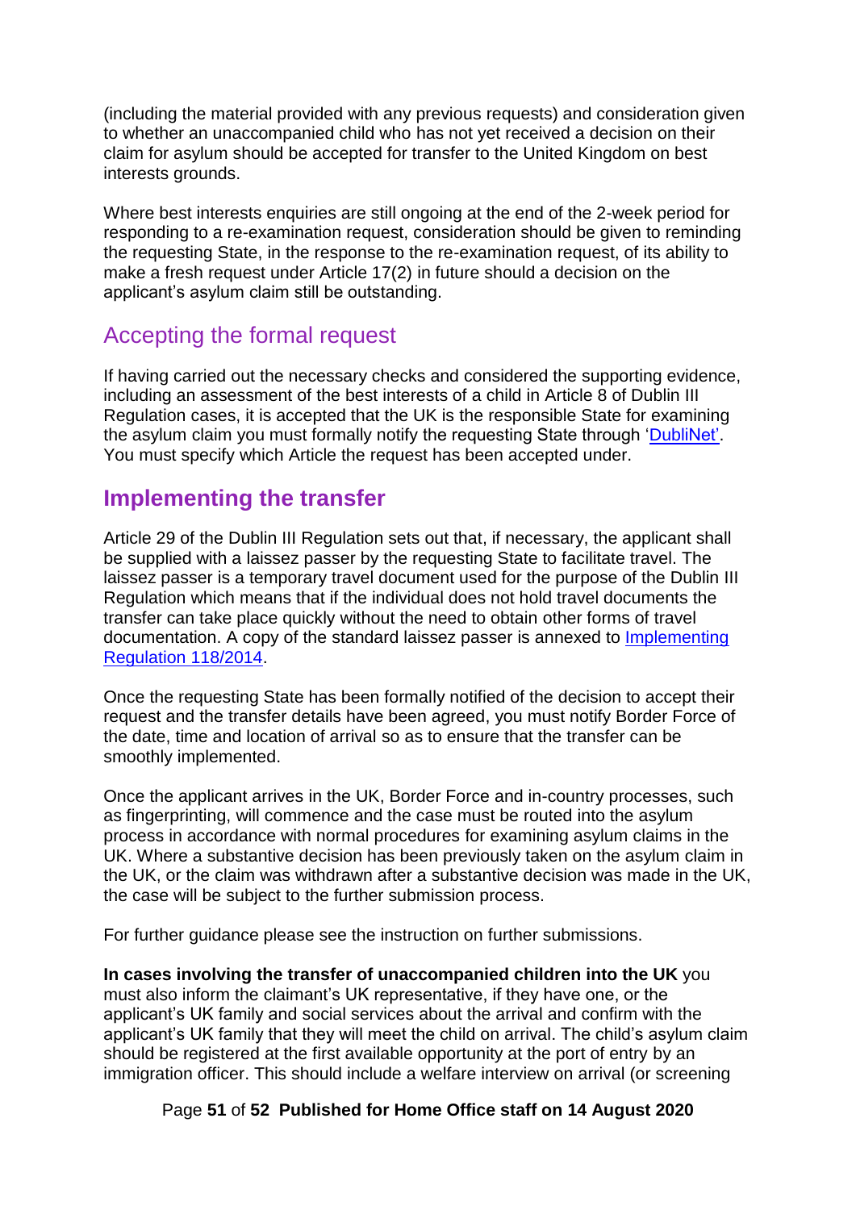(including the material provided with any previous requests) and consideration given to whether an unaccompanied child who has not yet received a decision on their claim for asylum should be accepted for transfer to the United Kingdom on best interests grounds.

Where best interests enquiries are still ongoing at the end of the 2-week period for responding to a re-examination request, consideration should be given to reminding the requesting State, in the response to the re-examination request, of its ability to make a fresh request under Article 17(2) in future should a decision on the applicant's asylum claim still be outstanding.

### Accepting the formal request

If having carried out the necessary checks and considered the supporting evidence, including an assessment of the best interests of a child in Article 8 of Dublin III Regulation cases, it is accepted that the UK is the responsible State for examining the asylum claim you must formally notify the requesting State through 'DubliNet'. You must specify which Article the request has been accepted under.

## Implementing the transfer

Article 29 of the Dublin III Regulation sets out that, if necessary, the applicant shall be supplied with a laissez passer by the requesting State to facilitate travel. The laissez passer is a temporary travel document used for the purpose of the Dublin III Regulation which means that if the individual does not hold travel documents the transfer can take place quickly without the need to obtain other forms of travel documentation. A copy of the standard laissez passer is annexed to Implementing Regulation 118/2014.

Once the requesting State has been formally notified of the decision to accept their request and the transfer details have been agreed, you must notify Border Force of the date, time and location of arrival so as to ensure that the transfer can be smoothly implemented.

Once the applicant arrives in the UK, Border Force and in-country processes, such as fingerprinting, will commence and the case must be routed into the asylum process in accordance with normal procedures for examining asylum claims in the UK. Where a substantive decision has been previously taken on the asylum claim in the UK, or the claim was withdrawn after a substantive decision was made in the UK, the case will be subject to the further submission process.

For further guidance please see the instruction on further submissions.

**In cases involving the transfer of unaccompanied children into the UK** you must also inform the claimant's UK representative, if they have one, or the applicant's UK family and social services about the arrival and confirm with the applicant's UK family that they will meet the child on arrival. The child's asylum claim should be registered at the first available opportunity at the port of entry by an immigration officer. This should include a welfare interview on arrival (or screening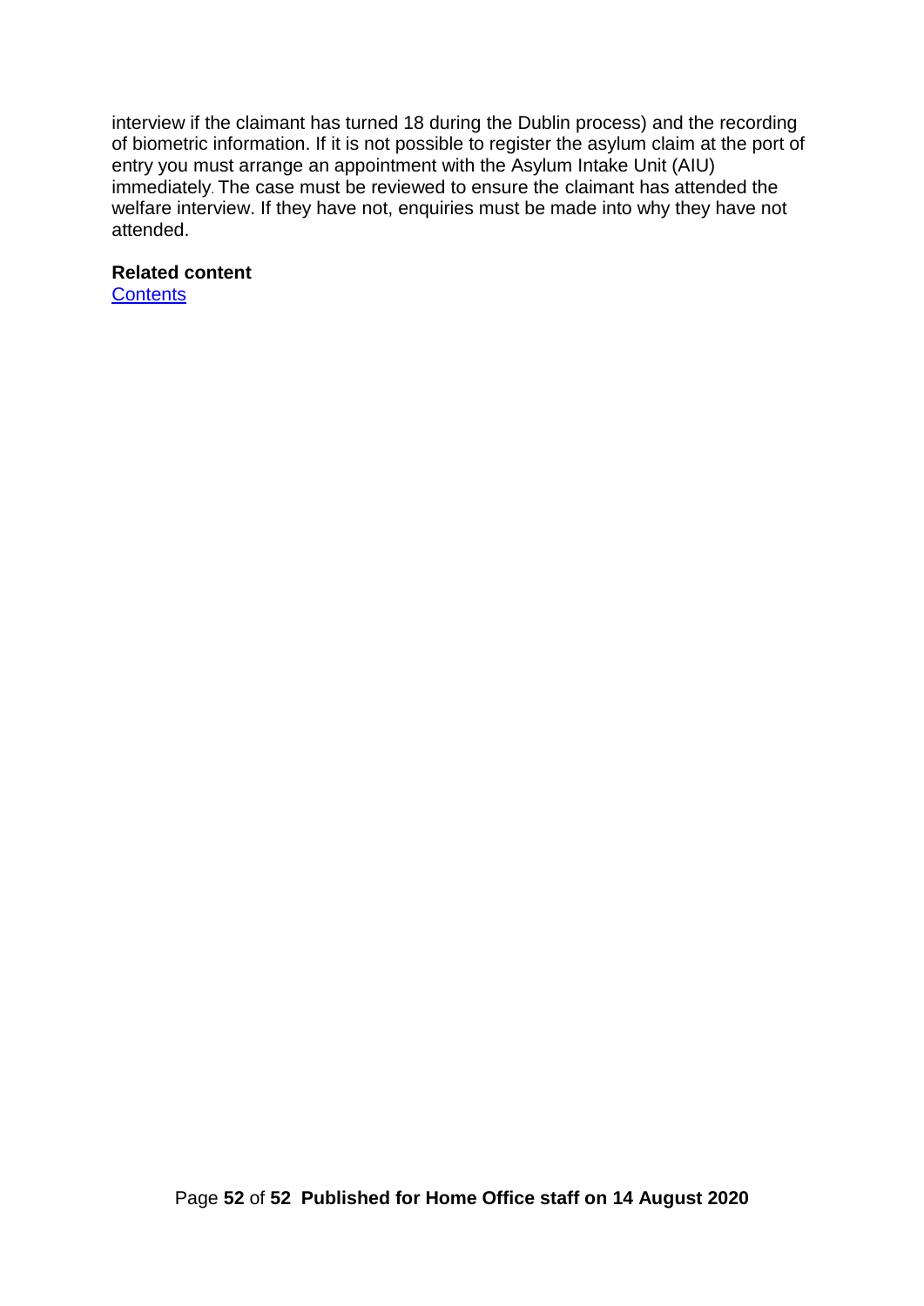interview if the claimant has turned 18 during the Dublin process) and the recording of biometric information. If it is not possible to register the asylum claim at the port of entry you must arrange an appointment with the Asylum Intake Unit (AIU) immediately. The case must be reviewed to ensure the claimant has attended the welfare interview. If they have not, enquiries must be made into why they have not attended.

**Related content**
Contents